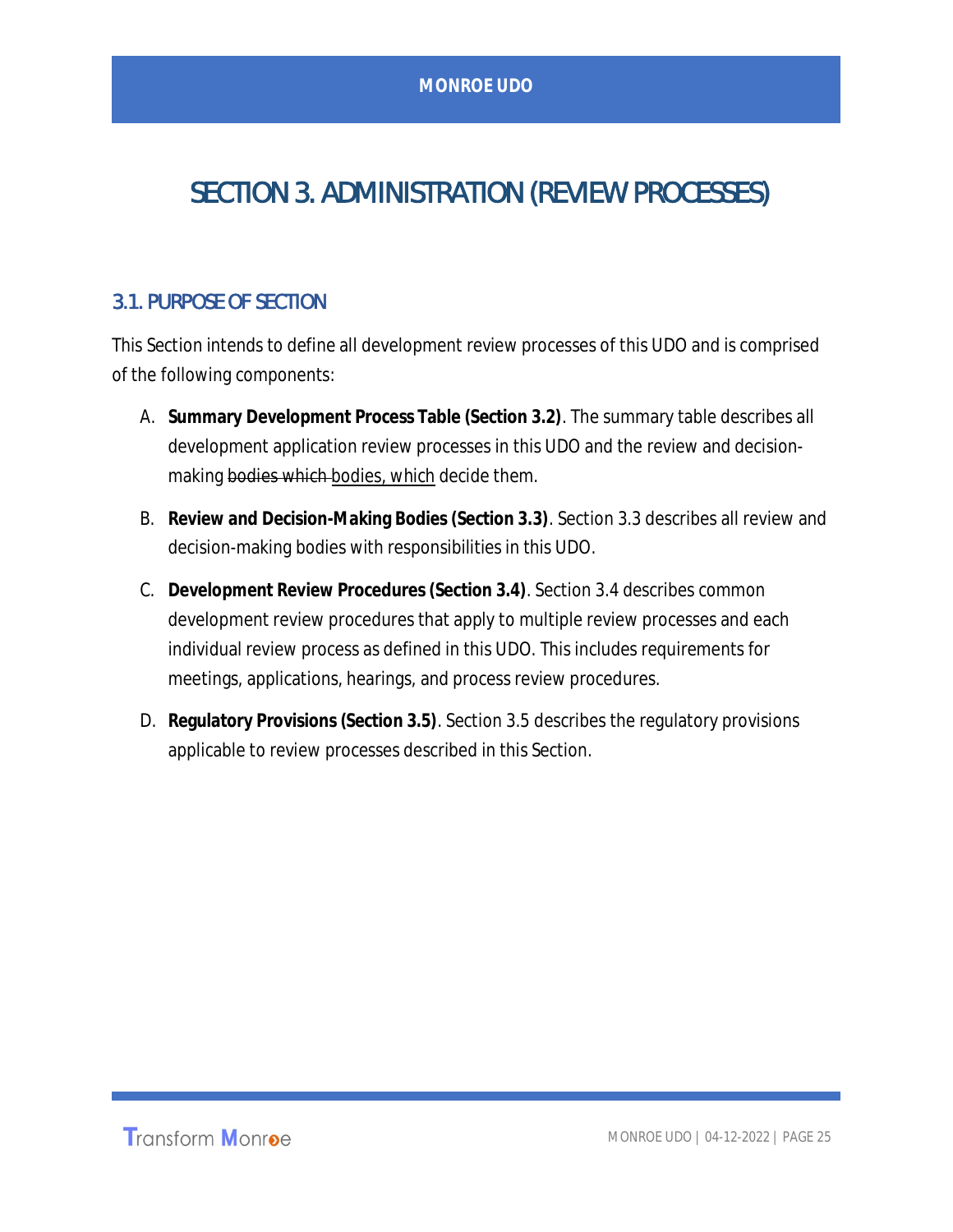# SECTION 3. ADMINISTRATION (REVIEW PROCESSES)

## 3.1. PURPOSE OF SECTION

This Section intends to define all development review processes of this UDO and is comprised of the following components:

A. **Summary Development Process Table (Section 3.2)**. The summary table describes all development application review processes in this UDO and the review and decision-making ~~bodies which~~ bodies, which decide them.

B. **Review and Decision-Making Bodies (Section 3.3)**. Section 3.3 describes all review and decision-making bodies with responsibilities in this UDO.

C. **Development Review Procedures (Section 3.4)**. Section 3.4 describes common development review procedures that apply to multiple review processes and each individual review process as defined in this UDO. This includes requirements for meetings, applications, hearings, and process review procedures.

D. **Regulatory Provisions (Section 3.5)**. Section 3.5 describes the regulatory provisions applicable to review processes described in this Section.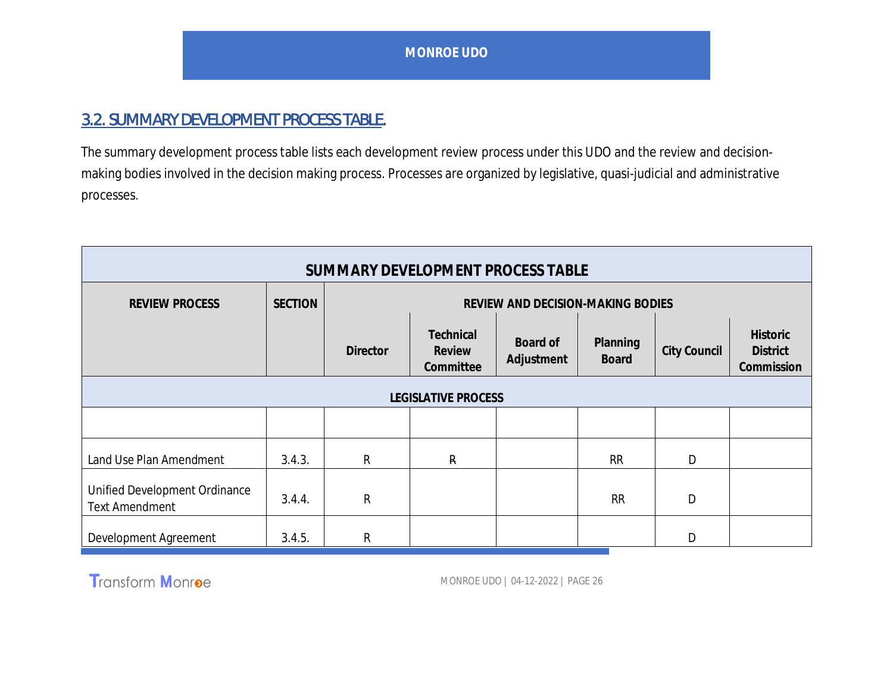## 3.2. SUMMARY DEVELOPMENT PROCESS TABLE.

The summary development process table lists each development review process under this UDO and the review and decision-making bodies involved in the decision making process. Processes are organized by legislative, quasi-judicial and administrative processes.

| SUMMARY DEVELOPMENT PROCESS TABLE | | | | | | | |
|---|---|---|---|---|---|---|---|
| **REVIEW PROCESS** | **SECTION** | **REVIEW AND DECISION-MAKING BODIES** | | | | | |
| | | **Director** | **Technical Review Committee** | **Board of Adjustment** | **Planning Board** | **City Council** | **Historic District Commission** |
| **LEGISLATIVE PROCESS** | | | | | | | |
| | | | | | | | |
| Land Use Plan Amendment | 3.4.3. | R | ~~R~~ | | RR | D | |
| Unified Development Ordinance Text Amendment | 3.4.4. | R | | | RR | D | |
| Development Agreement | 3.4.5. | R | | | | D | |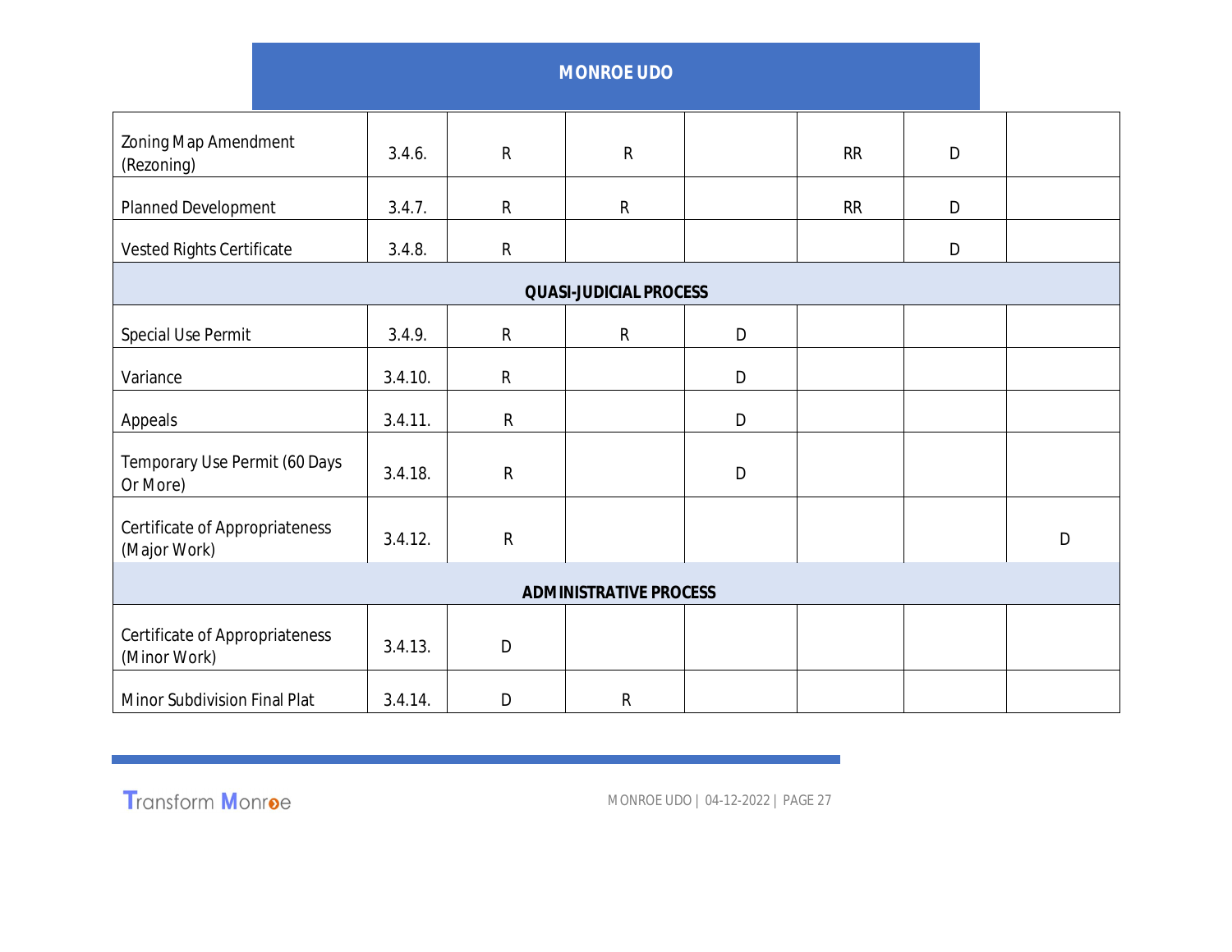| | | | | | | | |
|---|---|---|---|---|---|---|---|
| Zoning Map Amendment (Rezoning) | 3.4.6. | R | R | | RR | D | |
| Planned Development | 3.4.7. | R | R | | RR | D | |
| Vested Rights Certificate | 3.4.8. | R | | | | D | |
| **QUASI-JUDICIAL PROCESS** | | | | | | | |
| Special Use Permit | 3.4.9. | R | R | D | | | |
| Variance | 3.4.10. | R | | D | | | |
| Appeals | 3.4.11. | R | | D | | | |
| Temporary Use Permit (60 Days Or More) | 3.4.18. | R | | D | | | |
| Certificate of Appropriateness (Major Work) | 3.4.12. | R | | | | | D |
| **ADMINISTRATIVE PROCESS** | | | | | | | |
| Certificate of Appropriateness (Minor Work) | 3.4.13. | D | | | | | |
| Minor Subdivision Final Plat | 3.4.14. | D | R | | | | |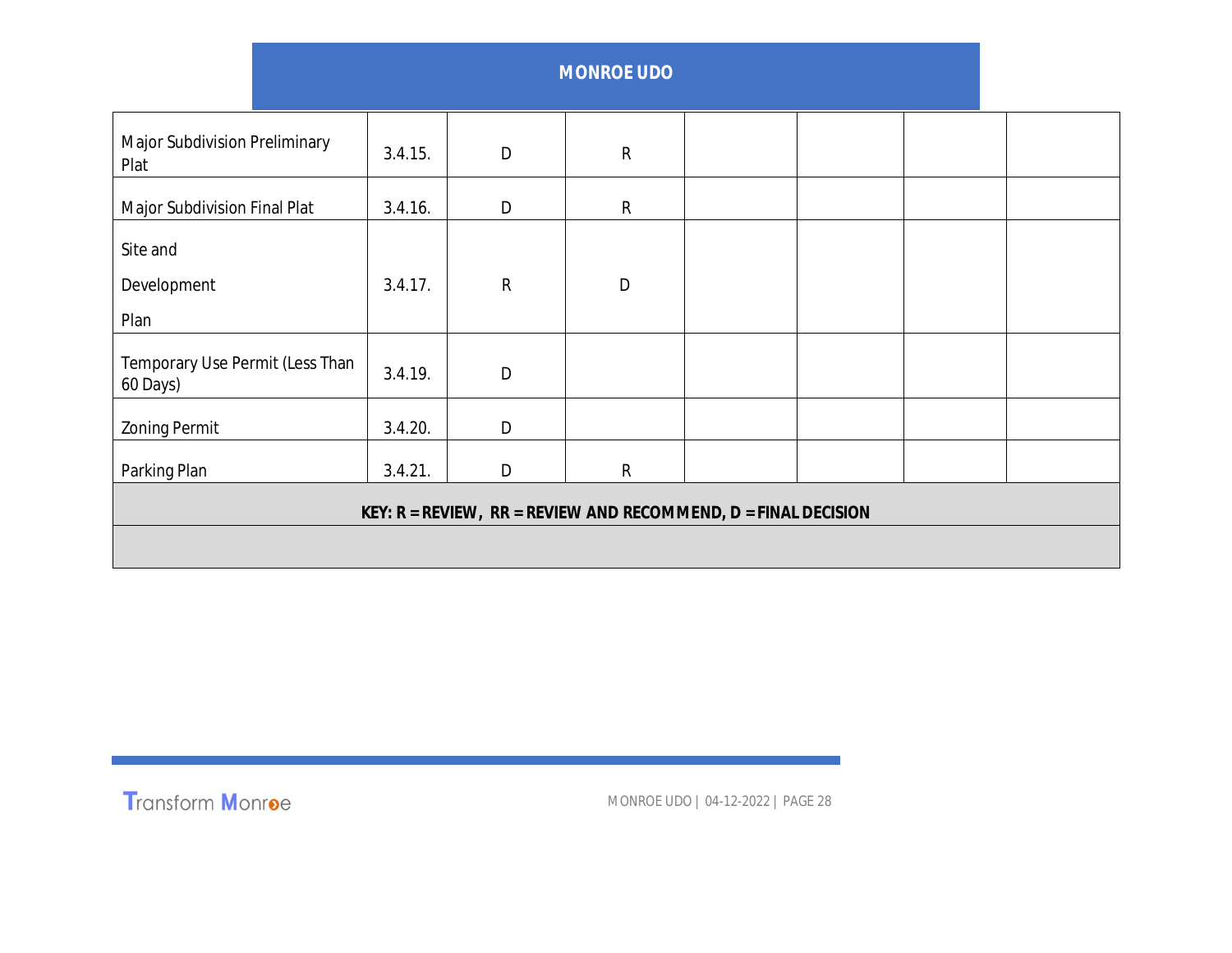| | | | | | | | |
|---|---|---|---|---|---|---|---|
| Major Subdivision Preliminary Plat | 3.4.15. | D | R | | | | |
| Major Subdivision Final Plat | 3.4.16. | D | R | | | | |
| Site and Development Plan | 3.4.17. | R | D | | | | |
| Temporary Use Permit (Less Than 60 Days) | 3.4.19. | D | | | | | |
| Zoning Permit | 3.4.20. | D | | | | | |
| Parking Plan | 3.4.21. | D | R | | | | |
| **KEY: R = REVIEW, RR = REVIEW AND RECOMMEND, D = FINAL DECISION** | | | | | | | |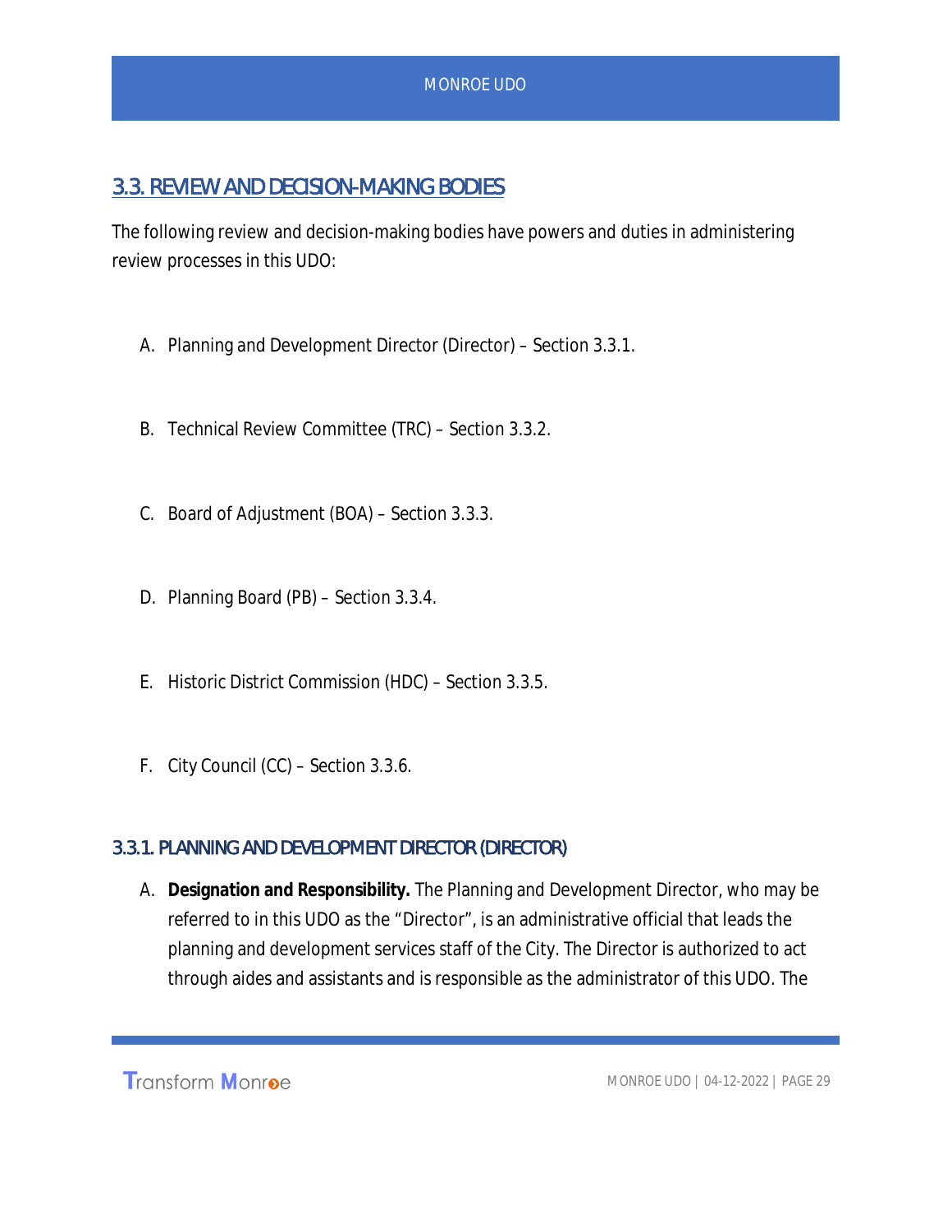## 3.3. REVIEW AND DECISION-MAKING BODIES

The following review and decision-making bodies have powers and duties in administering review processes in this UDO:

A. Planning and Development Director (Director) – Section 3.3.1.

B. Technical Review Committee (TRC) – Section 3.3.2.

C. Board of Adjustment (BOA) – Section 3.3.3.

D. Planning Board (PB) – Section 3.3.4.

E. Historic District Commission (HDC) – Section 3.3.5.

F. City Council (CC) – Section 3.3.6.

### 3.3.1. PLANNING AND DEVELOPMENT DIRECTOR (DIRECTOR)

A. **Designation and Responsibility.** The Planning and Development Director, who may be referred to in this UDO as the "Director", is an administrative official that leads the planning and development services staff of the City. The Director is authorized to act through aides and assistants and is responsible as the administrator of this UDO. The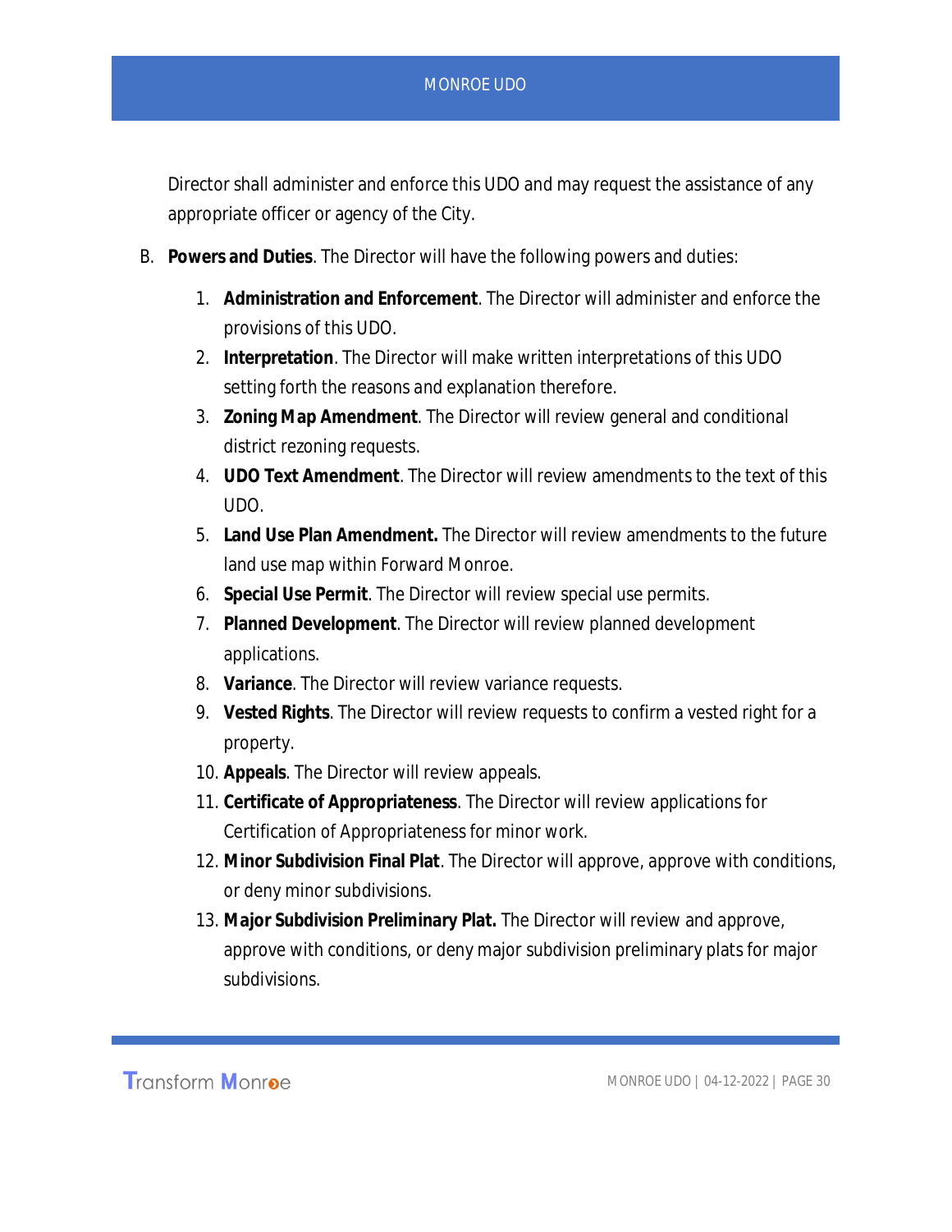Director shall administer and enforce this UDO and may request the assistance of any appropriate officer or agency of the City.

B. **Powers and Duties**. The Director will have the following powers and duties:

1. **Administration and Enforcement**. The Director will administer and enforce the provisions of this UDO.
2. **Interpretation**. The Director will make written interpretations of this UDO setting forth the reasons and explanation therefore.
3. **Zoning Map Amendment**. The Director will review general and conditional district rezoning requests.
4. **UDO Text Amendment**. The Director will review amendments to the text of this UDO.
5. **Land Use Plan Amendment.** The Director will review amendments to the future land use map within Forward Monroe.
6. **Special Use Permit**. The Director will review special use permits.
7. **Planned Development**. The Director will review planned development applications.
8. **Variance**. The Director will review variance requests.
9. **Vested Rights**. The Director will review requests to confirm a vested right for a property.
10. **Appeals**. The Director will review appeals.
11. **Certificate of Appropriateness**. The Director will review applications for Certification of Appropriateness for minor work.
12. **Minor Subdivision Final Plat**. The Director will approve, approve with conditions, or deny minor subdivisions.
13. **Major Subdivision Preliminary Plat.** The Director will review and approve, approve with conditions, or deny major subdivision preliminary plats for major subdivisions.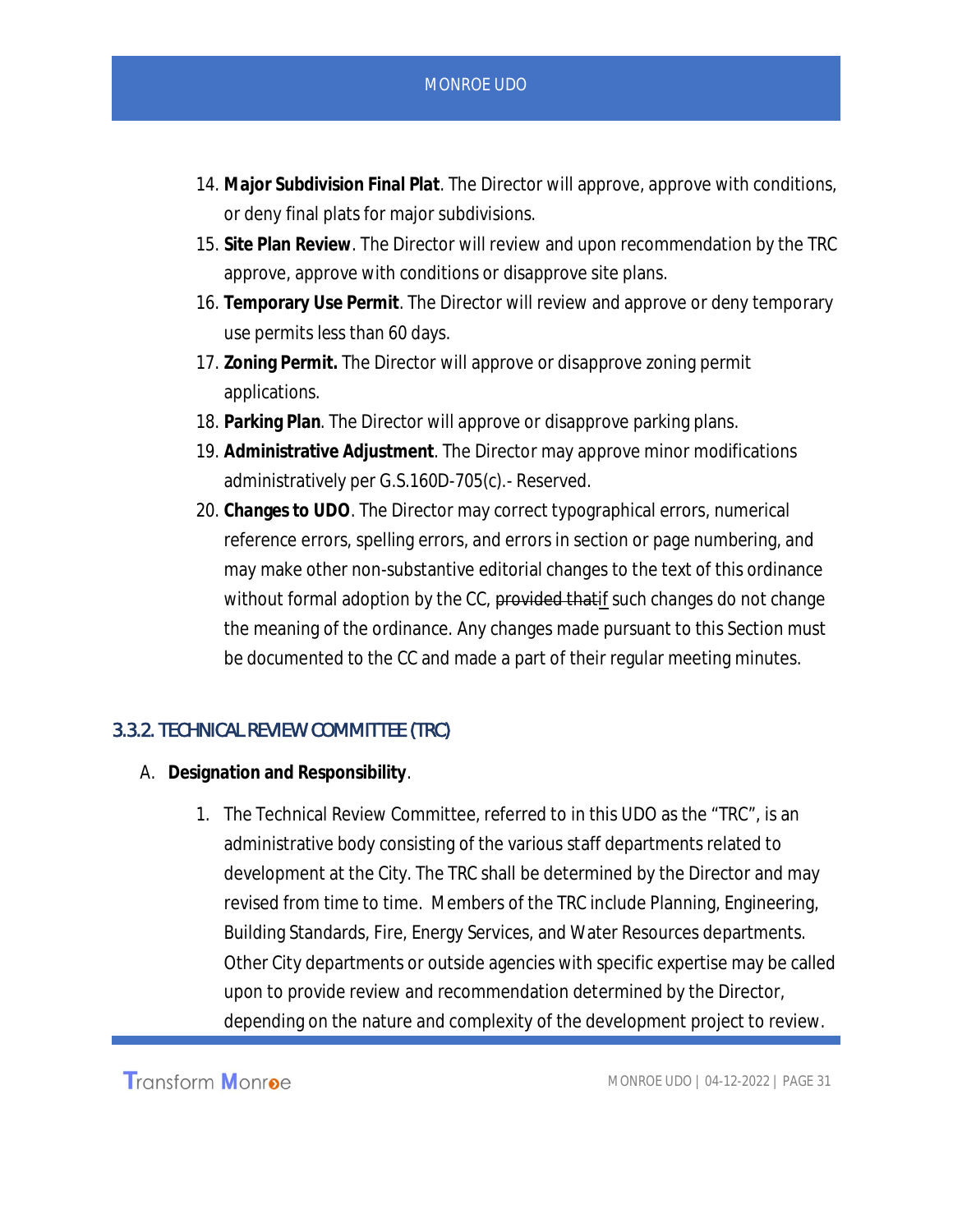14. **Major Subdivision Final Plat**. The Director will approve, approve with conditions, or deny final plats for major subdivisions.
15. **Site Plan Review**. The Director will review and upon recommendation by the TRC approve, approve with conditions or disapprove site plans.
16. **Temporary Use Permit**. The Director will review and approve or deny temporary use permits less than 60 days.
17. **Zoning Permit.** The Director will approve or disapprove zoning permit applications.
18. **Parking Plan**. The Director will approve or disapprove parking plans.
19. **Administrative Adjustment**. The Director may approve minor modifications administratively per G.S.160D-705(c).- Reserved.
20. ***Changes to UDO***. The Director may correct typographical errors, numerical reference errors, spelling errors, and errors in section or page numbering, and may make other non-substantive editorial changes to the text of this ordinance without formal adoption by the CC, ~~provided that~~if such changes do not change the meaning of the ordinance. Any changes made pursuant to this Section must be documented to the CC and made a part of their regular meeting minutes.

### 3.3.2. TECHNICAL REVIEW COMMITTEE (TRC)

A. **Designation and Responsibility**.

1. The Technical Review Committee, referred to in this UDO as the "TRC", is an administrative body consisting of the various staff departments related to development at the City. The TRC shall be determined by the Director and may revised from time to time. Members of the TRC include Planning, Engineering, Building Standards, Fire, Energy Services, and Water Resources departments. Other City departments or outside agencies with specific expertise may be called upon to provide review and recommendation determined by the Director, depending on the nature and complexity of the development project to review.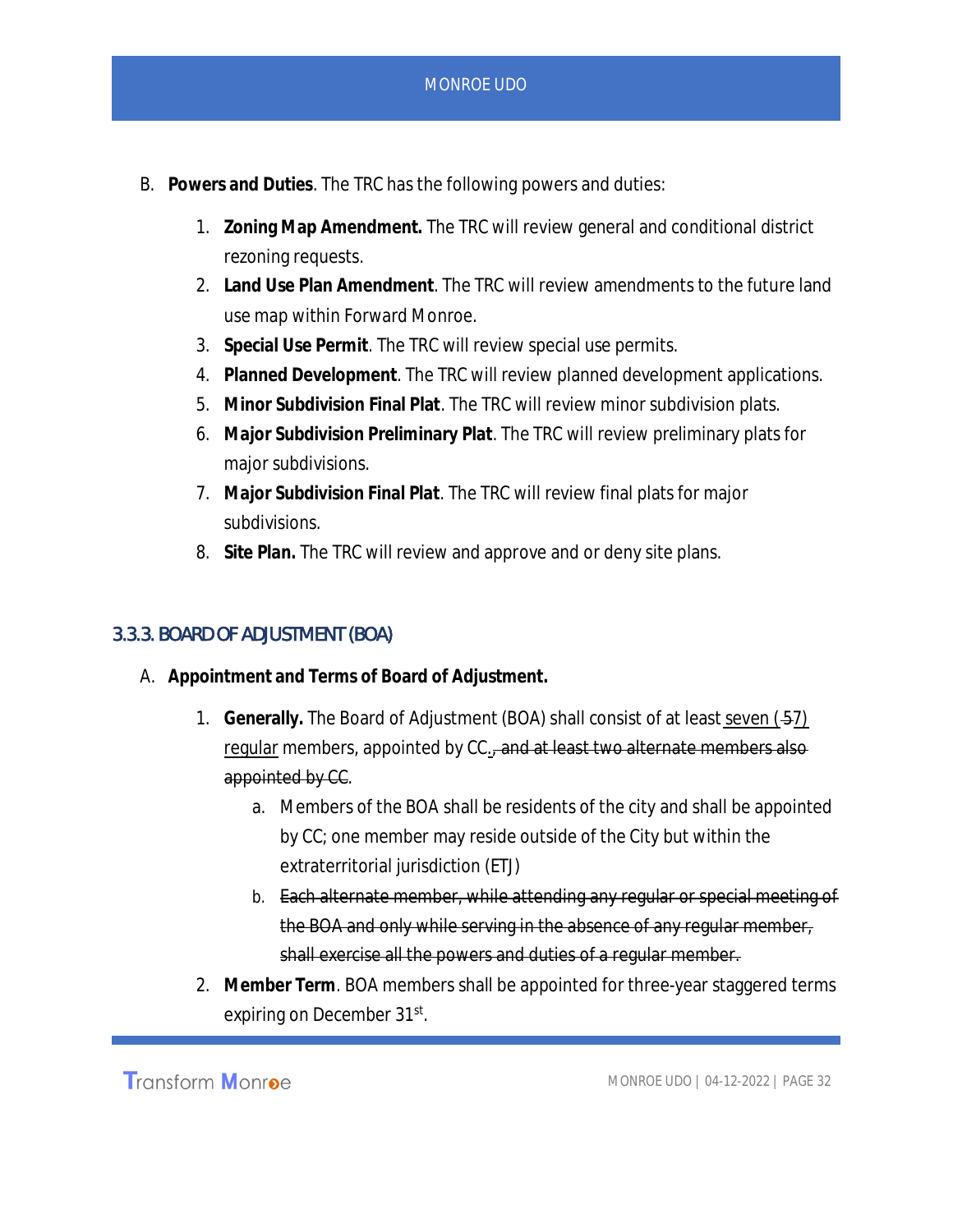B. **Powers and Duties**. The TRC has the following powers and duties:

   1. **Zoning Map Amendment.** The TRC will review general and conditional district rezoning requests.
   2. **Land Use Plan Amendment**. The TRC will review amendments to the future land use map within Forward Monroe.
   3. **Special Use Permit**. The TRC will review special use permits.
   4. **Planned Development**. The TRC will review planned development applications.
   5. **Minor Subdivision Final Plat**. The TRC will review minor subdivision plats.
   6. **Major Subdivision Preliminary Plat**. The TRC will review preliminary plats for major subdivisions.
   7. **Major Subdivision Final Plat**. The TRC will review final plats for major subdivisions.
   8. **Site Plan.** The TRC will review and approve and or deny site plans.

### 3.3.3. BOARD OF ADJUSTMENT (BOA)

A. **Appointment and Terms of Board of Adjustment.**

   1. **Generally.** The Board of Adjustment (BOA) shall consist of at least <u>seven (</u>~~5~~<u>7) regular</u> members, appointed by CC<u>.</u>~~, and at least two alternate members also appointed by CC.~~
      a. Members of the BOA shall be residents of the city and shall be appointed by CC; one member may reside outside of the City but within the extraterritorial jurisdiction (ETJ)
      b. ~~Each alternate member, while attending any regular or special meeting of the BOA and only while serving in the absence of any regular member, shall exercise all the powers and duties of a regular member.~~
   2. **Member Term**. BOA members shall be appointed for three-year staggered terms expiring on December 31st.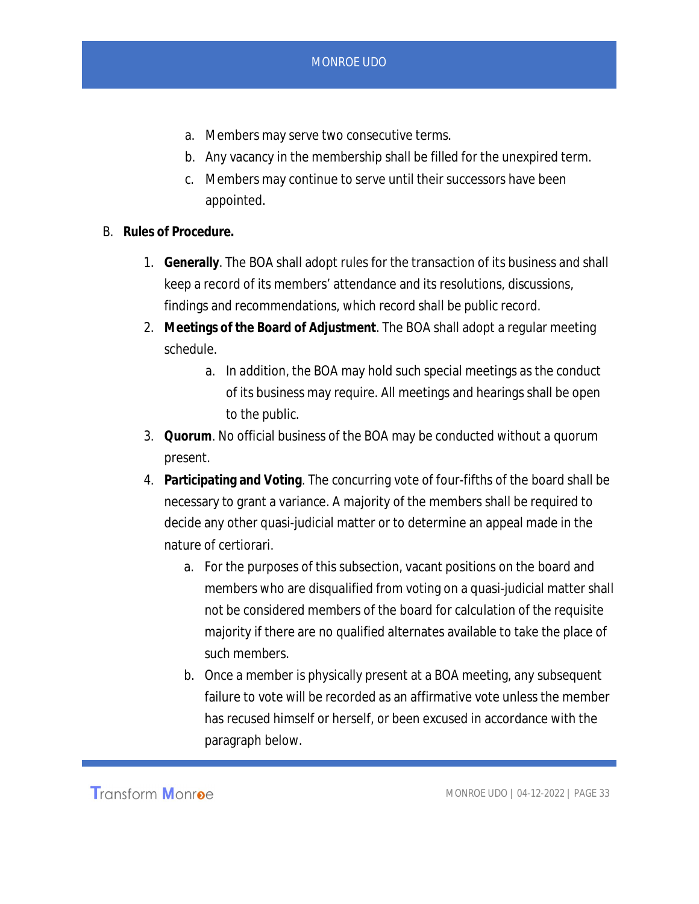a. Members may serve two consecutive terms.
b. Any vacancy in the membership shall be filled for the unexpired term.
c. Members may continue to serve until their successors have been appointed.

B. **Rules of Procedure.**

1. **Generally**. The BOA shall adopt rules for the transaction of its business and shall keep a record of its members' attendance and its resolutions, discussions, findings and recommendations, which record shall be public record.
2. **Meetings of the Board of Adjustment**. The BOA shall adopt a regular meeting schedule.
   a. In addition, the BOA may hold such special meetings as the conduct of its business may require. All meetings and hearings shall be open to the public.
3. **Quorum**. No official business of the BOA may be conducted without a quorum present.
4. **Participating and Voting**. The concurring vote of four-fifths of the board shall be necessary to grant a variance. A majority of the members shall be required to decide any other quasi-judicial matter or to determine an appeal made in the nature of certiorari.
   a. For the purposes of this subsection, vacant positions on the board and members who are disqualified from voting on a quasi-judicial matter shall not be considered members of the board for calculation of the requisite majority if there are no qualified alternates available to take the place of such members.
   b. Once a member is physically present at a BOA meeting, any subsequent failure to vote will be recorded as an affirmative vote unless the member has recused himself or herself, or been excused in accordance with the paragraph below.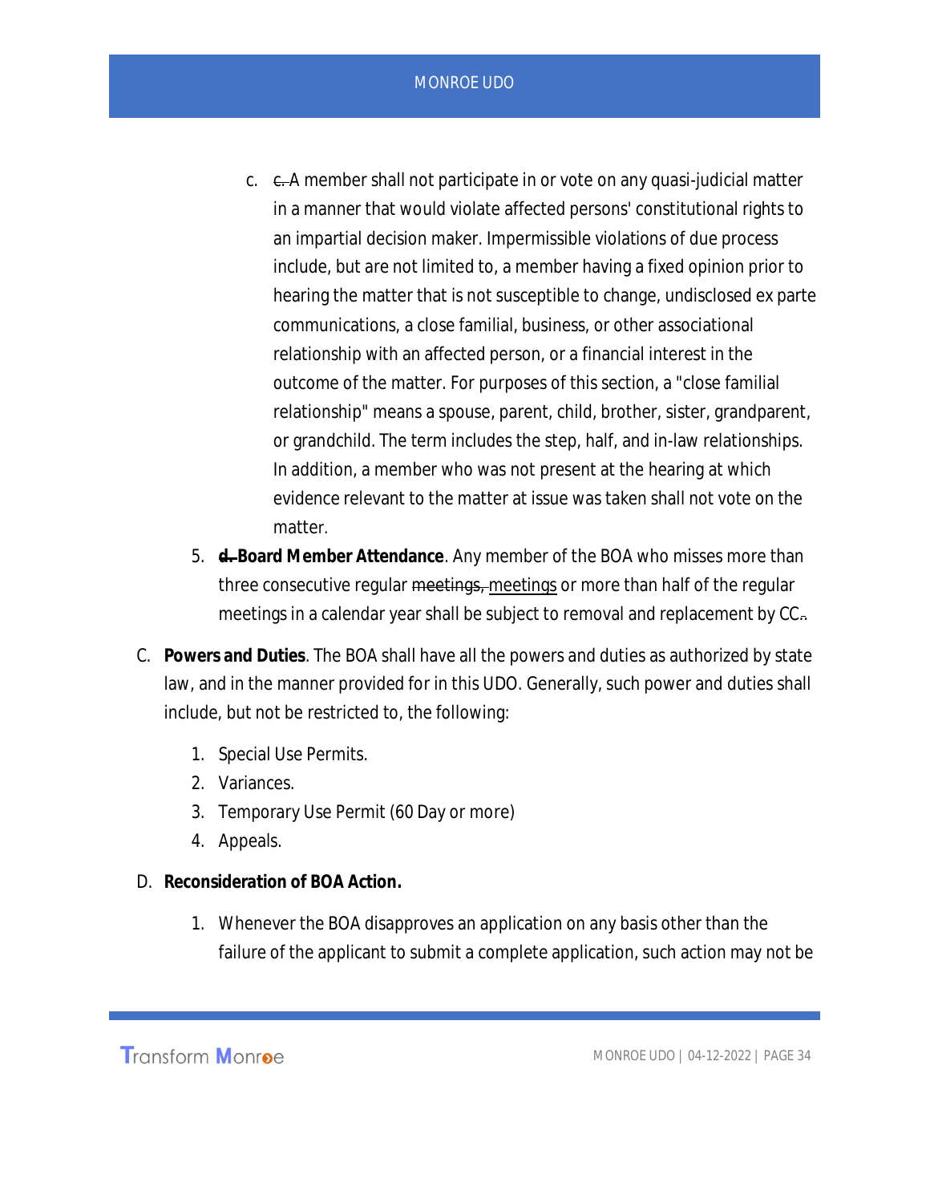c. ~~c.~~ A member shall not participate in or vote on any quasi-judicial matter in a manner that would violate affected persons' constitutional rights to an impartial decision maker. Impermissible violations of due process include, but are not limited to, a member having a fixed opinion prior to hearing the matter that is not susceptible to change, undisclosed ex parte communications, a close familial, business, or other associational relationship with an affected person, or a financial interest in the outcome of the matter. For purposes of this section, a "close familial relationship" means a spouse, parent, child, brother, sister, grandparent, or grandchild. The term includes the step, half, and in-law relationships. In addition, a member who was not present at the hearing at which evidence relevant to the matter at issue was taken shall not vote on the matter.

5. **~~d.~~ Board Member Attendance**. Any member of the BOA who misses more than three consecutive regular ~~meetings,~~ meetings or more than half of the regular meetings in a calendar year shall be subject to removal and replacement by CC~~.~~.

C. **Powers and Duties**. The BOA shall have all the powers and duties as authorized by state law, and in the manner provided for in this UDO. Generally, such power and duties shall include, but not be restricted to, the following:

1. Special Use Permits.
2. Variances.
3. Temporary Use Permit (60 Day or more)
4. Appeals.

D. **Reconsideration of BOA Action.**

1. Whenever the BOA disapproves an application on any basis other than the failure of the applicant to submit a complete application, such action may not be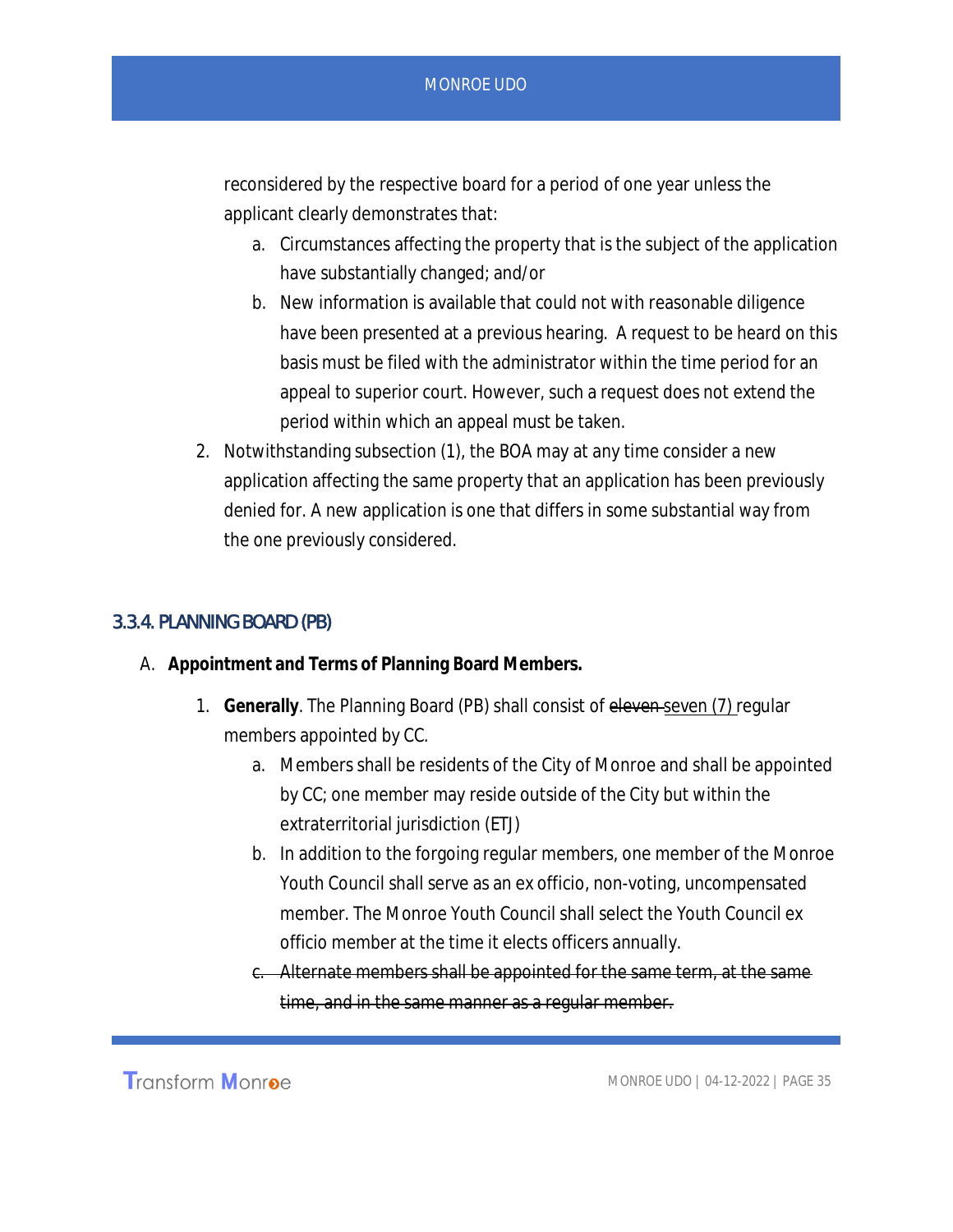reconsidered by the respective board for a period of one year unless the applicant clearly demonstrates that:

   a. Circumstances affecting the property that is the subject of the application have substantially changed; and/or
   b. New information is available that could not with reasonable diligence have been presented at a previous hearing. A request to be heard on this basis must be filed with the administrator within the time period for an appeal to superior court. However, such a request does not extend the period within which an appeal must be taken.

2. Notwithstanding subsection (1), the BOA may at any time consider a new application affecting the same property that an application has been previously denied for. A new application is one that differs in some substantial way from the one previously considered.

### 3.3.4. PLANNING BOARD (PB)

A. **Appointment and Terms of Planning Board Members.**

   1. **Generally**. The Planning Board (PB) shall consist of ~~eleven~~ <u>seven (7)</u> regular members appointed by CC.
      a. Members shall be residents of the City of Monroe and shall be appointed by CC; one member may reside outside of the City but within the extraterritorial jurisdiction (ETJ)
      b. In addition to the forgoing regular members, one member of the Monroe Youth Council shall serve as an ex officio, non-voting, uncompensated member. The Monroe Youth Council shall select the Youth Council ex officio member at the time it elects officers annually.
      ~~c. Alternate members shall be appointed for the same term, at the same time, and in the same manner as a regular member.~~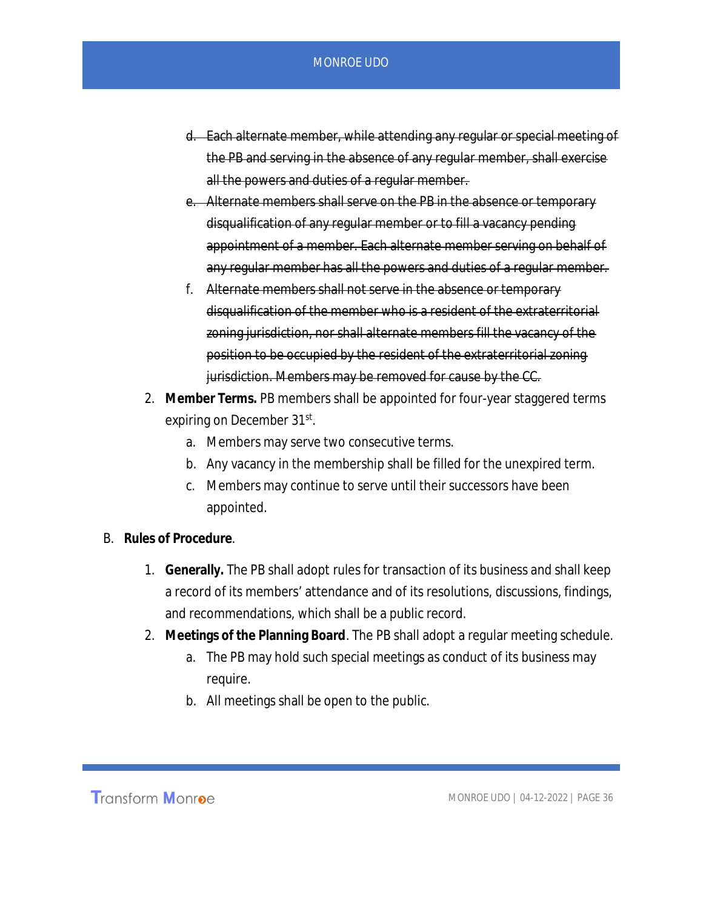d. ~~Each alternate member, while attending any regular or special meeting of the PB and serving in the absence of any regular member, shall exercise all the powers and duties of a regular member.~~

e. ~~Alternate members shall serve on the PB in the absence or temporary disqualification of any regular member or to fill a vacancy pending appointment of a member. Each alternate member serving on behalf of any regular member has all the powers and duties of a regular member.~~

f. ~~Alternate members shall not serve in the absence or temporary disqualification of the member who is a resident of the extraterritorial zoning jurisdiction, nor shall alternate members fill the vacancy of the position to be occupied by the resident of the extraterritorial zoning jurisdiction. Members may be removed for cause by the CC.~~

2. **Member Terms.** PB members shall be appointed for four-year staggered terms expiring on December 31st.
   a. Members may serve two consecutive terms.
   b. Any vacancy in the membership shall be filled for the unexpired term.
   c. Members may continue to serve until their successors have been appointed.

B. **Rules of Procedure**.

1. **Generally.** The PB shall adopt rules for transaction of its business and shall keep a record of its members' attendance and of its resolutions, discussions, findings, and recommendations, which shall be a public record.
2. **Meetings of the Planning Board**. The PB shall adopt a regular meeting schedule.
   a. The PB may hold such special meetings as conduct of its business may require.
   b. All meetings shall be open to the public.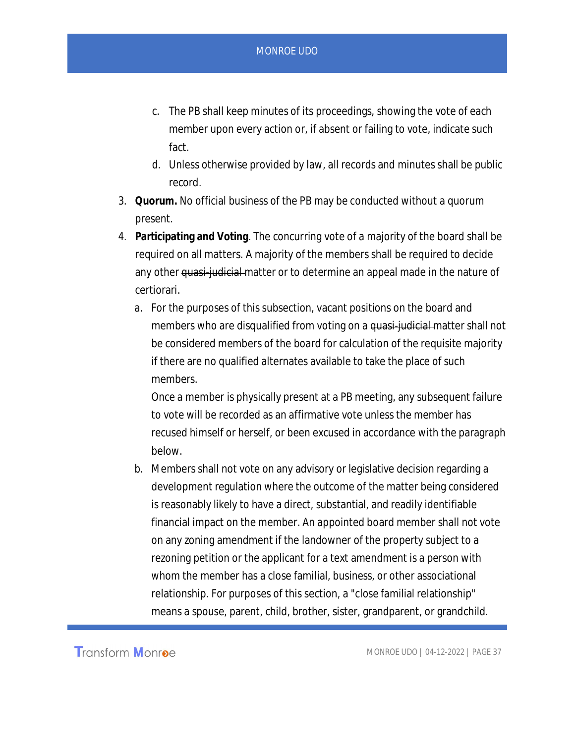c. The PB shall keep minutes of its proceedings, showing the vote of each member upon every action or, if absent or failing to vote, indicate such fact.
   d. Unless otherwise provided by law, all records and minutes shall be public record.
3. **Quorum.** No official business of the PB may be conducted without a quorum present.
4. **Participating and Voting**. The concurring vote of a majority of the board shall be required on all matters. A majority of the members shall be required to decide any other ~~quasi-judicial~~ matter or to determine an appeal made in the nature of certiorari.
   a. For the purposes of this subsection, vacant positions on the board and members who are disqualified from voting on a ~~quasi-judicial~~ matter shall not be considered members of the board for calculation of the requisite majority if there are no qualified alternates available to take the place of such members.

      Once a member is physically present at a PB meeting, any subsequent failure to vote will be recorded as an affirmative vote unless the member has recused himself or herself, or been excused in accordance with the paragraph below.
   b. Members shall not vote on any advisory or legislative decision regarding a development regulation where the outcome of the matter being considered is reasonably likely to have a direct, substantial, and readily identifiable financial impact on the member. An appointed board member shall not vote on any zoning amendment if the landowner of the property subject to a rezoning petition or the applicant for a text amendment is a person with whom the member has a close familial, business, or other associational relationship. For purposes of this section, a "close familial relationship" means a spouse, parent, child, brother, sister, grandparent, or grandchild.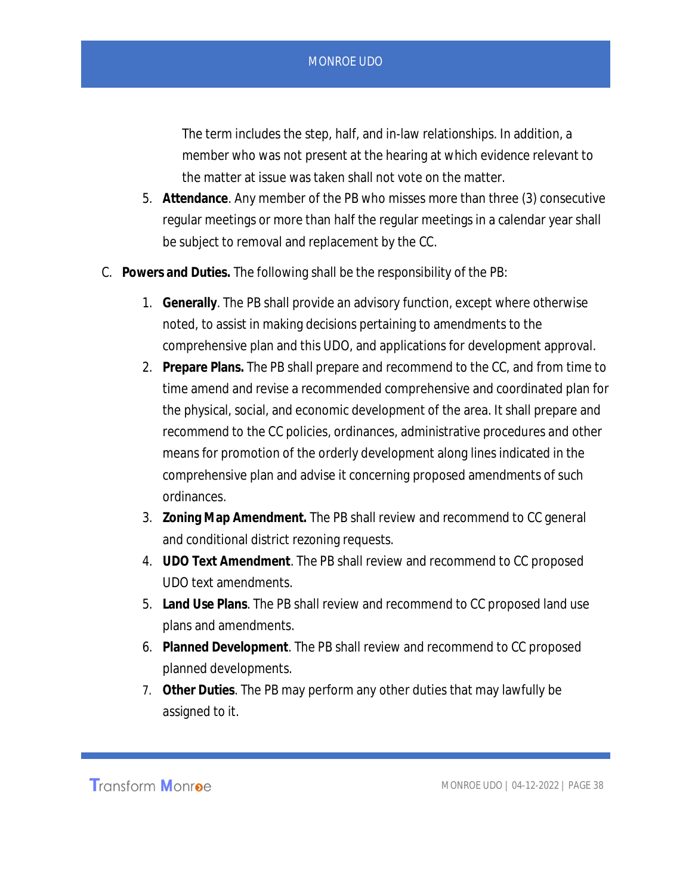The term includes the step, half, and in-law relationships. In addition, a member who was not present at the hearing at which evidence relevant to the matter at issue was taken shall not vote on the matter.

5. **Attendance**. Any member of the PB who misses more than three (3) consecutive regular meetings or more than half the regular meetings in a calendar year shall be subject to removal and replacement by the CC.

C. **Powers and Duties.** The following shall be the responsibility of the PB:

1. **Generally**. The PB shall provide an advisory function, except where otherwise noted, to assist in making decisions pertaining to amendments to the comprehensive plan and this UDO, and applications for development approval.
2. **Prepare Plans.** The PB shall prepare and recommend to the CC, and from time to time amend and revise a recommended comprehensive and coordinated plan for the physical, social, and economic development of the area. It shall prepare and recommend to the CC policies, ordinances, administrative procedures and other means for promotion of the orderly development along lines indicated in the comprehensive plan and advise it concerning proposed amendments of such ordinances.
3. **Zoning Map Amendment.** The PB shall review and recommend to CC general and conditional district rezoning requests.
4. **UDO Text Amendment**. The PB shall review and recommend to CC proposed UDO text amendments.
5. **Land Use Plans**. The PB shall review and recommend to CC proposed land use plans and amendments.
6. **Planned Development**. The PB shall review and recommend to CC proposed planned developments.
7. **Other Duties**. The PB may perform any other duties that may lawfully be assigned to it.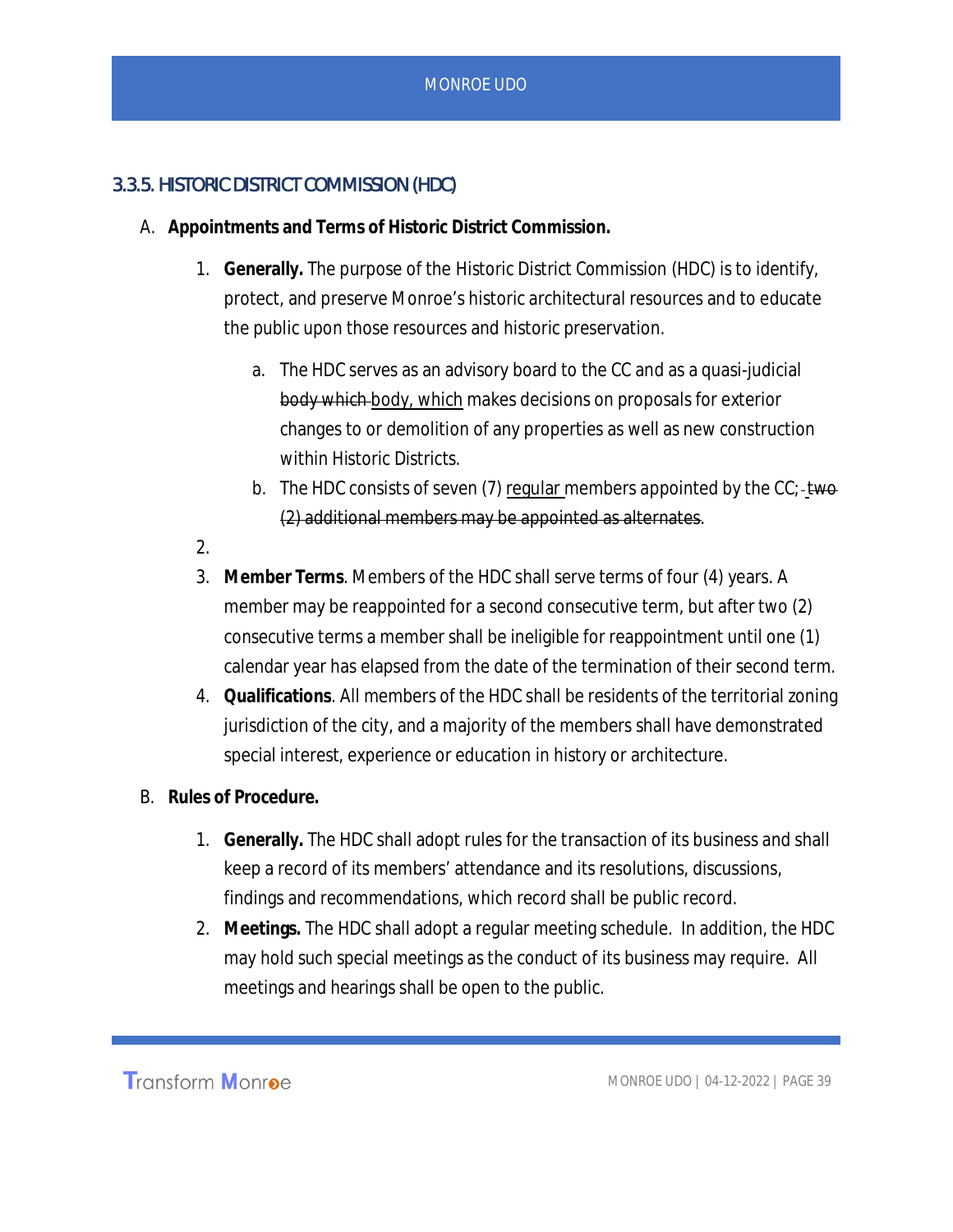### 3.3.5. HISTORIC DISTRICT COMMISSION (HDC)

A. **Appointments and Terms of Historic District Commission.**

1. **Generally.** The purpose of the Historic District Commission (HDC) is to identify, protect, and preserve Monroe's historic architectural resources and to educate the public upon those resources and historic preservation.
   a. The HDC serves as an advisory board to the CC and as a quasi-judicial ~~body which~~ <u>body, which</u> makes decisions on proposals for exterior changes to or demolition of any properties as well as new construction within Historic Districts.
   b. The HDC consists of seven (7) <u>regular</u> members appointed by the CC; ~~two (2) additional members may be appointed as alternates~~.
2. 
3. **Member Terms**. Members of the HDC shall serve terms of four (4) years. A member may be reappointed for a second consecutive term, but after two (2) consecutive terms a member shall be ineligible for reappointment until one (1) calendar year has elapsed from the date of the termination of their second term.
4. **Qualifications**. All members of the HDC shall be residents of the territorial zoning jurisdiction of the city, and a majority of the members shall have demonstrated special interest, experience or education in history or architecture.

B. **Rules of Procedure.**

1. **Generally.** The HDC shall adopt rules for the transaction of its business and shall keep a record of its members' attendance and its resolutions, discussions, findings and recommendations, which record shall be public record.
2. **Meetings.** The HDC shall adopt a regular meeting schedule. In addition, the HDC may hold such special meetings as the conduct of its business may require. All meetings and hearings shall be open to the public.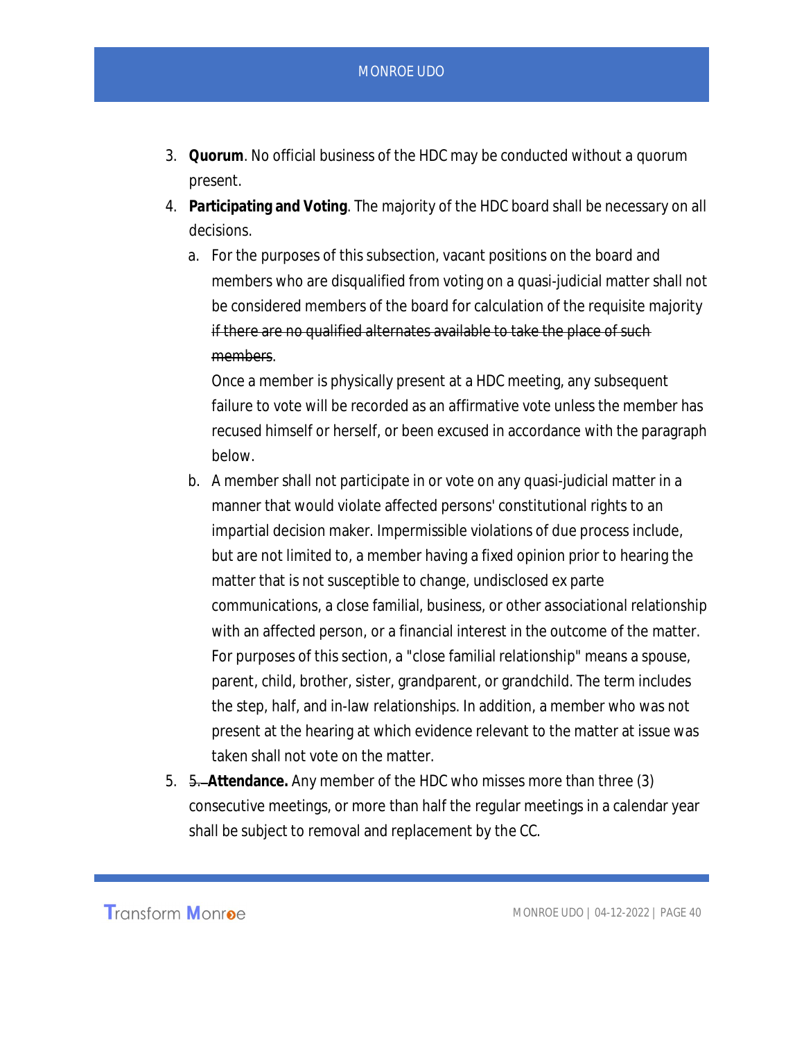3. **Quorum**. No official business of the HDC may be conducted without a quorum present.
4. **Participating and Voting**. The majority of the HDC board shall be necessary on all decisions.
   a. For the purposes of this subsection, vacant positions on the board and members who are disqualified from voting on a quasi-judicial matter shall not be considered members of the board for calculation of the requisite majority ~~if there are no qualified alternates available to take the place of such members~~.

      Once a member is physically present at a HDC meeting, any subsequent failure to vote will be recorded as an affirmative vote unless the member has recused himself or herself, or been excused in accordance with the paragraph below.
   b. A member shall not participate in or vote on any quasi-judicial matter in a manner that would violate affected persons' constitutional rights to an impartial decision maker. Impermissible violations of due process include, but are not limited to, a member having a fixed opinion prior to hearing the matter that is not susceptible to change, undisclosed ex parte communications, a close familial, business, or other associational relationship with an affected person, or a financial interest in the outcome of the matter. For purposes of this section, a "close familial relationship" means a spouse, parent, child, brother, sister, grandparent, or grandchild. The term includes the step, half, and in-law relationships. In addition, a member who was not present at the hearing at which evidence relevant to the matter at issue was taken shall not vote on the matter.
5. ~~5.~~ **Attendance.** Any member of the HDC who misses more than three (3) consecutive meetings, or more than half the regular meetings in a calendar year shall be subject to removal and replacement by the CC.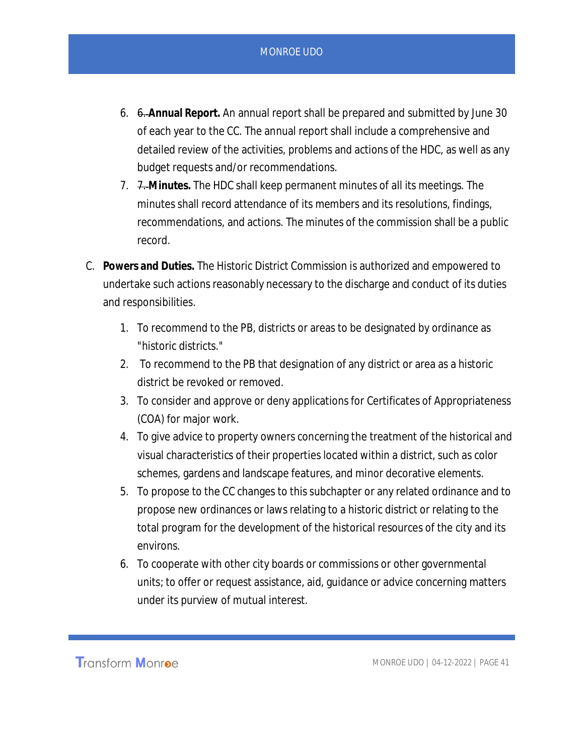6. ~~6.~~ **Annual Report.** An annual report shall be prepared and submitted by June 30 of each year to the CC. The annual report shall include a comprehensive and detailed review of the activities, problems and actions of the HDC, as well as any budget requests and/or recommendations.
7. ~~7.~~ **Minutes.** The HDC shall keep permanent minutes of all its meetings. The minutes shall record attendance of its members and its resolutions, findings, recommendations, and actions. The minutes of the commission shall be a public record.

C. **Powers and Duties.** The Historic District Commission is authorized and empowered to undertake such actions reasonably necessary to the discharge and conduct of its duties and responsibilities.

1. To recommend to the PB, districts or areas to be designated by ordinance as "historic districts."
2. To recommend to the PB that designation of any district or area as a historic district be revoked or removed.
3. To consider and approve or deny applications for Certificates of Appropriateness (COA) for major work.
4. To give advice to property owners concerning the treatment of the historical and visual characteristics of their properties located within a district, such as color schemes, gardens and landscape features, and minor decorative elements.
5. To propose to the CC changes to this subchapter or any related ordinance and to propose new ordinances or laws relating to a historic district or relating to the total program for the development of the historical resources of the city and its environs.
6. To cooperate with other city boards or commissions or other governmental units; to offer or request assistance, aid, guidance or advice concerning matters under its purview of mutual interest.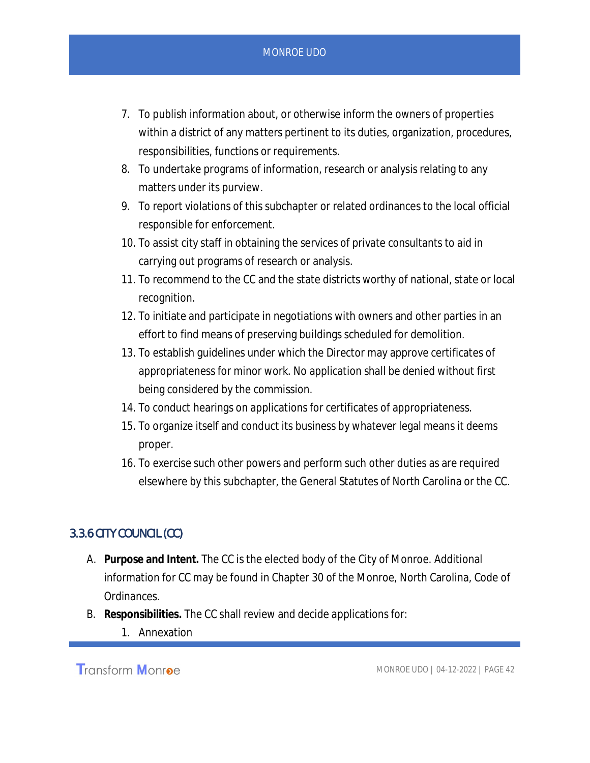7. To publish information about, or otherwise inform the owners of properties within a district of any matters pertinent to its duties, organization, procedures, responsibilities, functions or requirements.
8. To undertake programs of information, research or analysis relating to any matters under its purview.
9. To report violations of this subchapter or related ordinances to the local official responsible for enforcement.
10. To assist city staff in obtaining the services of private consultants to aid in carrying out programs of research or analysis.
11. To recommend to the CC and the state districts worthy of national, state or local recognition.
12. To initiate and participate in negotiations with owners and other parties in an effort to find means of preserving buildings scheduled for demolition.
13. To establish guidelines under which the Director may approve certificates of appropriateness for minor work. No application shall be denied without first being considered by the commission.
14. To conduct hearings on applications for certificates of appropriateness.
15. To organize itself and conduct its business by whatever legal means it deems proper.
16. To exercise such other powers and perform such other duties as are required elsewhere by this subchapter, the General Statutes of North Carolina or the CC.

### 3.3.6 CITY COUNCIL (CC)

A. **Purpose and Intent.** The CC is the elected body of the City of Monroe. Additional information for CC may be found in Chapter 30 of the Monroe, North Carolina, Code of Ordinances.

B. **Responsibilities.** The CC shall review and decide applications for:
   1. Annexation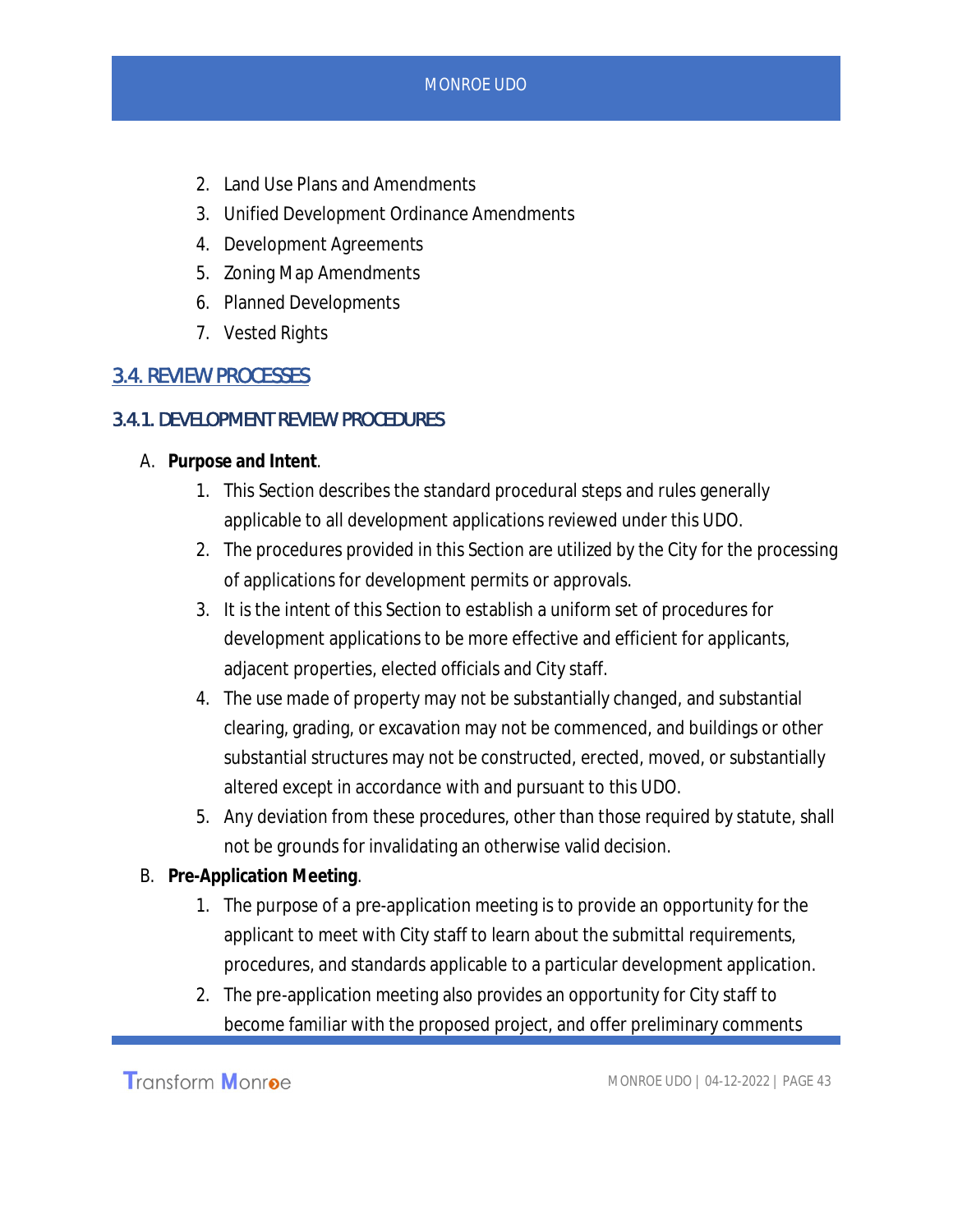2. Land Use Plans and Amendments
3. Unified Development Ordinance Amendments
4. Development Agreements
5. Zoning Map Amendments
6. Planned Developments
7. Vested Rights

## 3.4. REVIEW PROCESSES

### 3.4.1. DEVELOPMENT REVIEW PROCEDURES

A. **Purpose and Intent**.

1. This Section describes the standard procedural steps and rules generally applicable to all development applications reviewed under this UDO.
2. The procedures provided in this Section are utilized by the City for the processing of applications for development permits or approvals.
3. It is the intent of this Section to establish a uniform set of procedures for development applications to be more effective and efficient for applicants, adjacent properties, elected officials and City staff.
4. The use made of property may not be substantially changed, and substantial clearing, grading, or excavation may not be commenced, and buildings or other substantial structures may not be constructed, erected, moved, or substantially altered except in accordance with and pursuant to this UDO.
5. Any deviation from these procedures, other than those required by statute, shall not be grounds for invalidating an otherwise valid decision.

B. **Pre-Application Meeting**.

1. The purpose of a pre-application meeting is to provide an opportunity for the applicant to meet with City staff to learn about the submittal requirements, procedures, and standards applicable to a particular development application.
2. The pre-application meeting also provides an opportunity for City staff to become familiar with the proposed project, and offer preliminary comments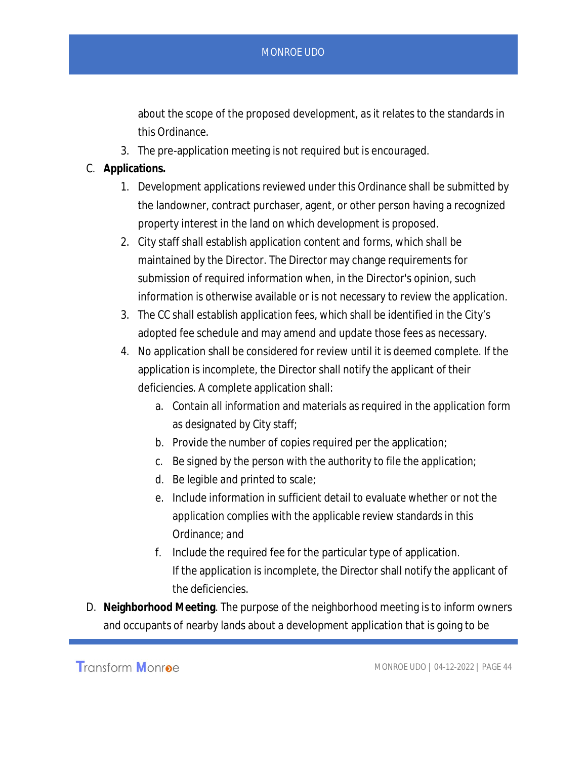about the scope of the proposed development, as it relates to the standards in this Ordinance.

3. The pre-application meeting is not required but is encouraged.

C. **Applications.**

1. Development applications reviewed under this Ordinance shall be submitted by the landowner, contract purchaser, agent, or other person having a recognized property interest in the land on which development is proposed.
2. City staff shall establish application content and forms, which shall be maintained by the Director. The Director may change requirements for submission of required information when, in the Director's opinion, such information is otherwise available or is not necessary to review the application.
3. The CC shall establish application fees, which shall be identified in the City's adopted fee schedule and may amend and update those fees as necessary.
4. No application shall be considered for review until it is deemed complete. If the application is incomplete, the Director shall notify the applicant of their deficiencies. A complete application shall:
   a. Contain all information and materials as required in the application form as designated by City staff;
   b. Provide the number of copies required per the application;
   c. Be signed by the person with the authority to file the application;
   d. Be legible and printed to scale;
   e. Include information in sufficient detail to evaluate whether or not the application complies with the applicable review standards in this Ordinance; and
   f. Include the required fee for the particular type of application.

   If the application is incomplete, the Director shall notify the applicant of the deficiencies.

D. **Neighborhood Meeting**. The purpose of the neighborhood meeting is to inform owners and occupants of nearby lands about a development application that is going to be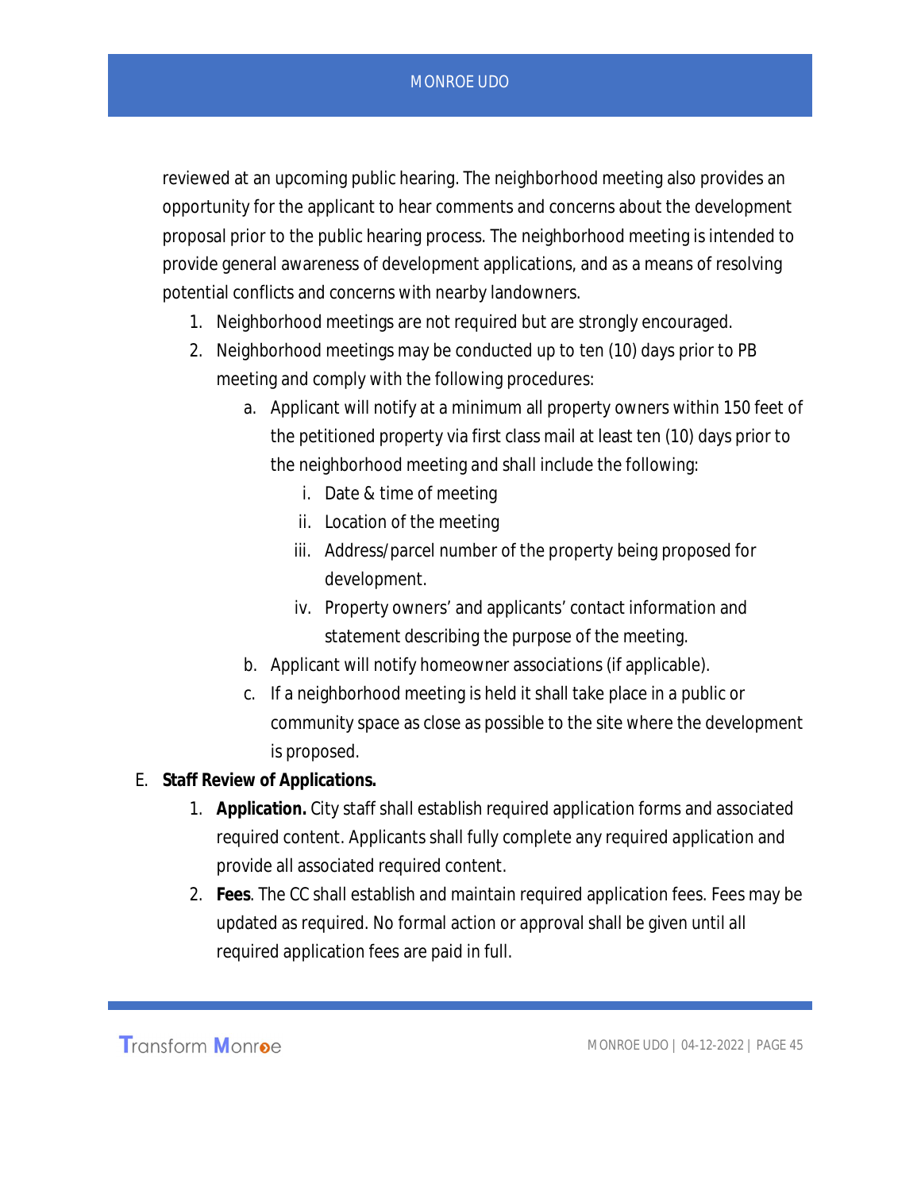reviewed at an upcoming public hearing. The neighborhood meeting also provides an opportunity for the applicant to hear comments and concerns about the development proposal prior to the public hearing process. The neighborhood meeting is intended to provide general awareness of development applications, and as a means of resolving potential conflicts and concerns with nearby landowners.

1. Neighborhood meetings are not required but are strongly encouraged.
2. Neighborhood meetings may be conducted up to ten (10) days prior to PB meeting and comply with the following procedures:
    a. Applicant will notify at a minimum all property owners within 150 feet of the petitioned property via first class mail at least ten (10) days prior to the neighborhood meeting and shall include the following:
        i. Date & time of meeting
        ii. Location of the meeting
        iii. Address/parcel number of the property being proposed for development.
        iv. Property owners' and applicants' contact information and statement describing the purpose of the meeting.
    b. Applicant will notify homeowner associations (if applicable).
    c. If a neighborhood meeting is held it shall take place in a public or community space as close as possible to the site where the development is proposed.

E. **Staff Review of Applications.**

1. **Application.** City staff shall establish required application forms and associated required content. Applicants shall fully complete any required application and provide all associated required content.
2. **Fees**. The CC shall establish and maintain required application fees. Fees may be updated as required. No formal action or approval shall be given until all required application fees are paid in full.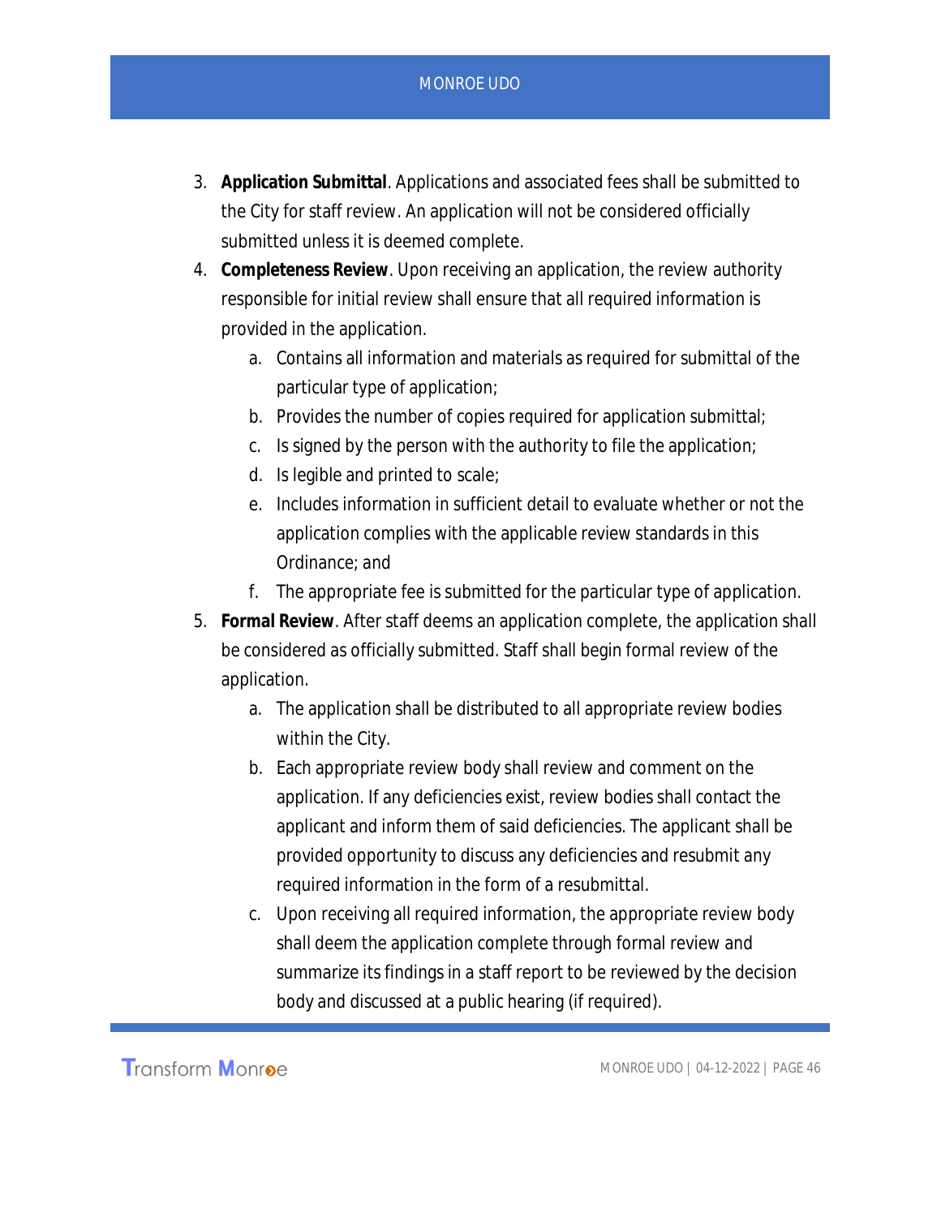3. **Application Submittal**. Applications and associated fees shall be submitted to the City for staff review. An application will not be considered officially submitted unless it is deemed complete.
4. **Completeness Review**. Upon receiving an application, the review authority responsible for initial review shall ensure that all required information is provided in the application.
    a. Contains all information and materials as required for submittal of the particular type of application;
    b. Provides the number of copies required for application submittal;
    c. Is signed by the person with the authority to file the application;
    d. Is legible and printed to scale;
    e. Includes information in sufficient detail to evaluate whether or not the application complies with the applicable review standards in this Ordinance; and
    f. The appropriate fee is submitted for the particular type of application.
5. **Formal Review**. After staff deems an application complete, the application shall be considered as officially submitted. Staff shall begin formal review of the application.
    a. The application shall be distributed to all appropriate review bodies within the City.
    b. Each appropriate review body shall review and comment on the application. If any deficiencies exist, review bodies shall contact the applicant and inform them of said deficiencies. The applicant shall be provided opportunity to discuss any deficiencies and resubmit any required information in the form of a resubmittal.
    c. Upon receiving all required information, the appropriate review body shall deem the application complete through formal review and summarize its findings in a staff report to be reviewed by the decision body and discussed at a public hearing (if required).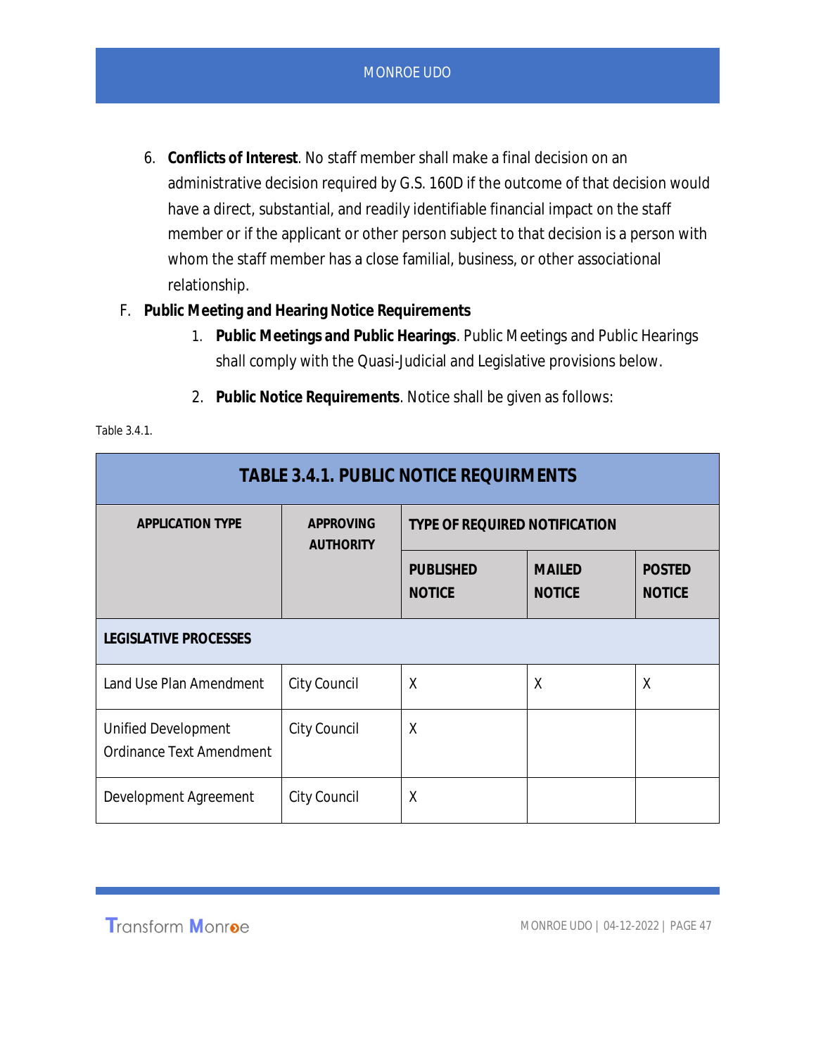6. **Conflicts of Interest**. No staff member shall make a final decision on an administrative decision required by G.S. 160D if the outcome of that decision would have a direct, substantial, and readily identifiable financial impact on the staff member or if the applicant or other person subject to that decision is a person with whom the staff member has a close familial, business, or other associational relationship.

F. **Public Meeting and Hearing Notice Requirements**

1. **Public Meetings and Public Hearings**. Public Meetings and Public Hearings shall comply with the Quasi-Judicial and Legislative provisions below.

2. **Public Notice Requirements**. Notice shall be given as follows:

Table 3.4.1.

| TABLE 3.4.1. PUBLIC NOTICE REQUIRMENTS | | | | |
|---|---|---|---|---|
| **APPLICATION TYPE** | **APPROVING AUTHORITY** | **TYPE OF REQUIRED NOTIFICATION** | | |
| | | **PUBLISHED NOTICE** | **MAILED NOTICE** | **POSTED NOTICE** |
| **LEGISLATIVE PROCESSES** | | | | |
| Land Use Plan Amendment | City Council | X | X | X |
| Unified Development Ordinance Text Amendment | City Council | X | | |
| Development Agreement | City Council | X | | |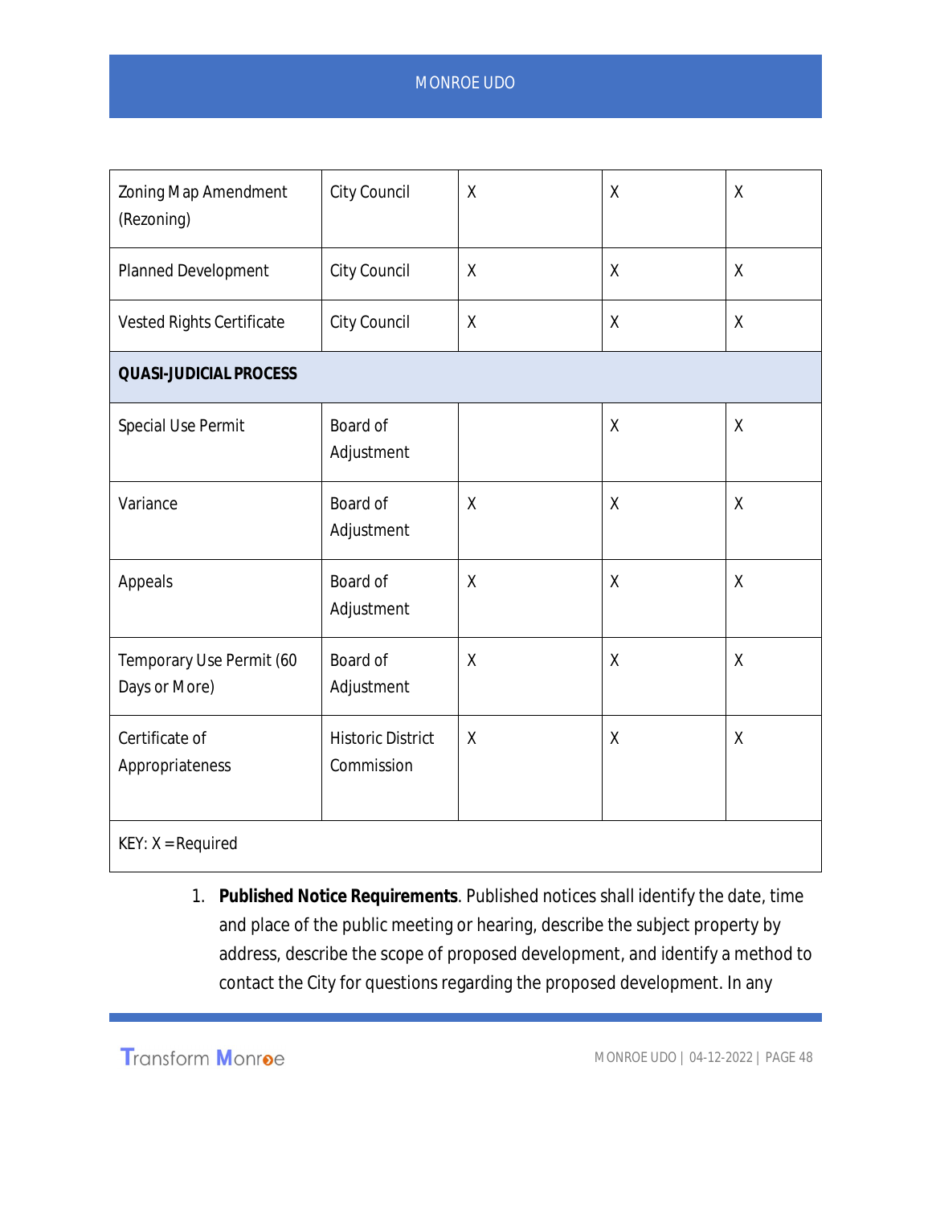| | | | | |
|---|---|---|---|---|
| Zoning Map Amendment (Rezoning) | City Council | X | X | X |
| Planned Development | City Council | X | X | X |
| Vested Rights Certificate | City Council | X | X | X |
| **QUASI-JUDICIAL PROCESS** | | | | |
| Special Use Permit | Board of Adjustment | | X | X |
| Variance | Board of Adjustment | X | X | X |
| Appeals | Board of Adjustment | X | X | X |
| Temporary Use Permit (60 Days or More) | Board of Adjustment | X | X | X |
| Certificate of Appropriateness | Historic District Commission | X | X | X |
| KEY: X = Required | | | | |

1. **Published Notice Requirements**. Published notices shall identify the date, time and place of the public meeting or hearing, describe the subject property by address, describe the scope of proposed development, and identify a method to contact the City for questions regarding the proposed development. In any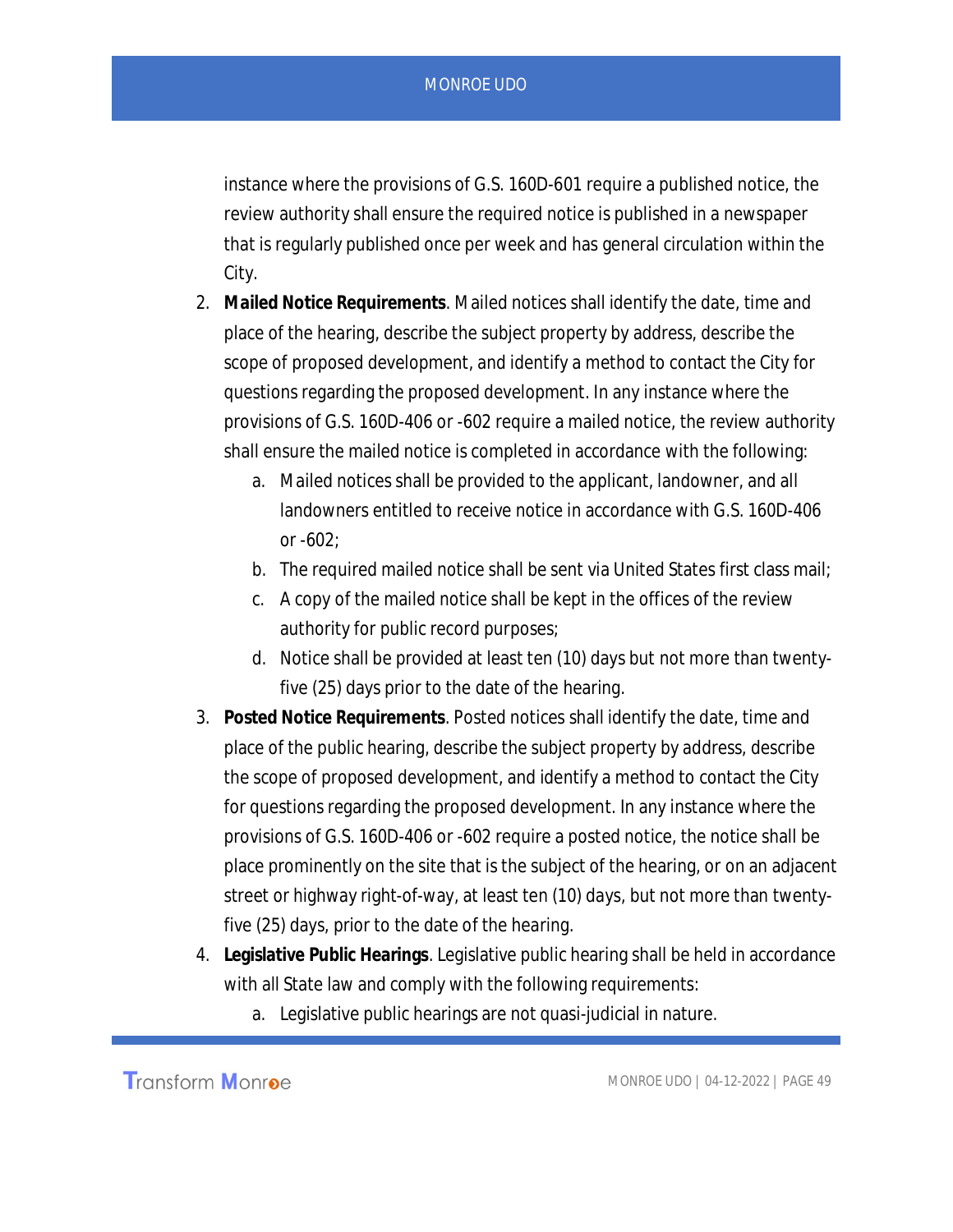instance where the provisions of G.S. 160D-601 require a published notice, the review authority shall ensure the required notice is published in a newspaper that is regularly published once per week and has general circulation within the City.

2. **Mailed Notice Requirements**. Mailed notices shall identify the date, time and place of the hearing, describe the subject property by address, describe the scope of proposed development, and identify a method to contact the City for questions regarding the proposed development. In any instance where the provisions of G.S. 160D-406 or -602 require a mailed notice, the review authority shall ensure the mailed notice is completed in accordance with the following:
    a. Mailed notices shall be provided to the applicant, landowner, and all landowners entitled to receive notice in accordance with G.S. 160D-406 or -602;
    b. The required mailed notice shall be sent via United States first class mail;
    c. A copy of the mailed notice shall be kept in the offices of the review authority for public record purposes;
    d. Notice shall be provided at least ten (10) days but not more than twenty-five (25) days prior to the date of the hearing.
3. **Posted Notice Requirements**. Posted notices shall identify the date, time and place of the public hearing, describe the subject property by address, describe the scope of proposed development, and identify a method to contact the City for questions regarding the proposed development. In any instance where the provisions of G.S. 160D-406 or -602 require a posted notice, the notice shall be place prominently on the site that is the subject of the hearing, or on an adjacent street or highway right-of-way, at least ten (10) days, but not more than twenty-five (25) days, prior to the date of the hearing.
4. **Legislative Public Hearings**. Legislative public hearing shall be held in accordance with all State law and comply with the following requirements:
    a. Legislative public hearings are not quasi-judicial in nature.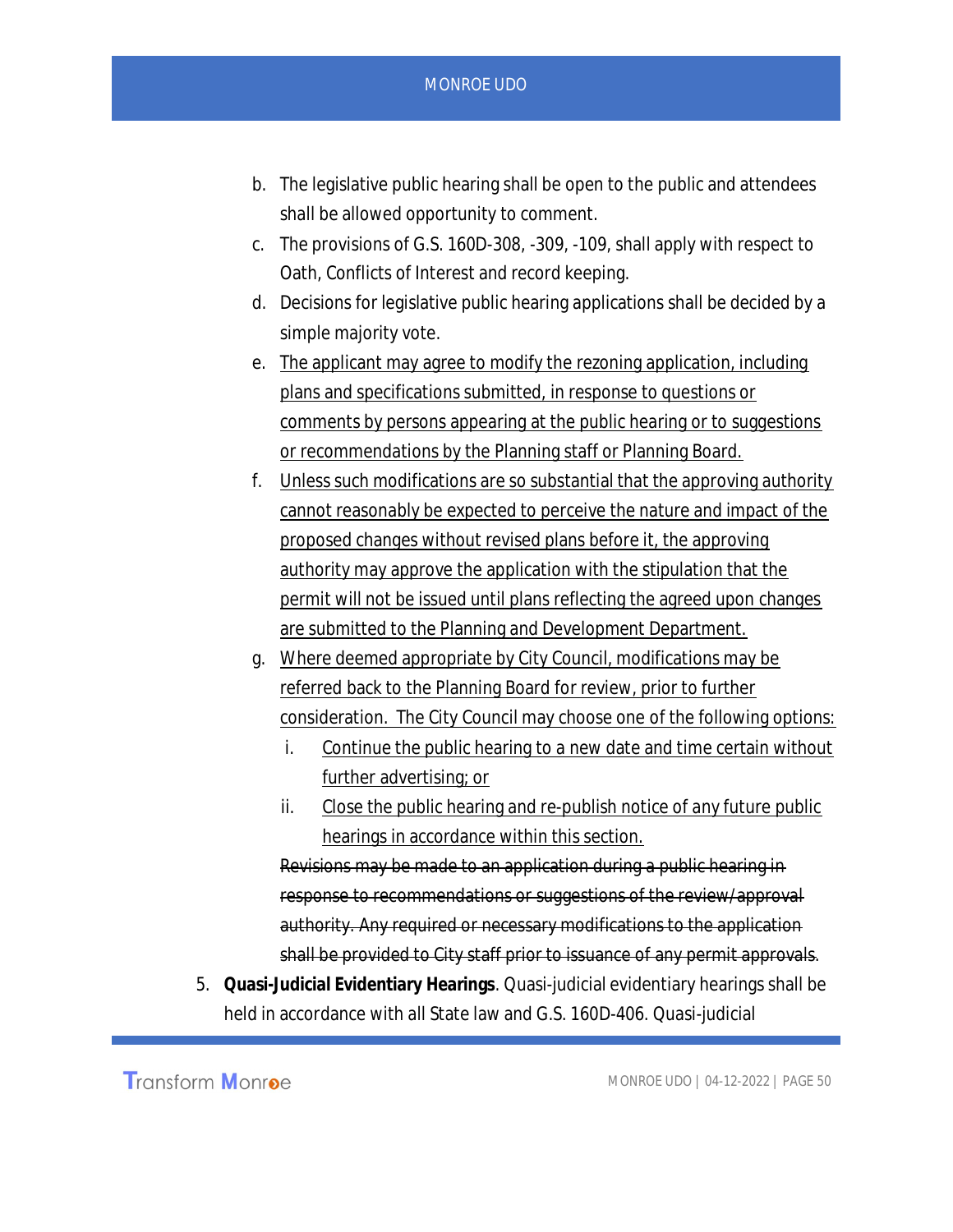b. The legislative public hearing shall be open to the public and attendees shall be allowed opportunity to comment.
c. The provisions of G.S. 160D-308, -309, -109, shall apply with respect to Oath, Conflicts of Interest and record keeping.
d. Decisions for legislative public hearing applications shall be decided by a simple majority vote.
e. <u>The applicant may agree to modify the rezoning application, including plans and specifications submitted, in response to questions or comments by persons appearing at the public hearing or to suggestions or recommendations by the Planning staff or Planning Board.</u>
f. <u>Unless such modifications are so substantial that the approving authority cannot reasonably be expected to perceive the nature and impact of the proposed changes without revised plans before it, the approving authority may approve the application with the stipulation that the permit will not be issued until plans reflecting the agreed upon changes are submitted to the Planning and Development Department.</u>
g. <u>Where deemed appropriate by City Council, modifications may be referred back to the Planning Board for review, prior to further consideration. The City Council may choose one of the following options:</u>
   i. <u>Continue the public hearing to a new date and time certain without further advertising; or</u>
   ii. <u>Close the public hearing and re-publish notice of any future public hearings in accordance within this section.</u>

   ~~Revisions may be made to an application during a public hearing in response to recommendations or suggestions of the review/approval authority. Any required or necessary modifications to the application shall be provided to City staff prior to issuance of any permit approvals.~~

5. **Quasi-Judicial Evidentiary Hearings**. Quasi-judicial evidentiary hearings shall be held in accordance with all State law and G.S. 160D-406. Quasi-judicial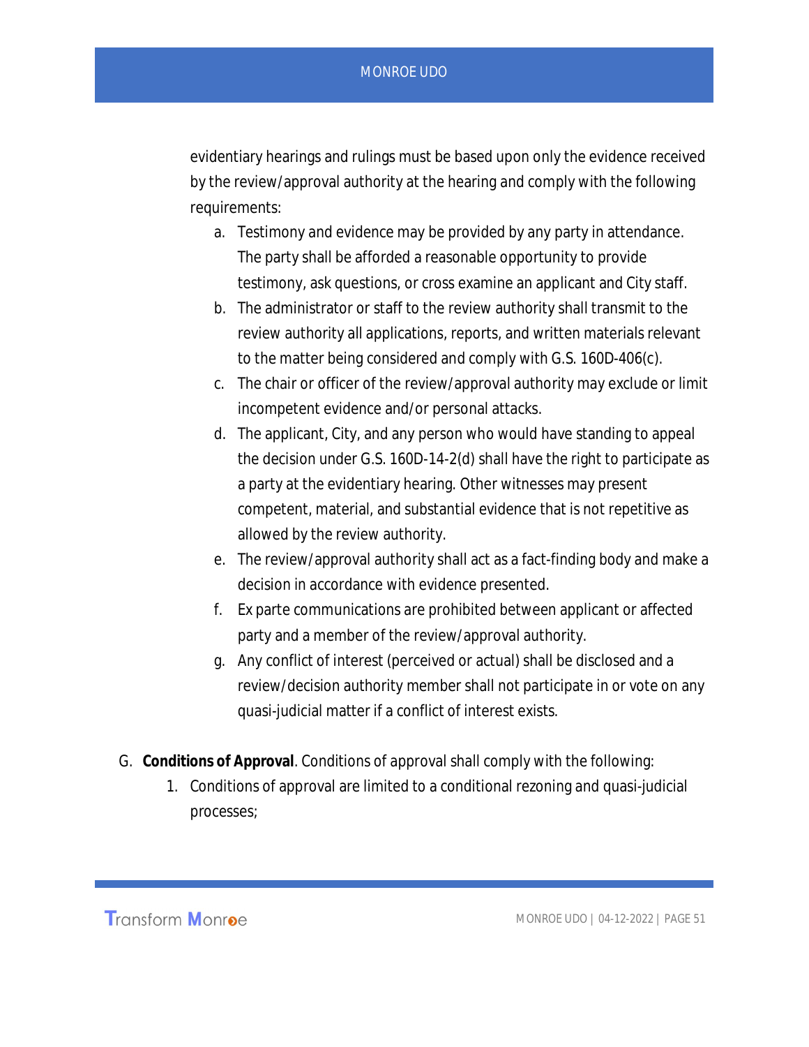evidentiary hearings and rulings must be based upon only the evidence received by the review/approval authority at the hearing and comply with the following requirements:

a. Testimony and evidence may be provided by any party in attendance. The party shall be afforded a reasonable opportunity to provide testimony, ask questions, or cross examine an applicant and City staff.
b. The administrator or staff to the review authority shall transmit to the review authority all applications, reports, and written materials relevant to the matter being considered and comply with G.S. 160D-406(c).
c. The chair or officer of the review/approval authority may exclude or limit incompetent evidence and/or personal attacks.
d. The applicant, City, and any person who would have standing to appeal the decision under G.S. 160D-14-2(d) shall have the right to participate as a party at the evidentiary hearing. Other witnesses may present competent, material, and substantial evidence that is not repetitive as allowed by the review authority.
e. The review/approval authority shall act as a fact-finding body and make a decision in accordance with evidence presented.
f. Ex parte communications are prohibited between applicant or affected party and a member of the review/approval authority.
g. Any conflict of interest (perceived or actual) shall be disclosed and a review/decision authority member shall not participate in or vote on any quasi-judicial matter if a conflict of interest exists.

G. **Conditions of Approval**. Conditions of approval shall comply with the following:

1. Conditions of approval are limited to a conditional rezoning and quasi-judicial processes;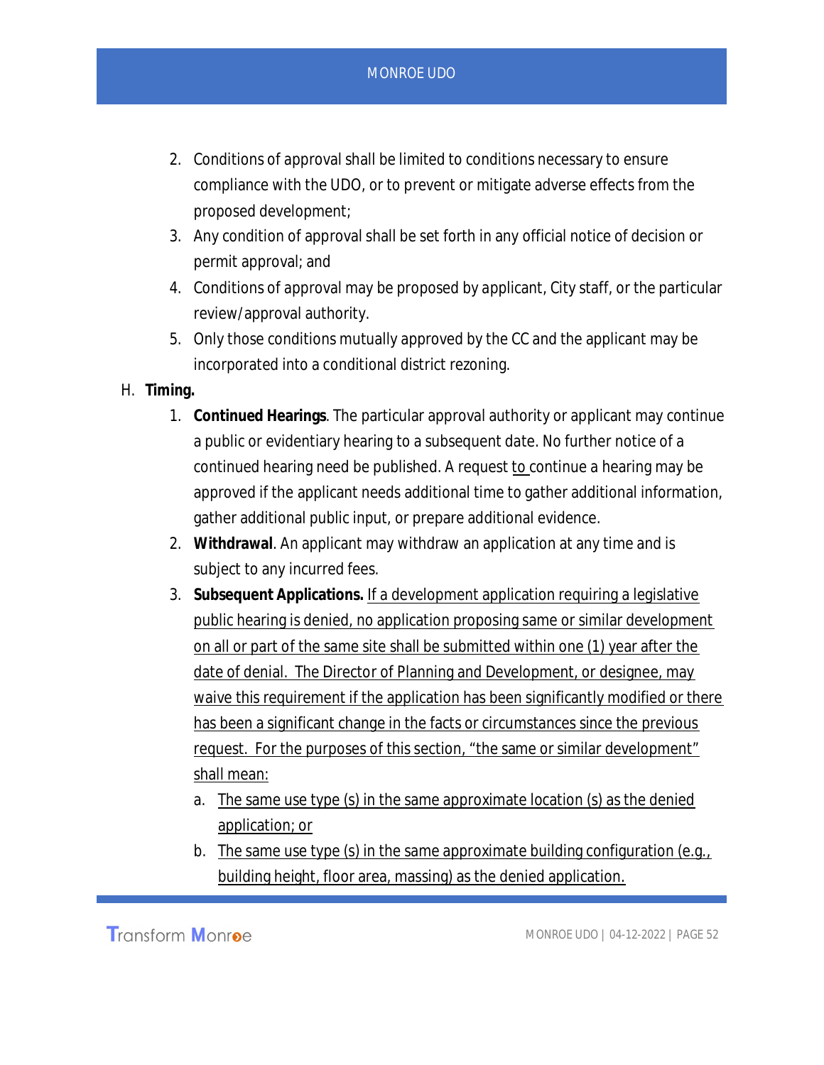2. Conditions of approval shall be limited to conditions necessary to ensure compliance with the UDO, or to prevent or mitigate adverse effects from the proposed development;
3. Any condition of approval shall be set forth in any official notice of decision or permit approval; and
4. Conditions of approval may be proposed by applicant, City staff, or the particular review/approval authority.
5. Only those conditions mutually approved by the CC and the applicant may be incorporated into a conditional district rezoning.

H. **Timing.**

1. **Continued Hearings**. The particular approval authority or applicant may continue a public or evidentiary hearing to a subsequent date. No further notice of a continued hearing need be published. A request <u>to</u> continue a hearing may be approved if the applicant needs additional time to gather additional information, gather additional public input, or prepare additional evidence.
2. **Withdrawal**. An applicant may withdraw an application at any time and is subject to any incurred fees.
3. **Subsequent Applications.** <u>If a development application requiring a legislative public hearing is denied, no application proposing same or similar development on all or part of the same site shall be submitted within one (1) year after the date of denial. The Director of Planning and Development, or designee, may waive this requirement if the application has been significantly modified or there has been a significant change in the facts or circumstances since the previous request. For the purposes of this section, "the same or similar development" shall mean:</u>
   a. <u>The same use type (s) in the same approximate location (s) as the denied application; or</u>
   b. <u>The same use type (s) in the same approximate building configuration (e.g., building height, floor area, massing) as the denied application.</u>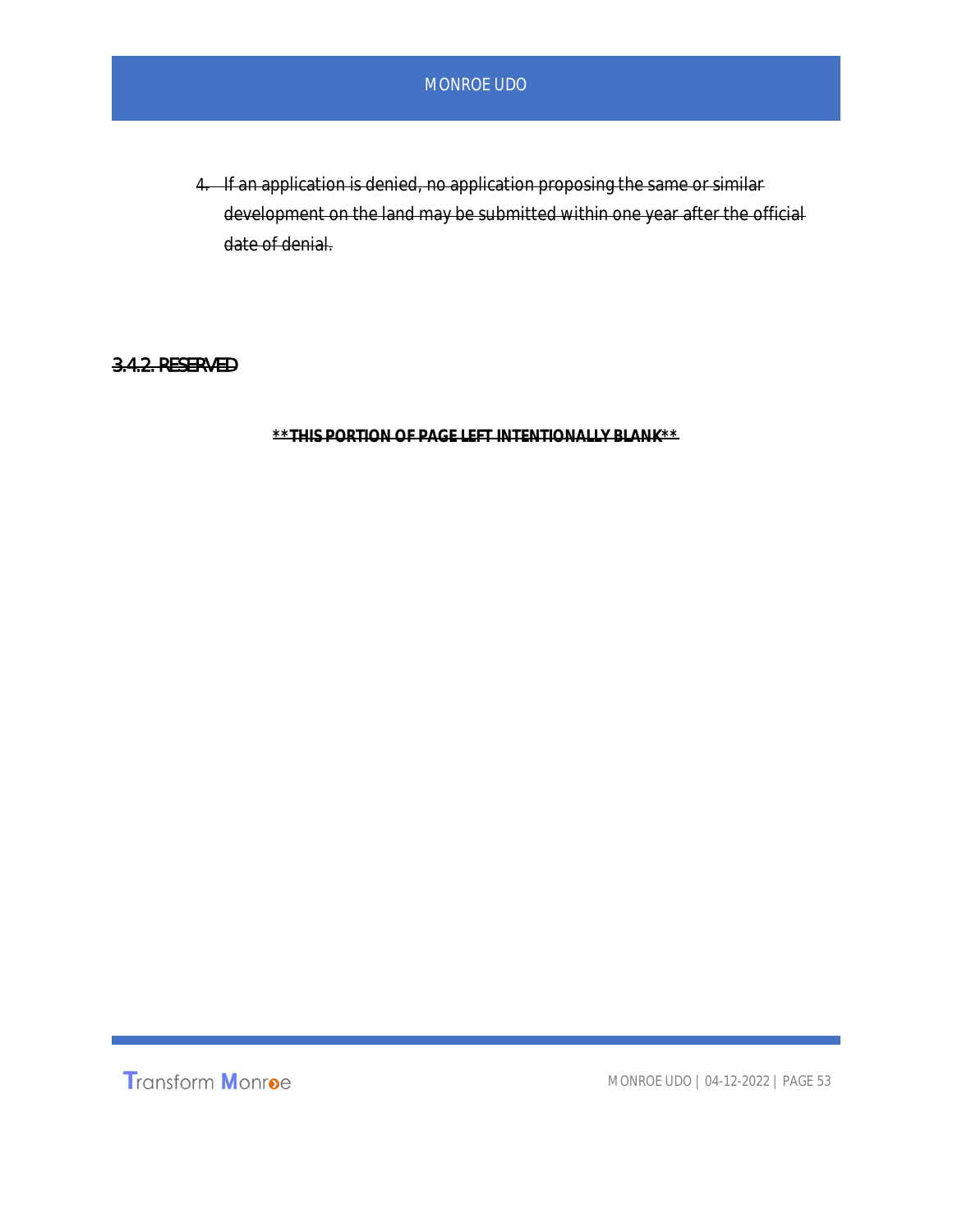4. ~~If an application is denied, no application proposing the same or similar development on the land may be submitted within one year after the official date of denial.~~

### ~~3.4.2. RESERVED~~

**~~**THIS PORTION OF PAGE LEFT INTENTIONALLY BLANK**~~**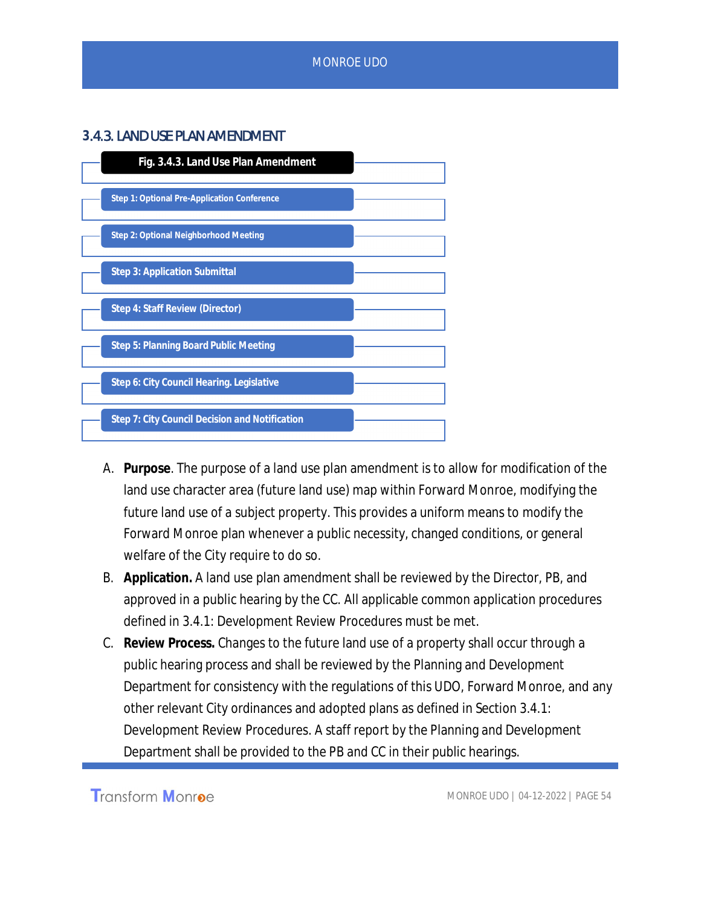### 3.4.3. LAND USE PLAN AMENDMENT

**Fig. 3.4.3. Land Use Plan Amendment**

- Step 1: Optional Pre-Application Conference
- Step 2: Optional Neighborhood Meeting
- Step 3: Application Submittal
- Step 4: Staff Review (Director)
- Step 5: Planning Board Public Meeting
- Step 6: City Council Hearing. Legislative
- Step 7: City Council Decision and Notification

A. **Purpose**. The purpose of a land use plan amendment is to allow for modification of the land use character area (future land use) map within Forward Monroe, modifying the future land use of a subject property. This provides a uniform means to modify the Forward Monroe plan whenever a public necessity, changed conditions, or general welfare of the City require to do so.

B. **Application.** A land use plan amendment shall be reviewed by the Director, PB, and approved in a public hearing by the CC. All applicable common application procedures defined in 3.4.1: Development Review Procedures must be met.

C. **Review Process.** Changes to the future land use of a property shall occur through a public hearing process and shall be reviewed by the Planning and Development Department for consistency with the regulations of this UDO, Forward Monroe, and any other relevant City ordinances and adopted plans as defined in Section 3.4.1: Development Review Procedures. A staff report by the Planning and Development Department shall be provided to the PB and CC in their public hearings.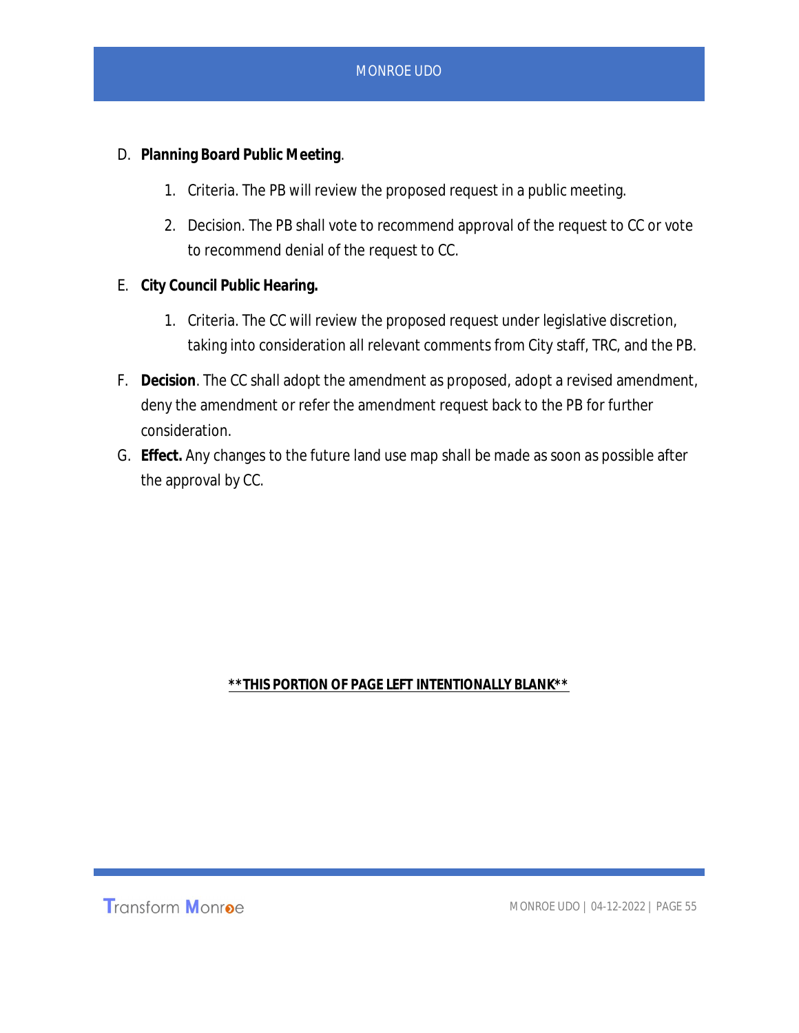D. **Planning Board Public Meeting**.

   1. Criteria. The PB will review the proposed request in a public meeting.

   2. Decision. The PB shall vote to recommend approval of the request to CC or vote to recommend denial of the request to CC.

E. **City Council Public Hearing.**

   1. Criteria. The CC will review the proposed request under legislative discretion, taking into consideration all relevant comments from City staff, TRC, and the PB.

F. **Decision**. The CC shall adopt the amendment as proposed, adopt a revised amendment, deny the amendment or refer the amendment request back to the PB for further consideration.

G. **Effect.** Any changes to the future land use map shall be made as soon as possible after the approval by CC.

**\*\*THIS PORTION OF PAGE LEFT INTENTIONALLY BLANK\*\***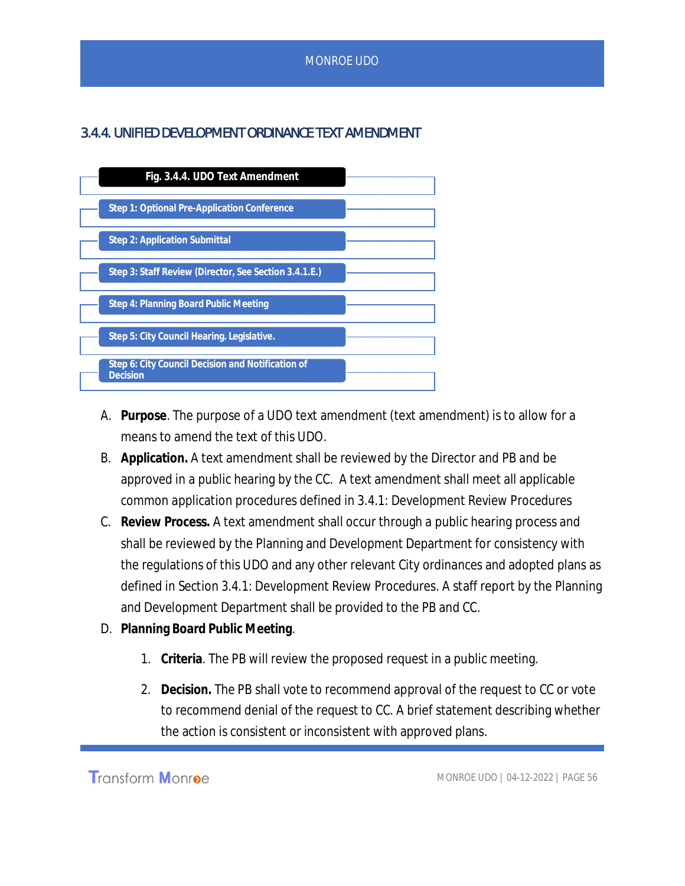## 3.4.4. UNIFIED DEVELOPMENT ORDINANCE TEXT AMENDMENT

**Fig. 3.4.4. UDO Text Amendment**

**Step 1: Optional Pre-Application Conference**

**Step 2: Application Submittal**

**Step 3: Staff Review (Director, See Section 3.4.1.E.)**

**Step 4: Planning Board Public Meeting**

**Step 5: City Council Hearing. Legislative.**

**Step 6: City Council Decision and Notification of Decision**

A. **Purpose**. The purpose of a UDO text amendment (text amendment) is to allow for a means to amend the text of this UDO.

B. **Application.** A text amendment shall be reviewed by the Director and PB and be approved in a public hearing by the CC. A text amendment shall meet all applicable common application procedures defined in 3.4.1: Development Review Procedures

C. **Review Process.** A text amendment shall occur through a public hearing process and shall be reviewed by the Planning and Development Department for consistency with the regulations of this UDO and any other relevant City ordinances and adopted plans as defined in Section 3.4.1: Development Review Procedures. A staff report by the Planning and Development Department shall be provided to the PB and CC.

D. **Planning Board Public Meeting**.

   1. **Criteria**. The PB will review the proposed request in a public meeting.

   2. **Decision.** The PB shall vote to recommend approval of the request to CC or vote to recommend denial of the request to CC. A brief statement describing whether the action is consistent or inconsistent with approved plans.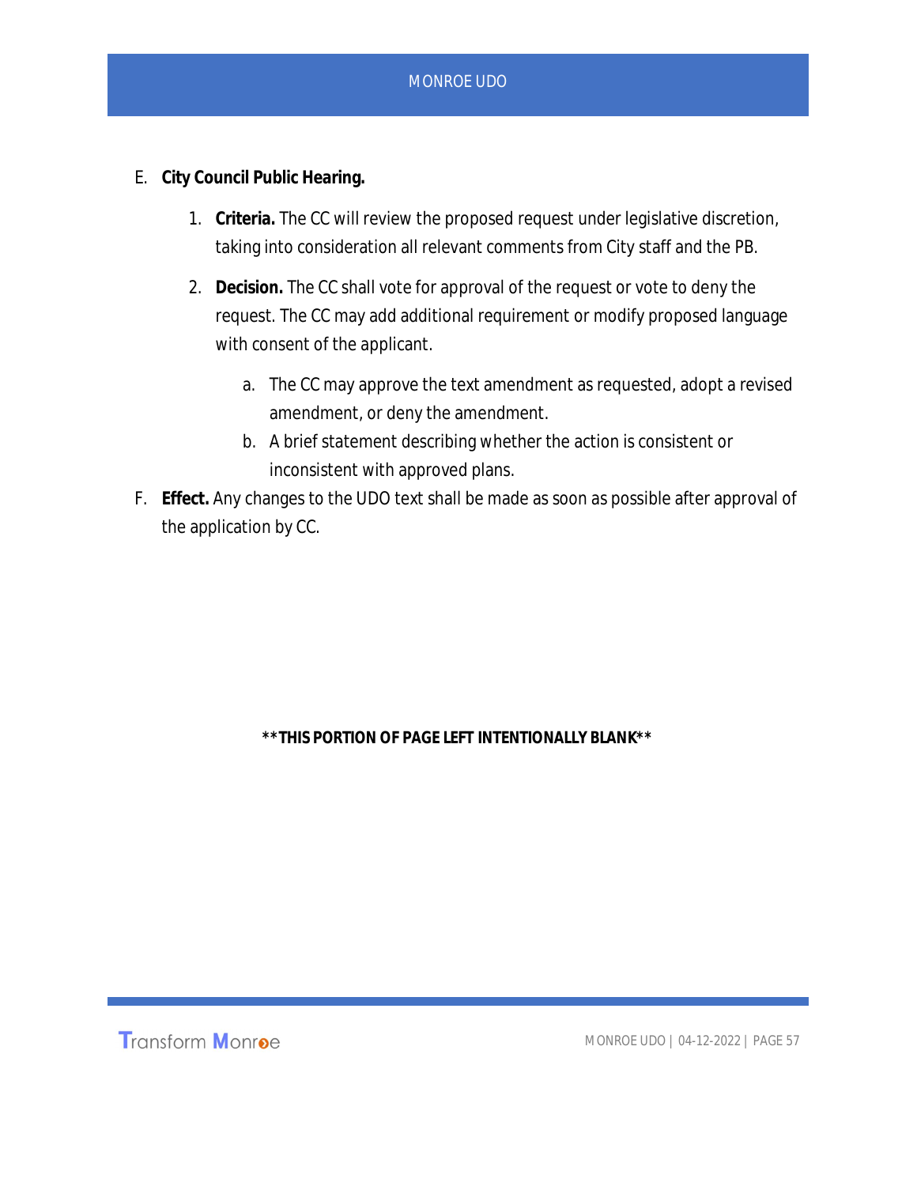E. **City Council Public Hearing.**

1. **Criteria.** The CC will review the proposed request under legislative discretion, taking into consideration all relevant comments from City staff and the PB.

2. **Decision.** The CC shall vote for approval of the request or vote to deny the request. The CC may add additional requirement or modify proposed language with consent of the applicant.

   a. The CC may approve the text amendment as requested, adopt a revised amendment, or deny the amendment.

   b. A brief statement describing whether the action is consistent or inconsistent with approved plans.

F. **Effect.** Any changes to the UDO text shall be made as soon as possible after approval of the application by CC.

**\*\*THIS PORTION OF PAGE LEFT INTENTIONALLY BLANK\*\***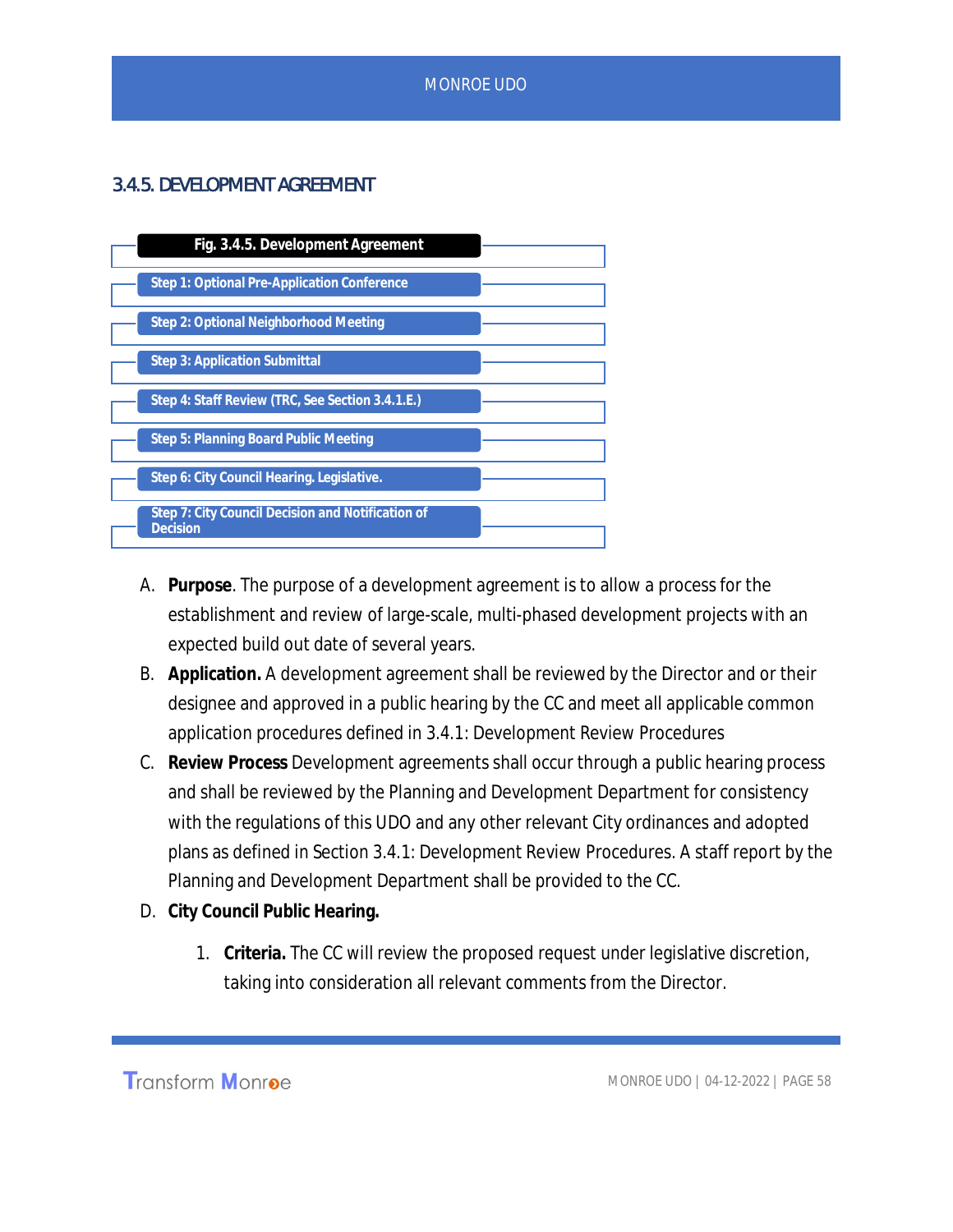### 3.4.5. DEVELOPMENT AGREEMENT

| Fig. 3.4.5. Development Agreement |
|---|
| Step 1: Optional Pre-Application Conference |
| Step 2: Optional Neighborhood Meeting |
| Step 3: Application Submittal |
| Step 4: Staff Review (TRC, See Section 3.4.1.E.) |
| Step 5: Planning Board Public Meeting |
| Step 6: City Council Hearing. Legislative. |
| Step 7: City Council Decision and Notification of Decision |

A. **Purpose**. The purpose of a development agreement is to allow a process for the establishment and review of large-scale, multi-phased development projects with an expected build out date of several years.

B. **Application.** A development agreement shall be reviewed by the Director and or their designee and approved in a public hearing by the CC and meet all applicable common application procedures defined in 3.4.1: Development Review Procedures

C. **Review Process** Development agreements shall occur through a public hearing process and shall be reviewed by the Planning and Development Department for consistency with the regulations of this UDO and any other relevant City ordinances and adopted plans as defined in Section 3.4.1: Development Review Procedures. A staff report by the Planning and Development Department shall be provided to the CC.

D. **City Council Public Hearing.**

1. **Criteria.** The CC will review the proposed request under legislative discretion, taking into consideration all relevant comments from the Director.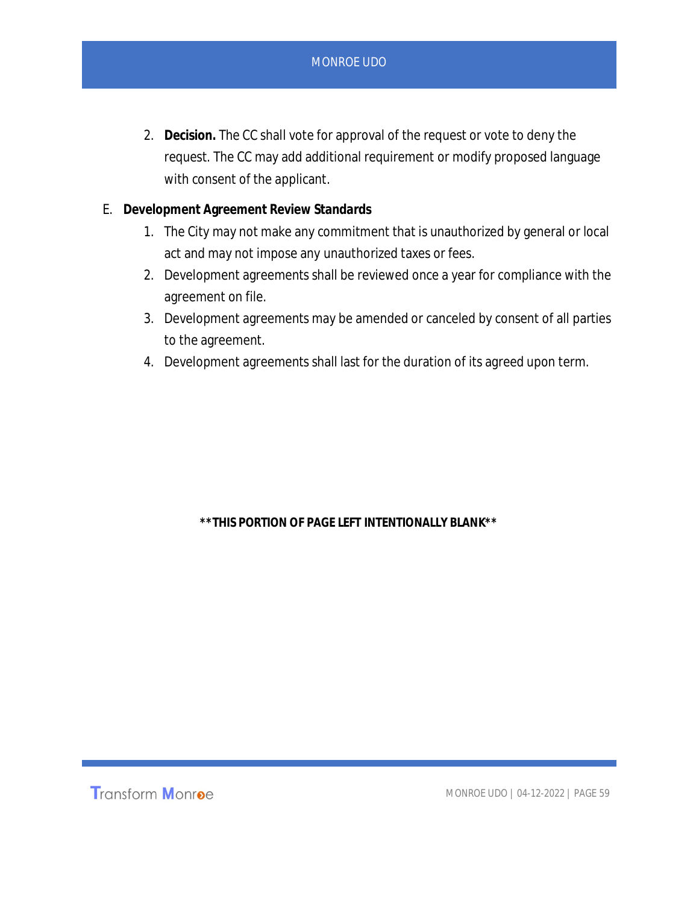2. **Decision.** The CC shall vote for approval of the request or vote to deny the request. The CC may add additional requirement or modify proposed language with consent of the applicant.

E. **Development Agreement Review Standards**

1. The City may not make any commitment that is unauthorized by general or local act and may not impose any unauthorized taxes or fees.
2. Development agreements shall be reviewed once a year for compliance with the agreement on file.
3. Development agreements may be amended or canceled by consent of all parties to the agreement.
4. Development agreements shall last for the duration of its agreed upon term.

**\*\*THIS PORTION OF PAGE LEFT INTENTIONALLY BLANK\*\***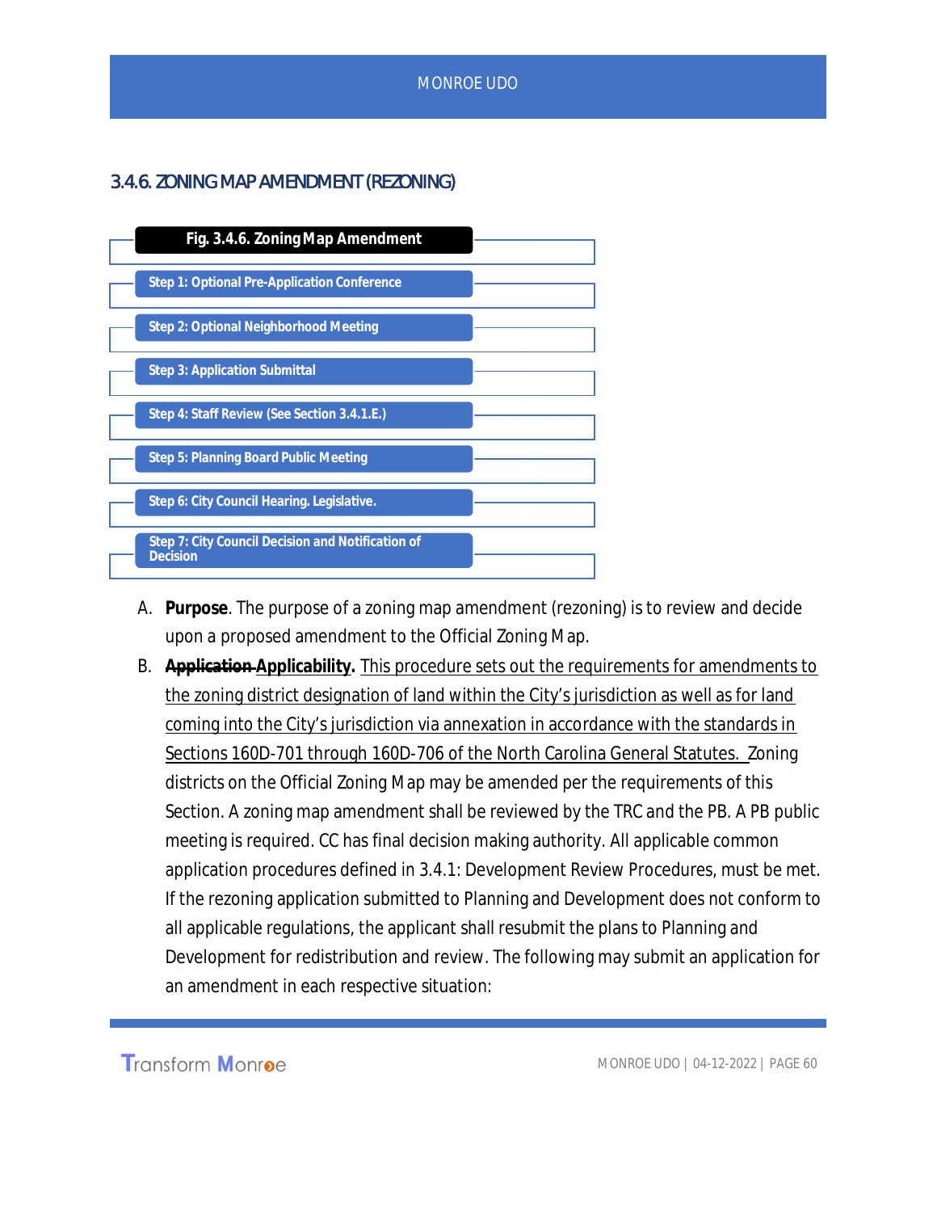### 3.4.6. ZONING MAP AMENDMENT (REZONING)

**Fig. 3.4.6. Zoning Map Amendment**

- **Step 1: Optional Pre-Application Conference**
- **Step 2: Optional Neighborhood Meeting**
- **Step 3: Application Submittal**
- **Step 4: Staff Review (See Section 3.4.1.E.)**
- **Step 5: Planning Board Public Meeting**
- **Step 6: City Council Hearing. Legislative.**
- **Step 7: City Council Decision and Notification of Decision**

A. **Purpose**. The purpose of a zoning map amendment (rezoning) is to review and decide upon a proposed amendment to the Official Zoning Map.

B. ~~**Application**~~ **Applicability.** <u>This procedure sets out the requirements for amendments to the zoning district designation of land within the City's jurisdiction as well as for land coming into the City's jurisdiction via annexation in accordance with the standards in Sections 160D-701 through 160D-706 of the North Carolina General Statutes.</u> Zoning districts on the Official Zoning Map may be amended per the requirements of this Section. A zoning map amendment shall be reviewed by the TRC and the PB. A PB public meeting is required. CC has final decision making authority. All applicable common application procedures defined in 3.4.1: Development Review Procedures, must be met. If the rezoning application submitted to Planning and Development does not conform to all applicable regulations, the applicant shall resubmit the plans to Planning and Development for redistribution and review. The following may submit an application for an amendment in each respective situation: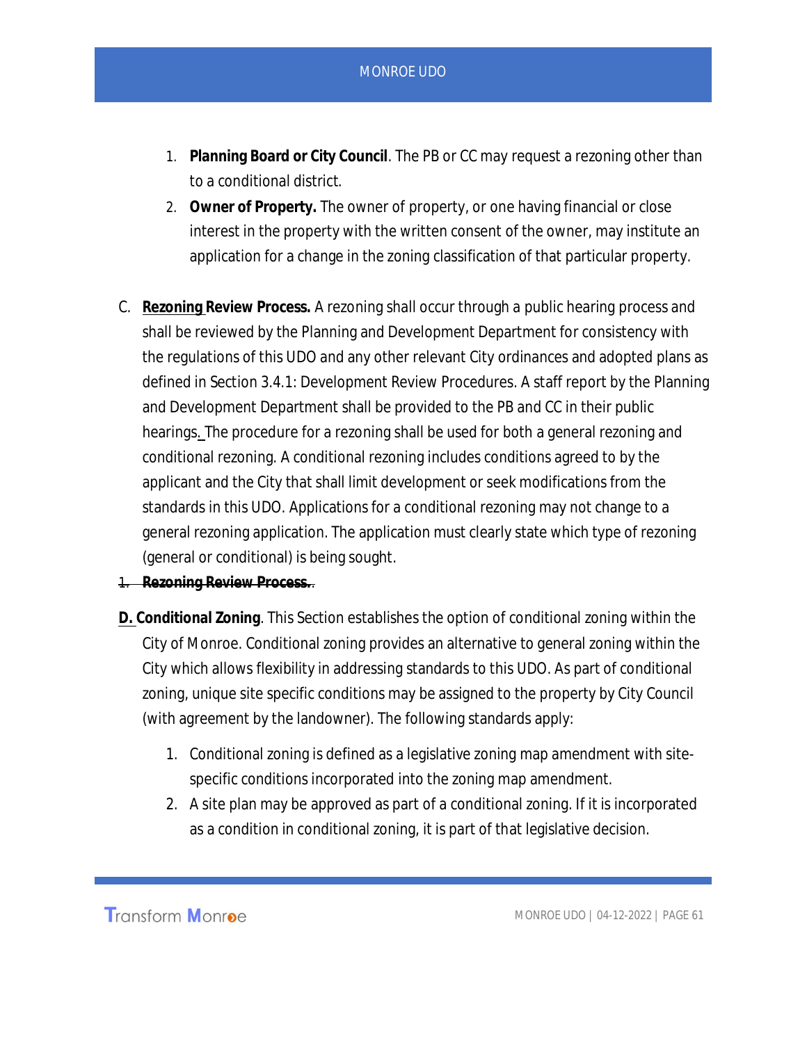1. **Planning Board or City Council**. The PB or CC may request a rezoning other than to a conditional district.
2. **Owner of Property.** The owner of property, or one having financial or close interest in the property with the written consent of the owner, may institute an application for a change in the zoning classification of that particular property.

C. **Rezoning Review Process.** A rezoning shall occur through a public hearing process and shall be reviewed by the Planning and Development Department for consistency with the regulations of this UDO and any other relevant City ordinances and adopted plans as defined in Section 3.4.1: Development Review Procedures. A staff report by the Planning and Development Department shall be provided to the PB and CC in their public hearings. The procedure for a rezoning shall be used for both a general rezoning and conditional rezoning. A conditional rezoning includes conditions agreed to by the applicant and the City that shall limit development or seek modifications from the standards in this UDO. Applications for a conditional rezoning may not change to a general rezoning application. The application must clearly state which type of rezoning (general or conditional) is being sought.

~~1. **Rezoning Review Process.**~~.

**D. Conditional Zoning**. This Section establishes the option of conditional zoning within the City of Monroe. Conditional zoning provides an alternative to general zoning within the City which allows flexibility in addressing standards to this UDO. As part of conditional zoning, unique site specific conditions may be assigned to the property by City Council (with agreement by the landowner). The following standards apply:

1. Conditional zoning is defined as a legislative zoning map amendment with site-specific conditions incorporated into the zoning map amendment.
2. A site plan may be approved as part of a conditional zoning. If it is incorporated as a condition in conditional zoning, it is part of that legislative decision.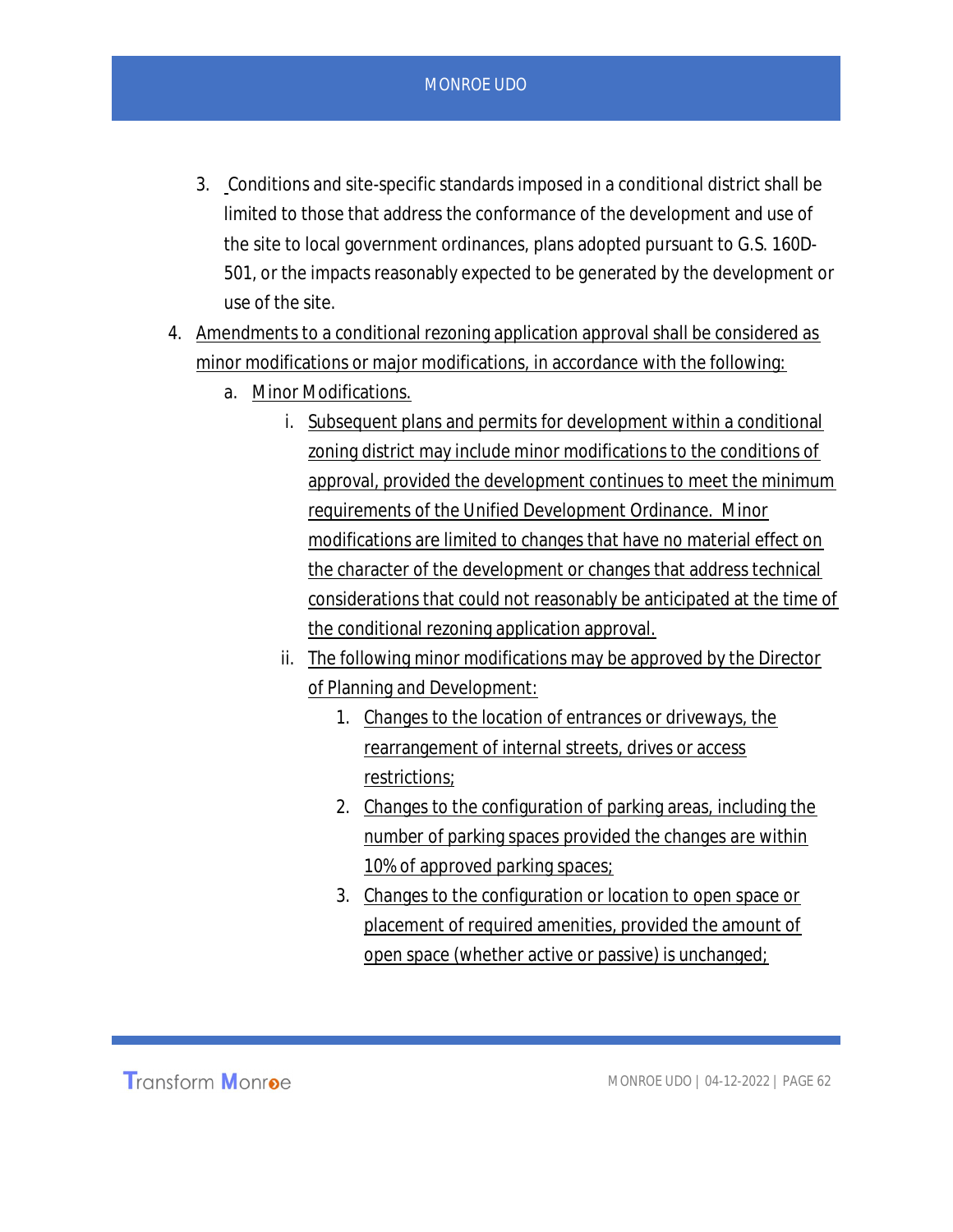3. Conditions and site-specific standards imposed in a conditional district shall be limited to those that address the conformance of the development and use of the site to local government ordinances, plans adopted pursuant to G.S. 160D-501, or the impacts reasonably expected to be generated by the development or use of the site.

4. Amendments to a conditional rezoning application approval shall be considered as minor modifications or major modifications, in accordance with the following:
    a. Minor Modifications.
        i. Subsequent plans and permits for development within a conditional zoning district may include minor modifications to the conditions of approval, provided the development continues to meet the minimum requirements of the Unified Development Ordinance. Minor modifications are limited to changes that have no material effect on the character of the development or changes that address technical considerations that could not reasonably be anticipated at the time of the conditional rezoning application approval.
        ii. The following minor modifications may be approved by the Director of Planning and Development:
            1. Changes to the location of entrances or driveways, the rearrangement of internal streets, drives or access restrictions;
            2. Changes to the configuration of parking areas, including the number of parking spaces provided the changes are within 10% of approved parking spaces;
            3. Changes to the configuration or location to open space or placement of required amenities, provided the amount of open space (whether active or passive) is unchanged;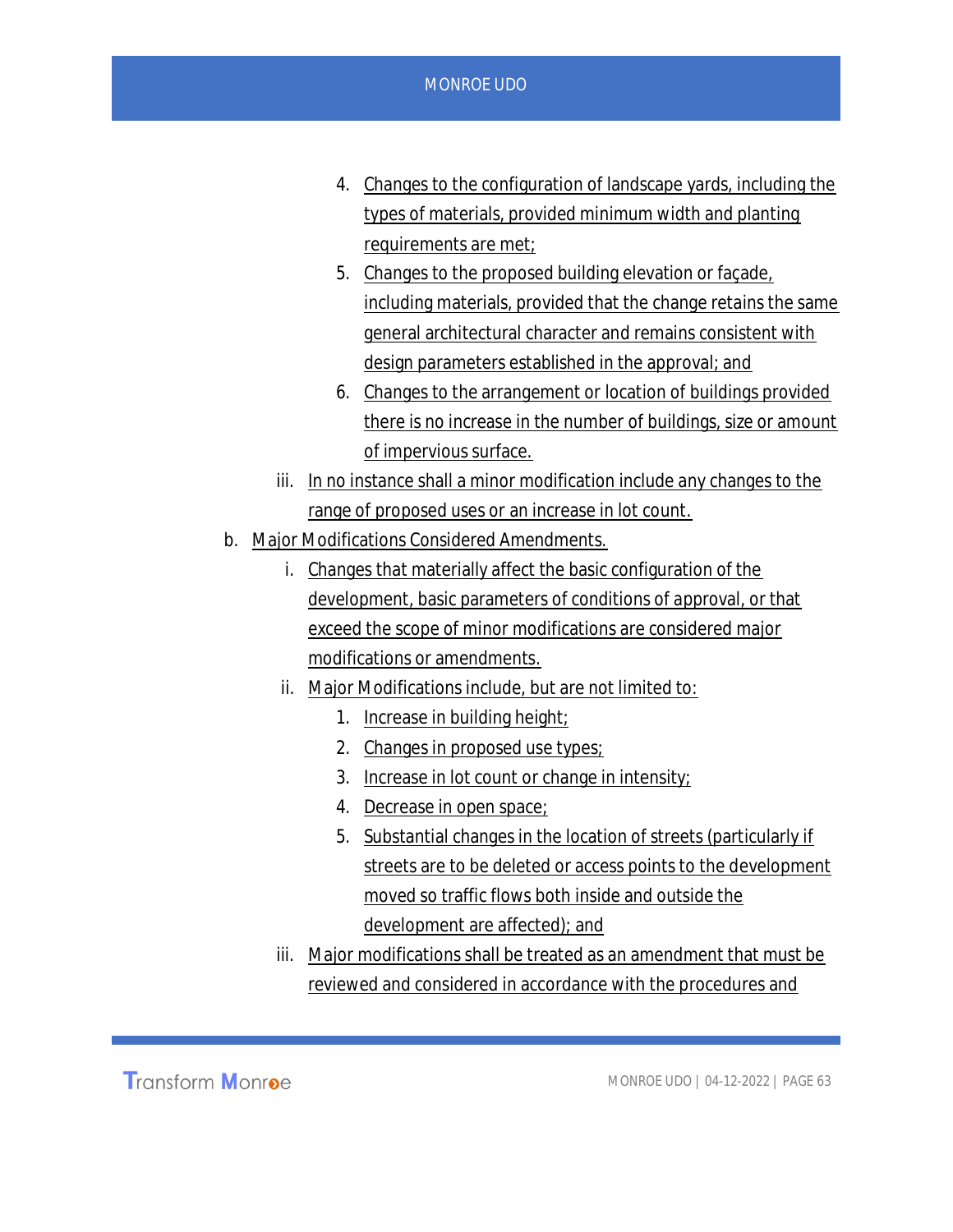4. Changes to the configuration of landscape yards, including the types of materials, provided minimum width and planting requirements are met;
5. Changes to the proposed building elevation or façade, including materials, provided that the change retains the same general architectural character and remains consistent with design parameters established in the approval; and
6. Changes to the arrangement or location of buildings provided there is no increase in the number of buildings, size or amount of impervious surface.

iii. In no instance shall a minor modification include any changes to the range of proposed uses or an increase in lot count.

b. Major Modifications Considered Amendments.

i. Changes that materially affect the basic configuration of the development, basic parameters of conditions of approval, or that exceed the scope of minor modifications are considered major modifications or amendments.

ii. Major Modifications include, but are not limited to:

1. Increase in building height;
2. Changes in proposed use types;
3. Increase in lot count or change in intensity;
4. Decrease in open space;
5. Substantial changes in the location of streets (particularly if streets are to be deleted or access points to the development moved so traffic flows both inside and outside the development are affected); and

iii. Major modifications shall be treated as an amendment that must be reviewed and considered in accordance with the procedures and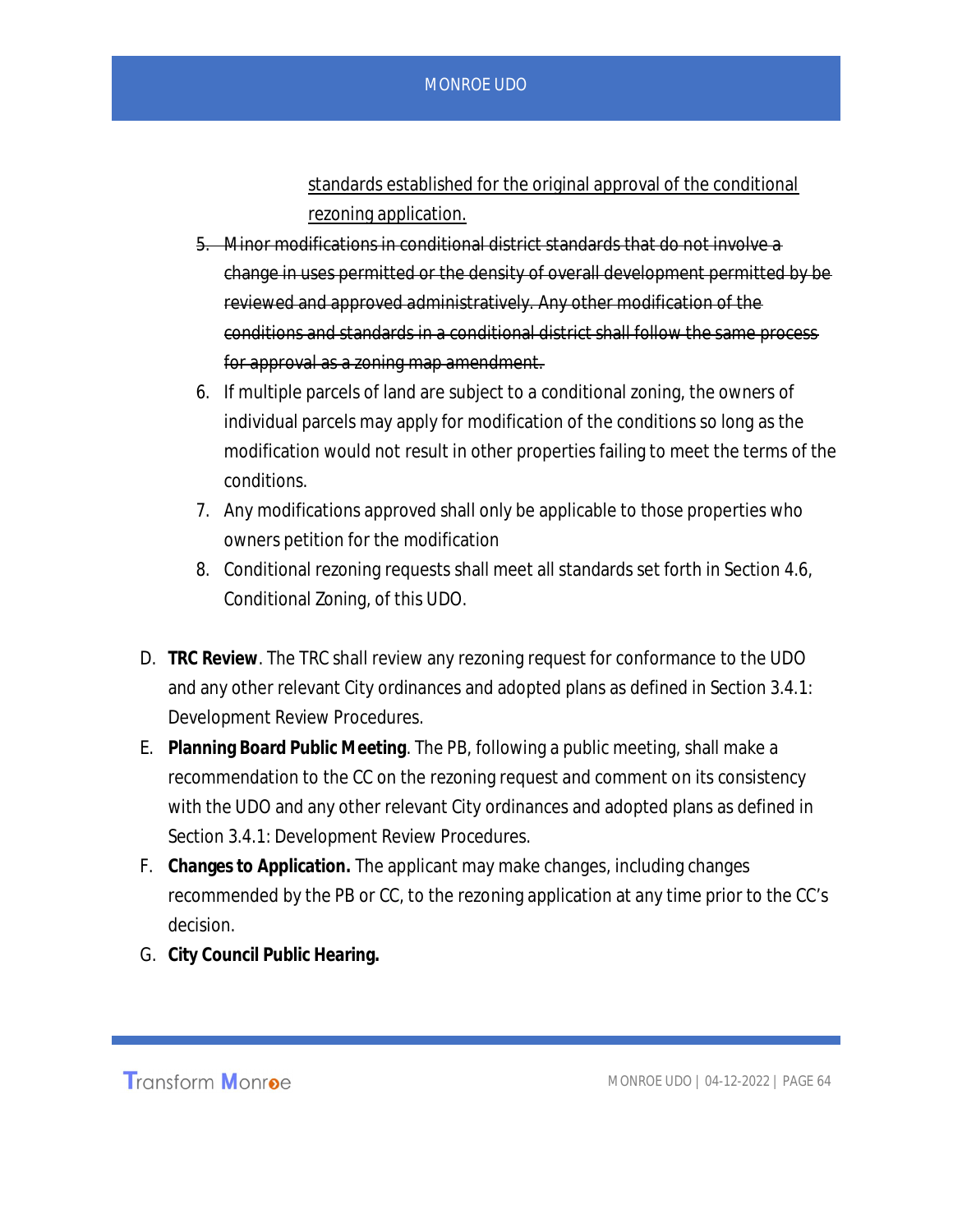<u>standards established for the original approval of the conditional rezoning application.</u>

5. ~~Minor modifications in conditional district standards that do not involve a change in uses permitted or the density of overall development permitted by be reviewed and approved administratively. Any other modification of the conditions and standards in a conditional district shall follow the same process for approval as a zoning map amendment.~~
6. If multiple parcels of land are subject to a conditional zoning, the owners of individual parcels may apply for modification of the conditions so long as the modification would not result in other properties failing to meet the terms of the conditions.
7. Any modifications approved shall only be applicable to those properties who owners petition for the modification
8. Conditional rezoning requests shall meet all standards set forth in Section 4.6, Conditional Zoning, of this UDO.

D. **TRC Review**. The TRC shall review any rezoning request for conformance to the UDO and any other relevant City ordinances and adopted plans as defined in Section 3.4.1: Development Review Procedures.

E. **Planning Board Public Meeting**. The PB, following a public meeting, shall make a recommendation to the CC on the rezoning request and comment on its consistency with the UDO and any other relevant City ordinances and adopted plans as defined in Section 3.4.1: Development Review Procedures.

F. **Changes to Application.** The applicant may make changes, including changes recommended by the PB or CC, to the rezoning application at any time prior to the CC's decision.

G. **City Council Public Hearing.**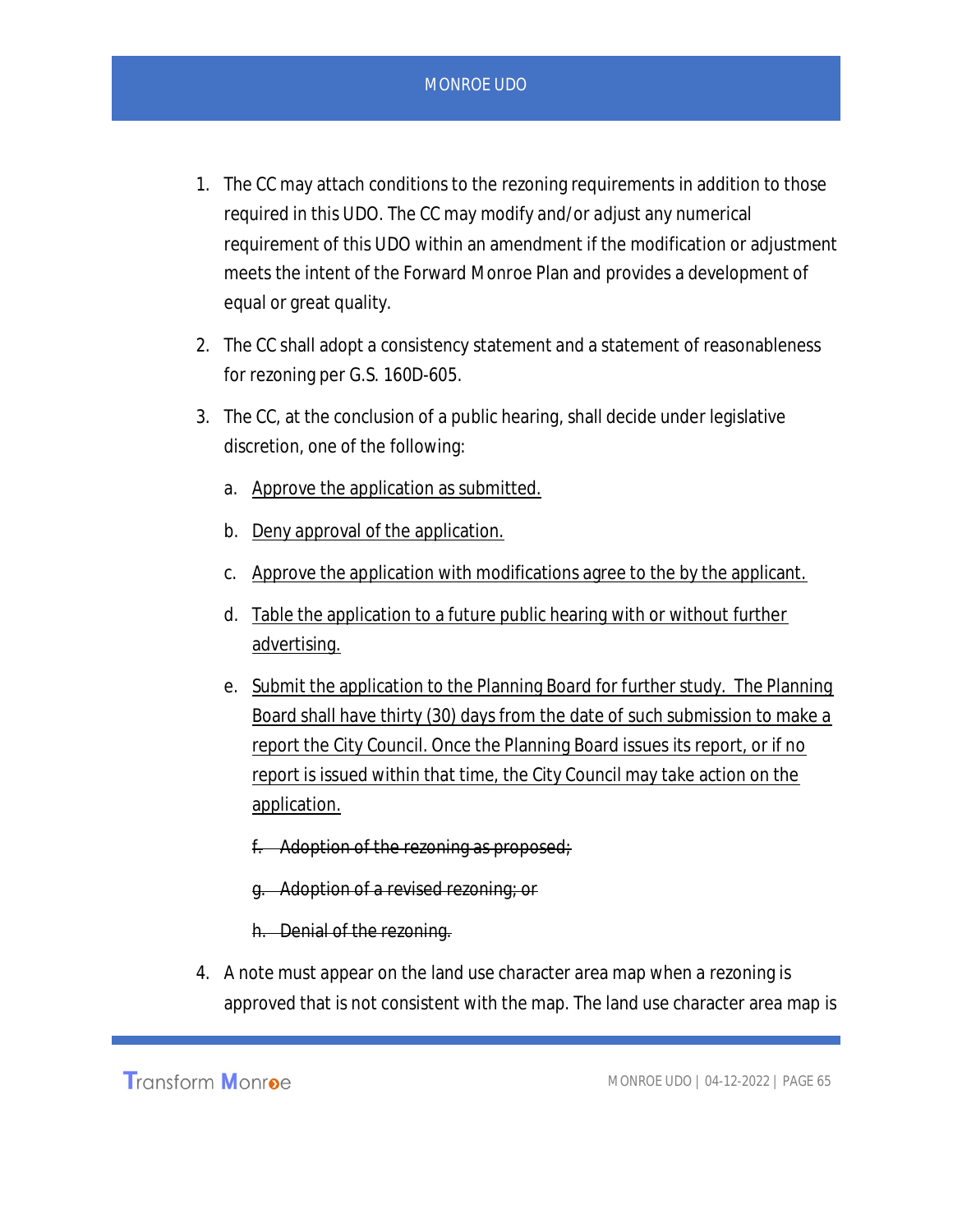1. The CC may attach conditions to the rezoning requirements in addition to those required in this UDO. The CC may modify and/or adjust any numerical requirement of this UDO within an amendment if the modification or adjustment meets the intent of the Forward Monroe Plan and provides a development of equal or great quality.
2. The CC shall adopt a consistency statement and a statement of reasonableness for rezoning per G.S. 160D-605.
3. The CC, at the conclusion of a public hearing, shall decide under legislative discretion, one of the following:
   a. <u>Approve the application as submitted.</u>
   b. <u>Deny approval of the application.</u>
   c. <u>Approve the application with modifications agree to the by the applicant.</u>
   d. <u>Table the application to a future public hearing with or without further advertising.</u>
   e. <u>Submit the application to the Planning Board for further study. The Planning Board shall have thirty (30) days from the date of such submission to make a report the City Council. Once the Planning Board issues its report, or if no report is issued within that time, the City Council may take action on the application.</u>
   f. ~~Adoption of the rezoning as proposed;~~
   g. ~~Adoption of a revised rezoning; or~~
   h. ~~Denial of the rezoning.~~
4. A note must appear on the land use character area map when a rezoning is approved that is not consistent with the map. The land use character area map is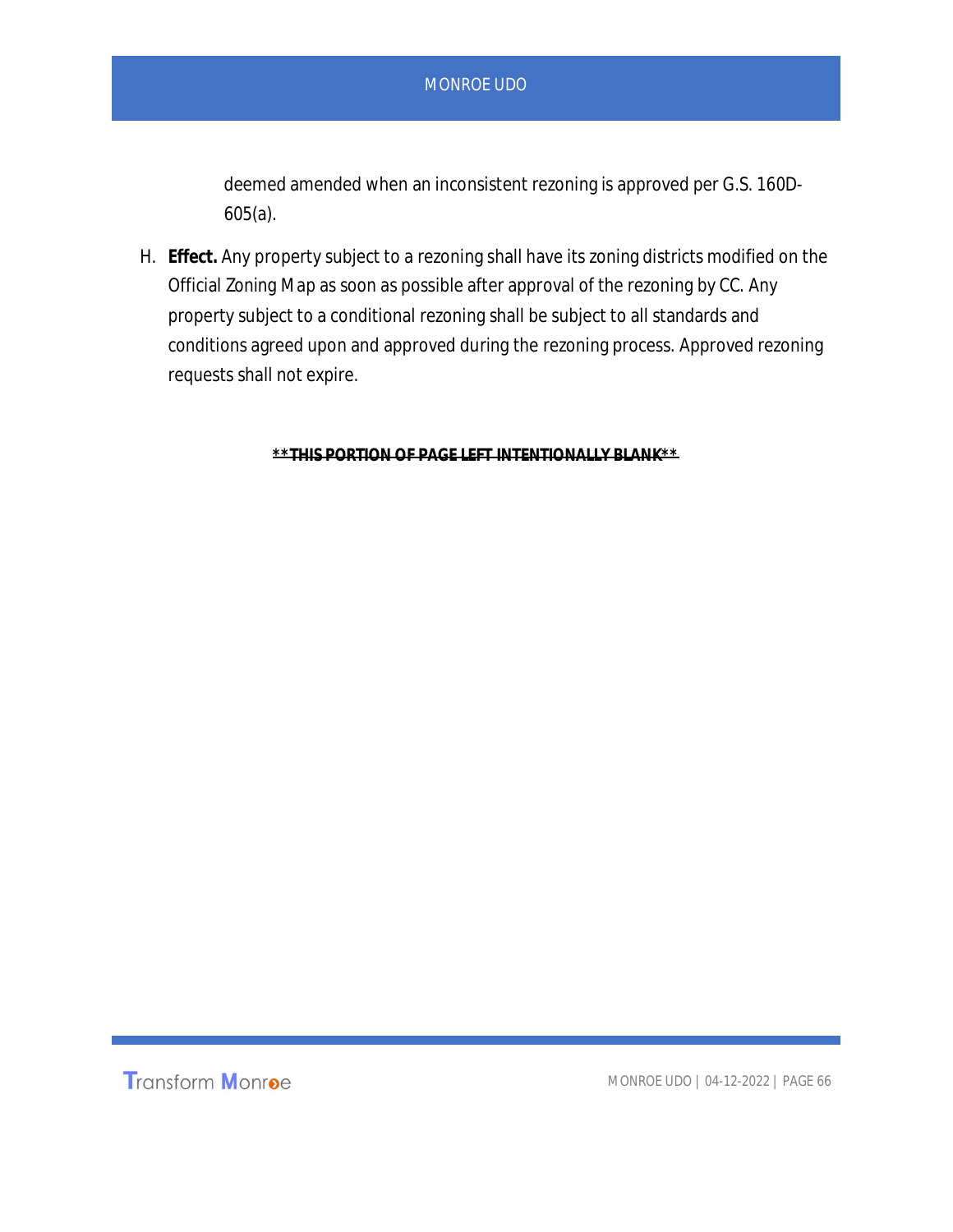deemed amended when an inconsistent rezoning is approved per G.S. 160D-605(a).

H. **Effect.** Any property subject to a rezoning shall have its zoning districts modified on the Official Zoning Map as soon as possible after approval of the rezoning by CC. Any property subject to a conditional rezoning shall be subject to all standards and conditions agreed upon and approved during the rezoning process. Approved rezoning requests shall not expire.

**\*\*THIS PORTION OF PAGE LEFT INTENTIONALLY BLANK\*\***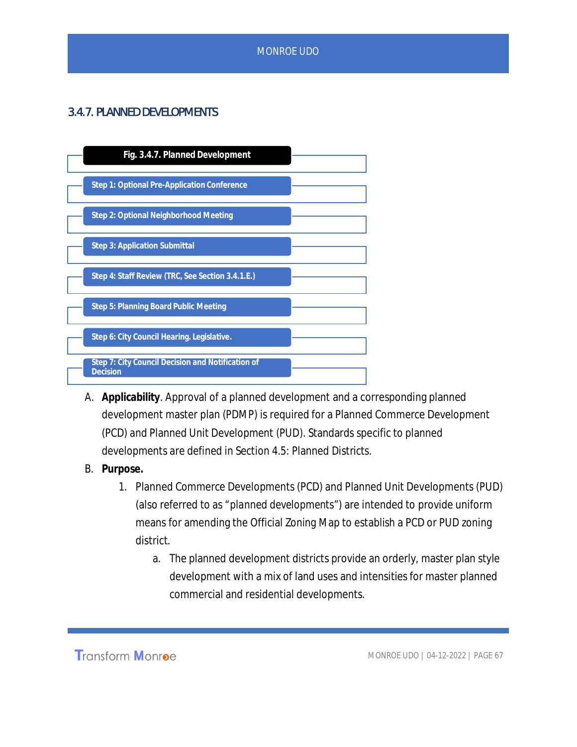### 3.4.7. PLANNED DEVELOPMENTS

**Fig. 3.4.7. Planned Development**

- Step 1: Optional Pre-Application Conference
- Step 2: Optional Neighborhood Meeting
- Step 3: Application Submittal
- Step 4: Staff Review (TRC, See Section 3.4.1.E.)
- Step 5: Planning Board Public Meeting
- Step 6: City Council Hearing. Legislative.
- Step 7: City Council Decision and Notification of Decision

A. **Applicability**. Approval of a planned development and a corresponding planned development master plan (PDMP) is required for a Planned Commerce Development (PCD) and Planned Unit Development (PUD). Standards specific to planned developments are defined in Section 4.5: Planned Districts.

B. **Purpose.**

1. Planned Commerce Developments (PCD) and Planned Unit Developments (PUD) (also referred to as "planned developments") are intended to provide uniform means for amending the Official Zoning Map to establish a PCD or PUD zoning district.
   a. The planned development districts provide an orderly, master plan style development with a mix of land uses and intensities for master planned commercial and residential developments.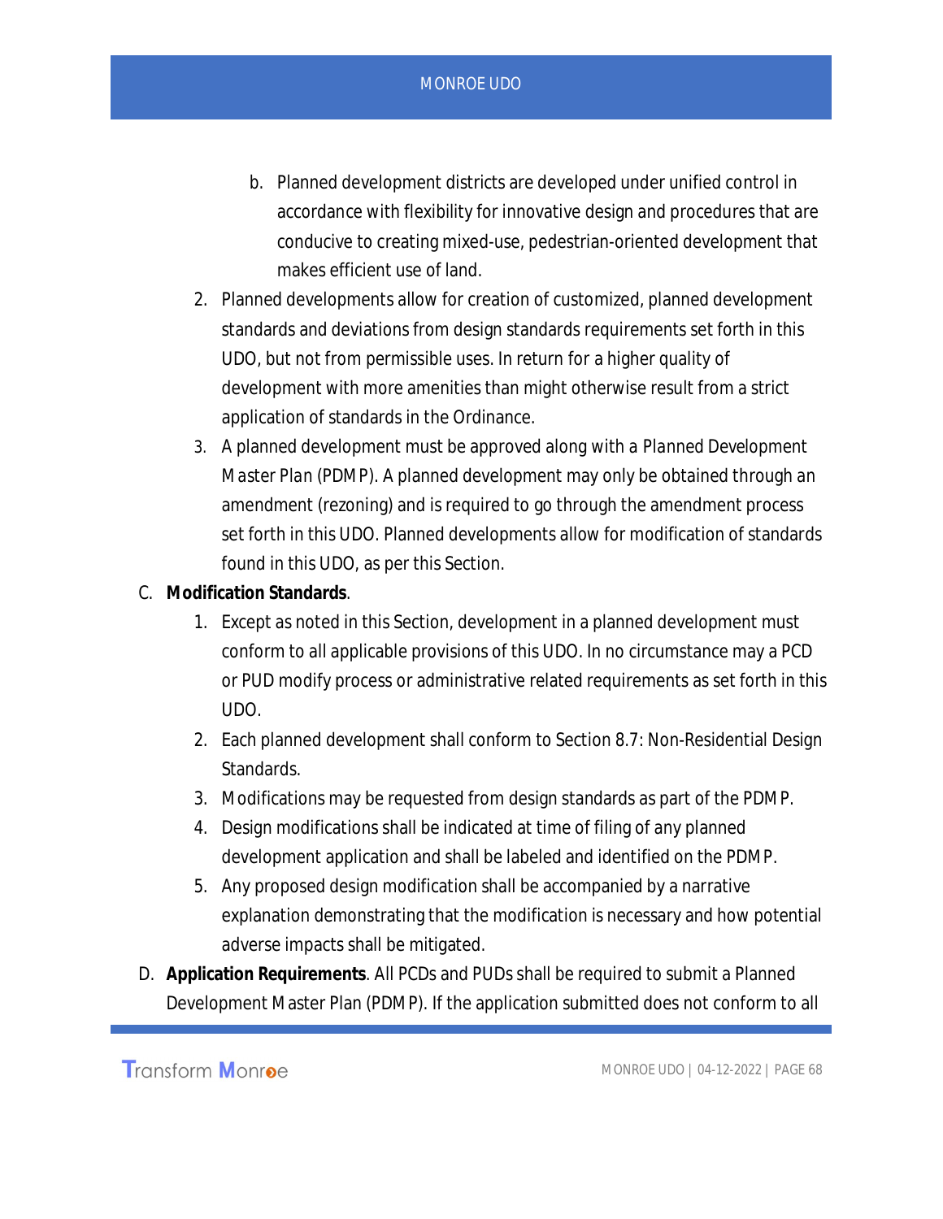b. Planned development districts are developed under unified control in accordance with flexibility for innovative design and procedures that are conducive to creating mixed-use, pedestrian-oriented development that makes efficient use of land.

2. Planned developments allow for creation of customized, planned development standards and deviations from design standards requirements set forth in this UDO, but not from permissible uses. In return for a higher quality of development with more amenities than might otherwise result from a strict application of standards in the Ordinance.
3. A planned development must be approved along with a Planned Development Master Plan (PDMP). A planned development may only be obtained through an amendment (rezoning) and is required to go through the amendment process set forth in this UDO. Planned developments allow for modification of standards found in this UDO, as per this Section.

C. **Modification Standards**.

1. Except as noted in this Section, development in a planned development must conform to all applicable provisions of this UDO. In no circumstance may a PCD or PUD modify process or administrative related requirements as set forth in this UDO.
2. Each planned development shall conform to Section 8.7: Non-Residential Design Standards.
3. Modifications may be requested from design standards as part of the PDMP.
4. Design modifications shall be indicated at time of filing of any planned development application and shall be labeled and identified on the PDMP.
5. Any proposed design modification shall be accompanied by a narrative explanation demonstrating that the modification is necessary and how potential adverse impacts shall be mitigated.

D. **Application Requirements**. All PCDs and PUDs shall be required to submit a Planned Development Master Plan (PDMP). If the application submitted does not conform to all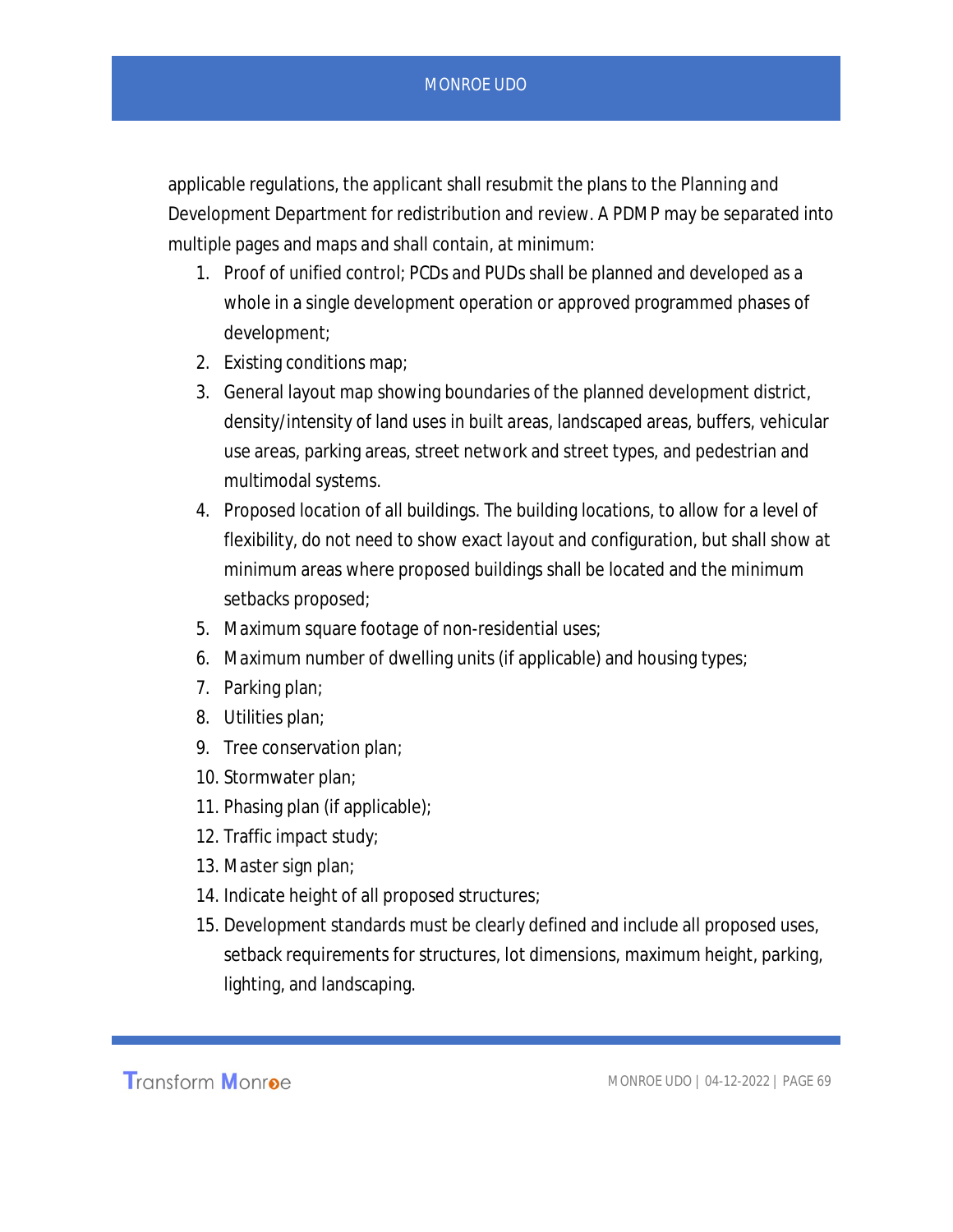applicable regulations, the applicant shall resubmit the plans to the Planning and Development Department for redistribution and review. A PDMP may be separated into multiple pages and maps and shall contain, at minimum:

1. Proof of unified control; PCDs and PUDs shall be planned and developed as a whole in a single development operation or approved programmed phases of development;
2. Existing conditions map;
3. General layout map showing boundaries of the planned development district, density/intensity of land uses in built areas, landscaped areas, buffers, vehicular use areas, parking areas, street network and street types, and pedestrian and multimodal systems.
4. Proposed location of all buildings. The building locations, to allow for a level of flexibility, do not need to show exact layout and configuration, but shall show at minimum areas where proposed buildings shall be located and the minimum setbacks proposed;
5. Maximum square footage of non-residential uses;
6. Maximum number of dwelling units (if applicable) and housing types;
7. Parking plan;
8. Utilities plan;
9. Tree conservation plan;
10. Stormwater plan;
11. Phasing plan (if applicable);
12. Traffic impact study;
13. Master sign plan;
14. Indicate height of all proposed structures;
15. Development standards must be clearly defined and include all proposed uses, setback requirements for structures, lot dimensions, maximum height, parking, lighting, and landscaping.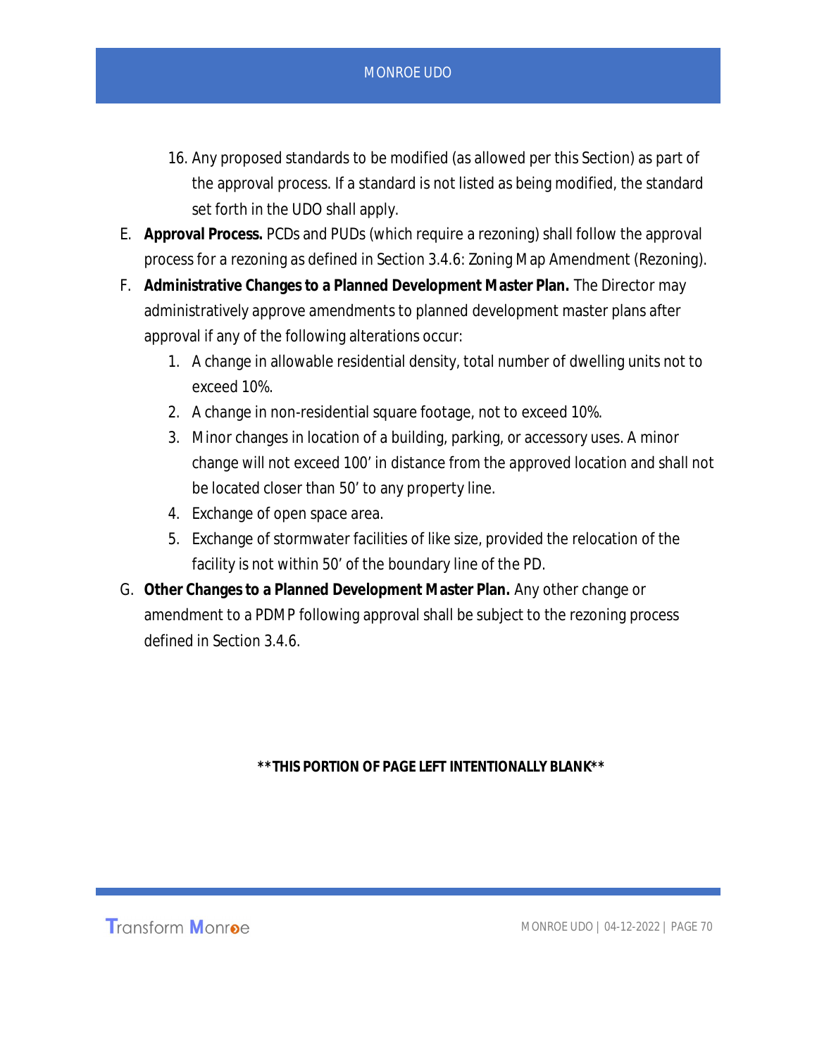16. Any proposed standards to be modified (as allowed per this Section) as part of the approval process. If a standard is not listed as being modified, the standard set forth in the UDO shall apply.

E. **Approval Process.** PCDs and PUDs (which require a rezoning) shall follow the approval process for a rezoning as defined in Section 3.4.6: Zoning Map Amendment (Rezoning).

F. **Administrative Changes to a Planned Development Master Plan.** The Director may administratively approve amendments to planned development master plans after approval if any of the following alterations occur:

   1. A change in allowable residential density, total number of dwelling units not to exceed 10%.
   2. A change in non-residential square footage, not to exceed 10%.
   3. Minor changes in location of a building, parking, or accessory uses. A minor change will not exceed 100’ in distance from the approved location and shall not be located closer than 50’ to any property line.
   4. Exchange of open space area.
   5. Exchange of stormwater facilities of like size, provided the relocation of the facility is not within 50’ of the boundary line of the PD.

G. **Other Changes to a Planned Development Master Plan.** Any other change or amendment to a PDMP following approval shall be subject to the rezoning process defined in Section 3.4.6.

**\*\*THIS PORTION OF PAGE LEFT INTENTIONALLY BLANK\*\***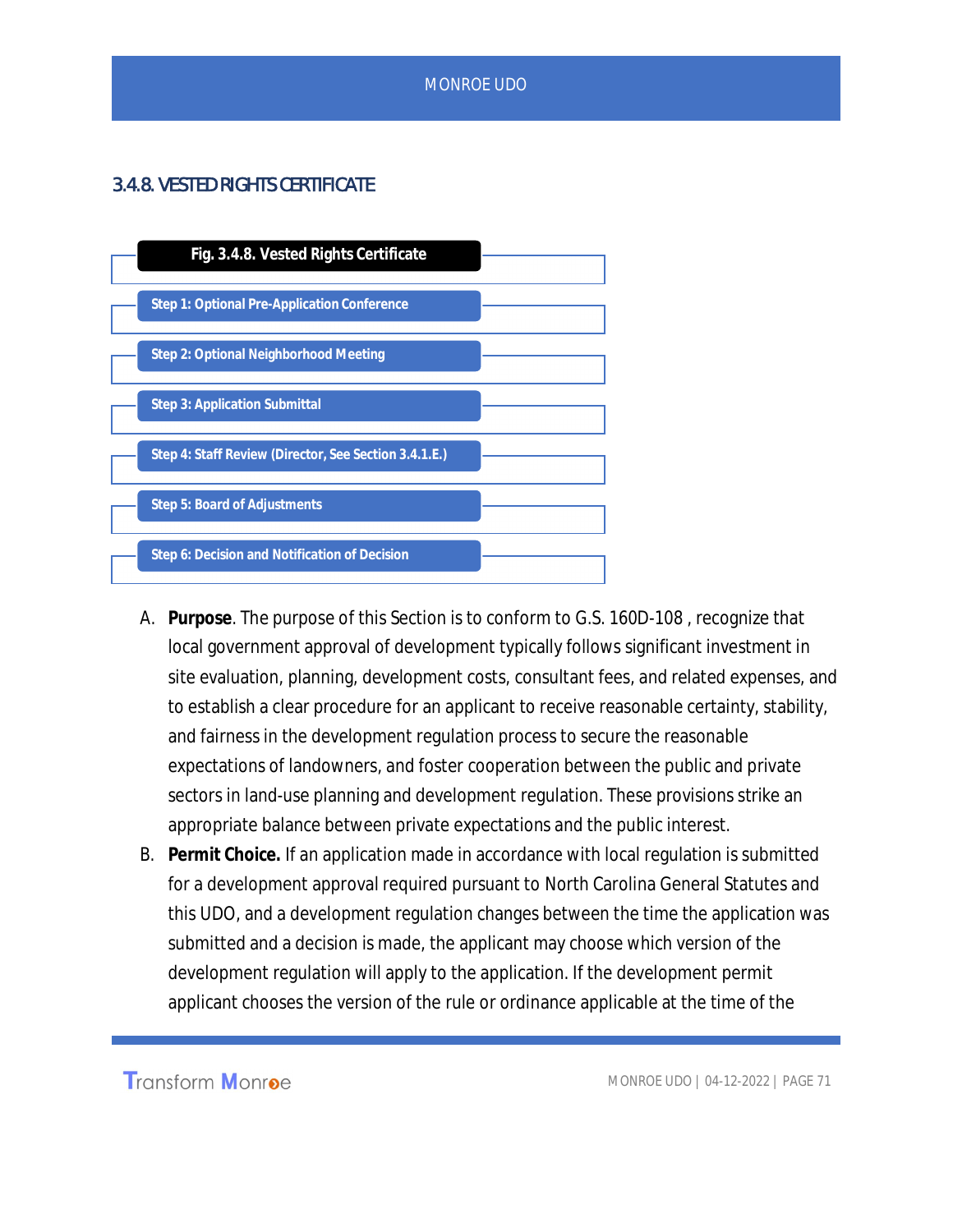### 3.4.8. VESTED RIGHTS CERTIFICATE

**Fig. 3.4.8. Vested Rights Certificate**

- **Step 1: Optional Pre-Application Conference**
- **Step 2: Optional Neighborhood Meeting**
- **Step 3: Application Submittal**
- **Step 4: Staff Review (Director, See Section 3.4.1.E.)**
- **Step 5: Board of Adjustments**
- **Step 6: Decision and Notification of Decision**

A. **Purpose**. The purpose of this Section is to conform to G.S. 160D-108 , recognize that local government approval of development typically follows significant investment in site evaluation, planning, development costs, consultant fees, and related expenses, and to establish a clear procedure for an applicant to receive reasonable certainty, stability, and fairness in the development regulation process to secure the reasonable expectations of landowners, and foster cooperation between the public and private sectors in land-use planning and development regulation. These provisions strike an appropriate balance between private expectations and the public interest.

B. **Permit Choice.** If an application made in accordance with local regulation is submitted for a development approval required pursuant to North Carolina General Statutes and this UDO, and a development regulation changes between the time the application was submitted and a decision is made, the applicant may choose which version of the development regulation will apply to the application. If the development permit applicant chooses the version of the rule or ordinance applicable at the time of the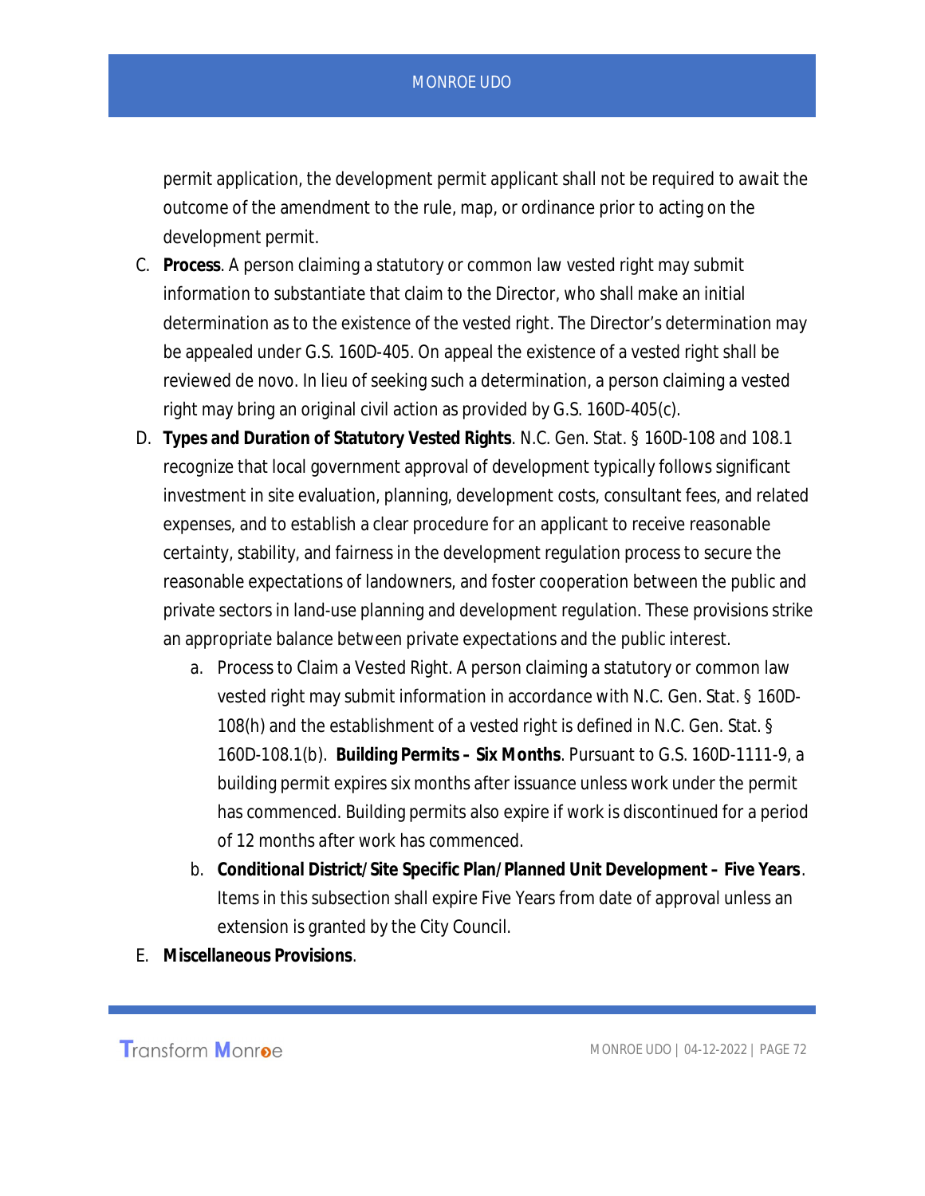permit application, the development permit applicant shall not be required to await the outcome of the amendment to the rule, map, or ordinance prior to acting on the development permit.

C. **Process**. A person claiming a statutory or common law vested right may submit information to substantiate that claim to the Director, who shall make an initial determination as to the existence of the vested right. The Director's determination may be appealed under G.S. 160D-405. On appeal the existence of a vested right shall be reviewed de novo. In lieu of seeking such a determination, a person claiming a vested right may bring an original civil action as provided by G.S. 160D-405(c).

D. **Types and Duration of Statutory Vested Rights**. N.C. Gen. Stat. § 160D-108 and 108.1 recognize that local government approval of development typically follows significant investment in site evaluation, planning, development costs, consultant fees, and related expenses, and to establish a clear procedure for an applicant to receive reasonable certainty, stability, and fairness in the development regulation process to secure the reasonable expectations of landowners, and foster cooperation between the public and private sectors in land-use planning and development regulation. These provisions strike an appropriate balance between private expectations and the public interest.

   a. Process to Claim a Vested Right. A person claiming a statutory or common law vested right may submit information in accordance with N.C. Gen. Stat. § 160D-108(h) and the establishment of a vested right is defined in N.C. Gen. Stat. § 160D-108.1(b). **Building Permits – Six Months**. Pursuant to G.S. 160D-1111-9, a building permit expires six months after issuance unless work under the permit has commenced. Building permits also expire if work is discontinued for a period of 12 months after work has commenced.

   b. **Conditional District/Site Specific Plan/Planned Unit Development – Five Years**. Items in this subsection shall expire Five Years from date of approval unless an extension is granted by the City Council.

E. **Miscellaneous Provisions**.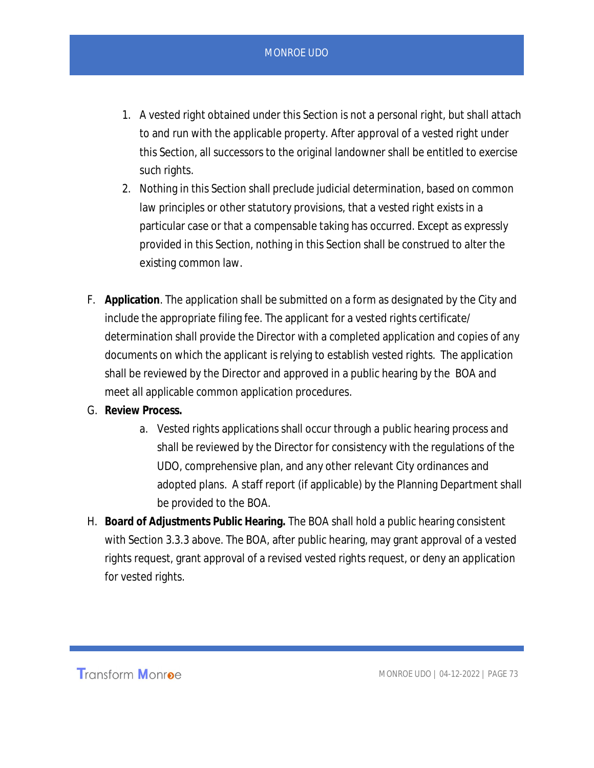1. A vested right obtained under this Section is not a personal right, but shall attach to and run with the applicable property. After approval of a vested right under this Section, all successors to the original landowner shall be entitled to exercise such rights.
2. Nothing in this Section shall preclude judicial determination, based on common law principles or other statutory provisions, that a vested right exists in a particular case or that a compensable taking has occurred. Except as expressly provided in this Section, nothing in this Section shall be construed to alter the existing common law.

F. **Application**. The application shall be submitted on a form as designated by the City and include the appropriate filing fee. The applicant for a vested rights certificate/ determination shall provide the Director with a completed application and copies of any documents on which the applicant is relying to establish vested rights. The application shall be reviewed by the Director and approved in a public hearing by the BOA and meet all applicable common application procedures.

G. **Review Process.**

   a. Vested rights applications shall occur through a public hearing process and shall be reviewed by the Director for consistency with the regulations of the UDO, comprehensive plan, and any other relevant City ordinances and adopted plans. A staff report (if applicable) by the Planning Department shall be provided to the BOA.

H. **Board of Adjustments Public Hearing.** The BOA shall hold a public hearing consistent with Section 3.3.3 above. The BOA, after public hearing, may grant approval of a vested rights request, grant approval of a revised vested rights request, or deny an application for vested rights.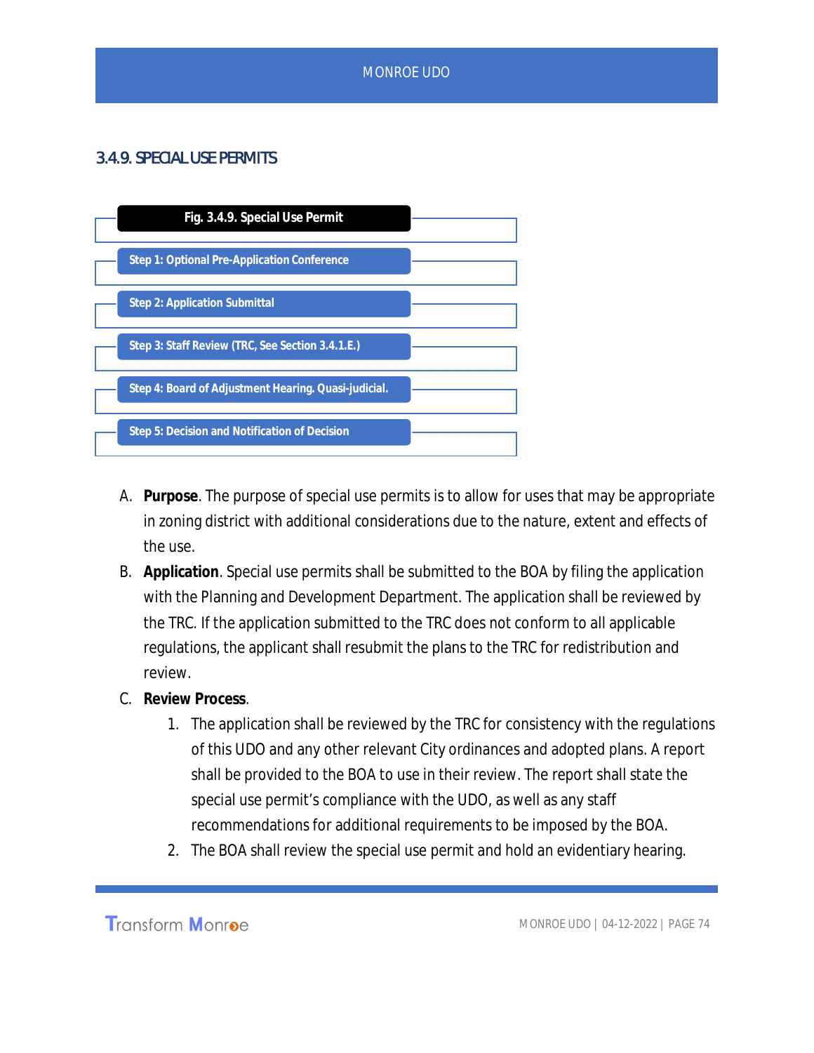### 3.4.9. SPECIAL USE PERMITS

**Fig. 3.4.9. Special Use Permit**

- **Step 1: Optional Pre-Application Conference**
- **Step 2: Application Submittal**
- **Step 3: Staff Review (TRC, See Section 3.4.1.E.)**
- **Step 4: Board of Adjustment Hearing. Quasi-judicial.**
- **Step 5: Decision and Notification of Decision**

A. **Purpose**. The purpose of special use permits is to allow for uses that may be appropriate in zoning district with additional considerations due to the nature, extent and effects of the use.

B. **Application**. Special use permits shall be submitted to the BOA by filing the application with the Planning and Development Department. The application shall be reviewed by the TRC. If the application submitted to the TRC does not conform to all applicable regulations, the applicant shall resubmit the plans to the TRC for redistribution and review.

C. **Review Process**.

1. The application shall be reviewed by the TRC for consistency with the regulations of this UDO and any other relevant City ordinances and adopted plans. A report shall be provided to the BOA to use in their review. The report shall state the special use permit's compliance with the UDO, as well as any staff recommendations for additional requirements to be imposed by the BOA.
2. The BOA shall review the special use permit and hold an evidentiary hearing.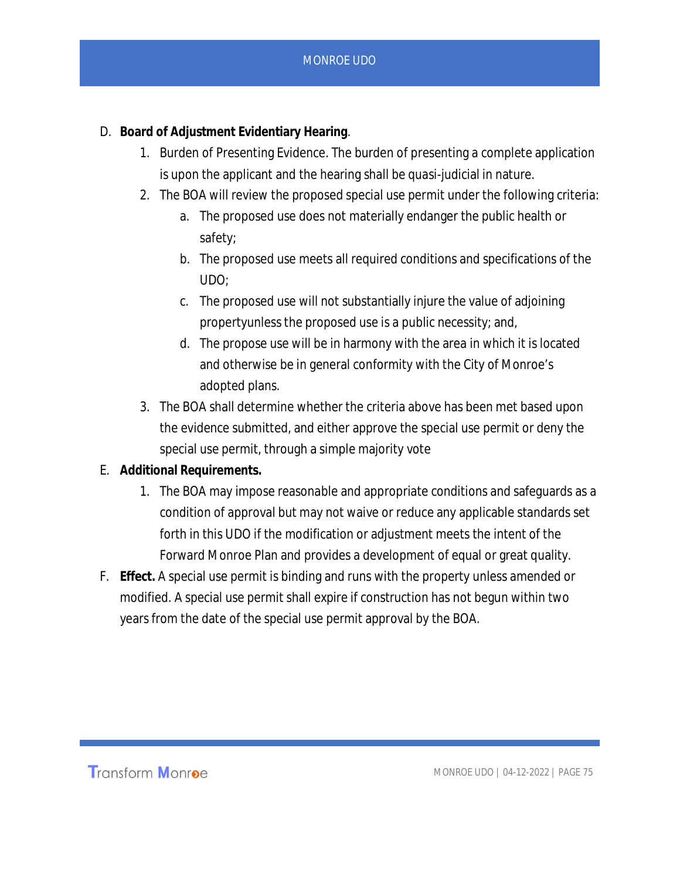D. **Board of Adjustment Evidentiary Hearing**.

   1. Burden of Presenting Evidence. The burden of presenting a complete application is upon the applicant and the hearing shall be quasi-judicial in nature.
   2. The BOA will review the proposed special use permit under the following criteria:
      a. The proposed use does not materially endanger the public health or safety;
      b. The proposed use meets all required conditions and specifications of the UDO;
      c. The proposed use will not substantially injure the value of adjoining propertyunless the proposed use is a public necessity; and,
      d. The propose use will be in harmony with the area in which it is located and otherwise be in general conformity with the City of Monroe's adopted plans.
   3. The BOA shall determine whether the criteria above has been met based upon the evidence submitted, and either approve the special use permit or deny the special use permit, through a simple majority vote

E. **Additional Requirements.**

   1. The BOA may impose reasonable and appropriate conditions and safeguards as a condition of approval but may not waive or reduce any applicable standards set forth in this UDO if the modification or adjustment meets the intent of the Forward Monroe Plan and provides a development of equal or great quality.

F. **Effect.** A special use permit is binding and runs with the property unless amended or modified. A special use permit shall expire if construction has not begun within two years from the date of the special use permit approval by the BOA.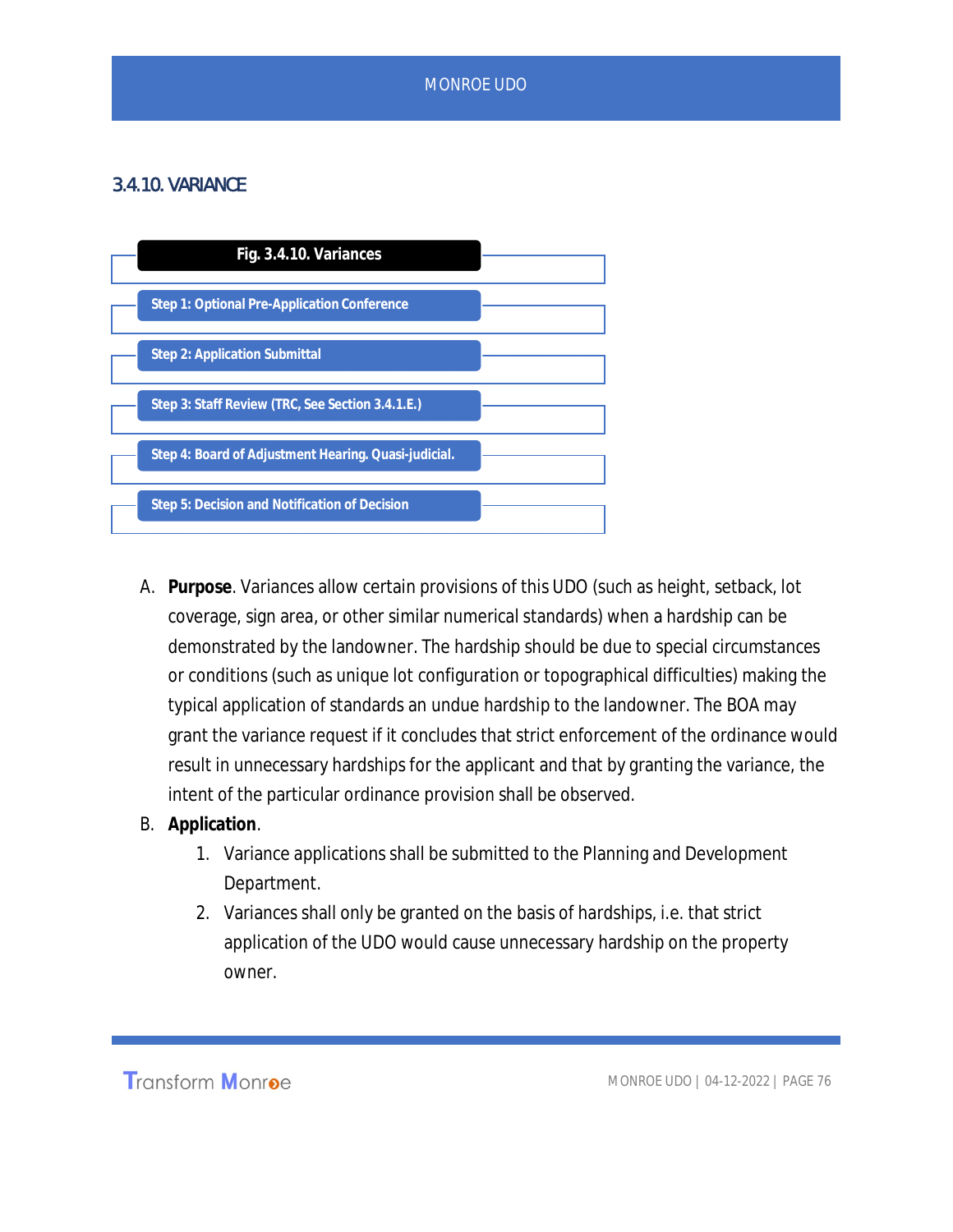### 3.4.10. VARIANCE

**Fig. 3.4.10. Variances**

- **Step 1: Optional Pre-Application Conference**
- **Step 2: Application Submittal**
- **Step 3: Staff Review (TRC, See Section 3.4.1.E.)**
- **Step 4: Board of Adjustment Hearing. Quasi-judicial.**
- **Step 5: Decision and Notification of Decision**

A. **Purpose**. Variances allow certain provisions of this UDO (such as height, setback, lot coverage, sign area, or other similar numerical standards) when a hardship can be demonstrated by the landowner. The hardship should be due to special circumstances or conditions (such as unique lot configuration or topographical difficulties) making the typical application of standards an undue hardship to the landowner. The BOA may grant the variance request if it concludes that strict enforcement of the ordinance would result in unnecessary hardships for the applicant and that by granting the variance, the intent of the particular ordinance provision shall be observed.

B. **Application**.

   1. Variance applications shall be submitted to the Planning and Development Department.
   2. Variances shall only be granted on the basis of hardships, i.e. that strict application of the UDO would cause unnecessary hardship on the property owner.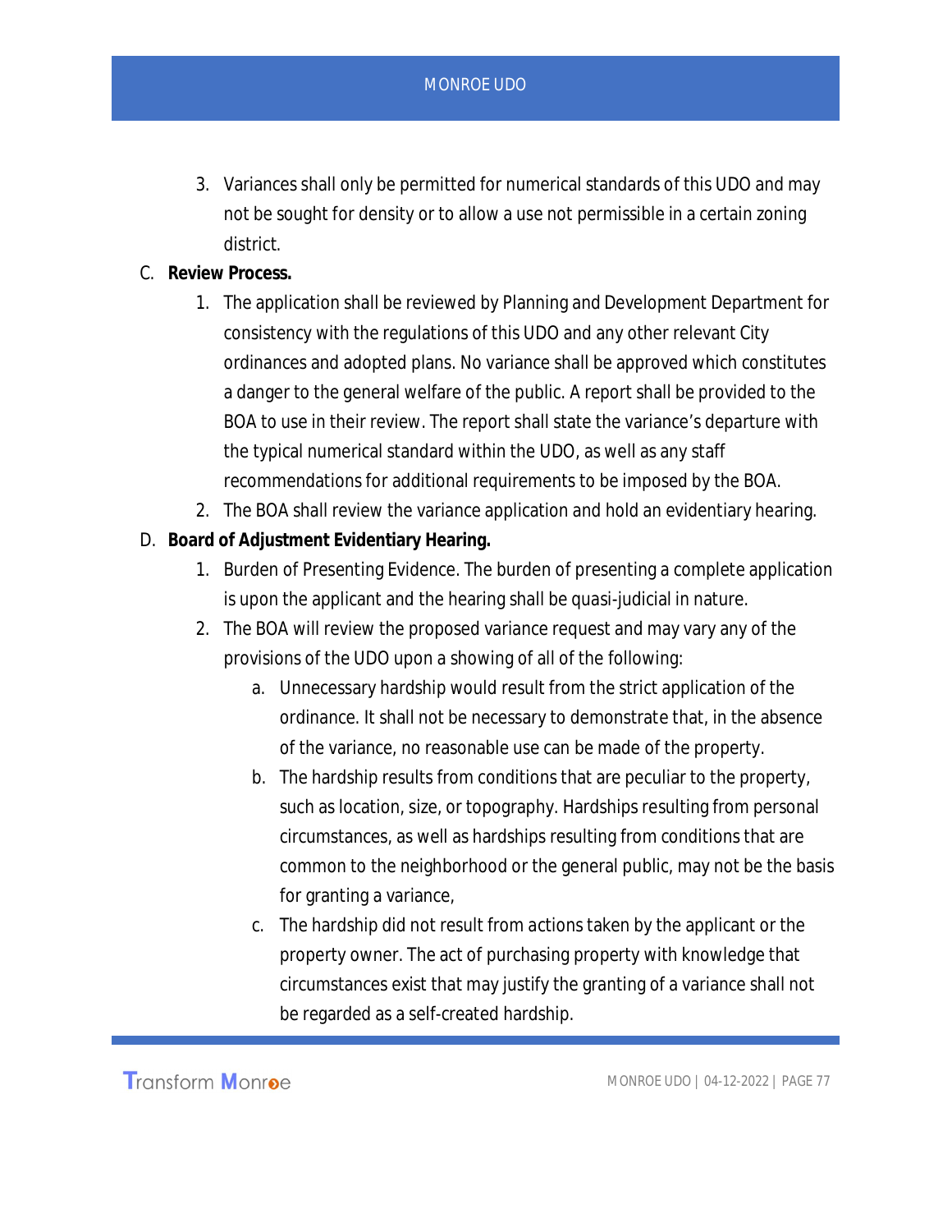3. Variances shall only be permitted for numerical standards of this UDO and may not be sought for density or to allow a use not permissible in a certain zoning district.

C. **Review Process.**

   1. The application shall be reviewed by Planning and Development Department for consistency with the regulations of this UDO and any other relevant City ordinances and adopted plans. No variance shall be approved which constitutes a danger to the general welfare of the public. A report shall be provided to the BOA to use in their review. The report shall state the variance's departure with the typical numerical standard within the UDO, as well as any staff recommendations for additional requirements to be imposed by the BOA.
   2. The BOA shall review the variance application and hold an evidentiary hearing.

D. **Board of Adjustment Evidentiary Hearing.**

   1. Burden of Presenting Evidence. The burden of presenting a complete application is upon the applicant and the hearing shall be quasi-judicial in nature.
   2. The BOA will review the proposed variance request and may vary any of the provisions of the UDO upon a showing of all of the following:
      a. Unnecessary hardship would result from the strict application of the ordinance. It shall not be necessary to demonstrate that, in the absence of the variance, no reasonable use can be made of the property.
      b. The hardship results from conditions that are peculiar to the property, such as location, size, or topography. Hardships resulting from personal circumstances, as well as hardships resulting from conditions that are common to the neighborhood or the general public, may not be the basis for granting a variance,
      c. The hardship did not result from actions taken by the applicant or the property owner. The act of purchasing property with knowledge that circumstances exist that may justify the granting of a variance shall not be regarded as a self-created hardship.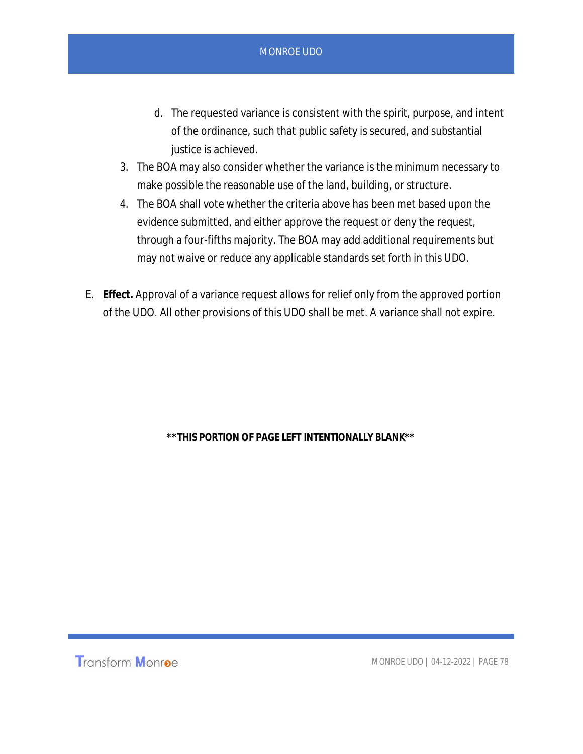d. The requested variance is consistent with the spirit, purpose, and intent of the ordinance, such that public safety is secured, and substantial justice is achieved.

3. The BOA may also consider whether the variance is the minimum necessary to make possible the reasonable use of the land, building, or structure.
4. The BOA shall vote whether the criteria above has been met based upon the evidence submitted, and either approve the request or deny the request, through a four-fifths majority. The BOA may add additional requirements but may not waive or reduce any applicable standards set forth in this UDO.

E. **Effect.** Approval of a variance request allows for relief only from the approved portion of the UDO. All other provisions of this UDO shall be met. A variance shall not expire.

**THIS PORTION OF PAGE LEFT INTENTIONALLY BLANK**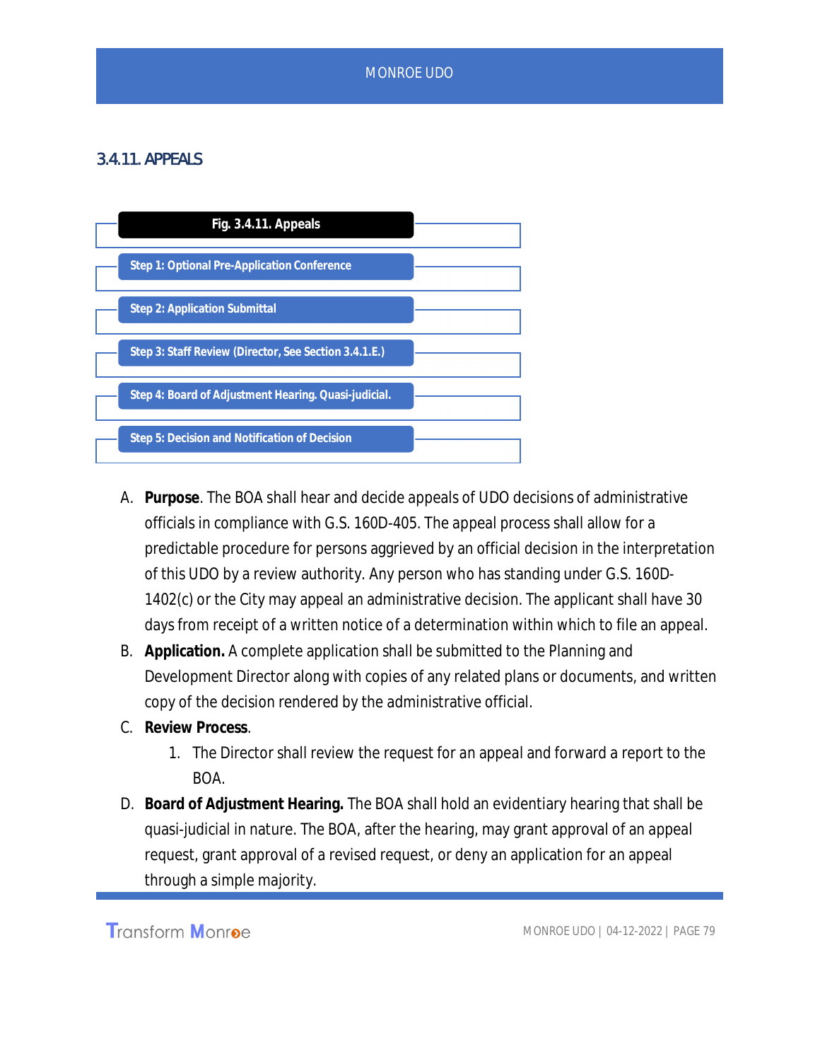### 3.4.11. APPEALS

**Fig. 3.4.11. Appeals**

- Step 1: Optional Pre-Application Conference
- Step 2: Application Submittal
- Step 3: Staff Review (Director, See Section 3.4.1.E.)
- Step 4: Board of Adjustment Hearing. Quasi-judicial.
- Step 5: Decision and Notification of Decision

A. **Purpose**. The BOA shall hear and decide appeals of UDO decisions of administrative officials in compliance with G.S. 160D-405. The appeal process shall allow for a predictable procedure for persons aggrieved by an official decision in the interpretation of this UDO by a review authority. Any person who has standing under G.S. 160D-1402(c) or the City may appeal an administrative decision. The applicant shall have 30 days from receipt of a written notice of a determination within which to file an appeal.

B. **Application.** A complete application shall be submitted to the Planning and Development Director along with copies of any related plans or documents, and written copy of the decision rendered by the administrative official.

C. **Review Process**.
   1. The Director shall review the request for an appeal and forward a report to the BOA.

D. **Board of Adjustment Hearing.** The BOA shall hold an evidentiary hearing that shall be quasi-judicial in nature. The BOA, after the hearing, may grant approval of an appeal request, grant approval of a revised request, or deny an application for an appeal through a simple majority.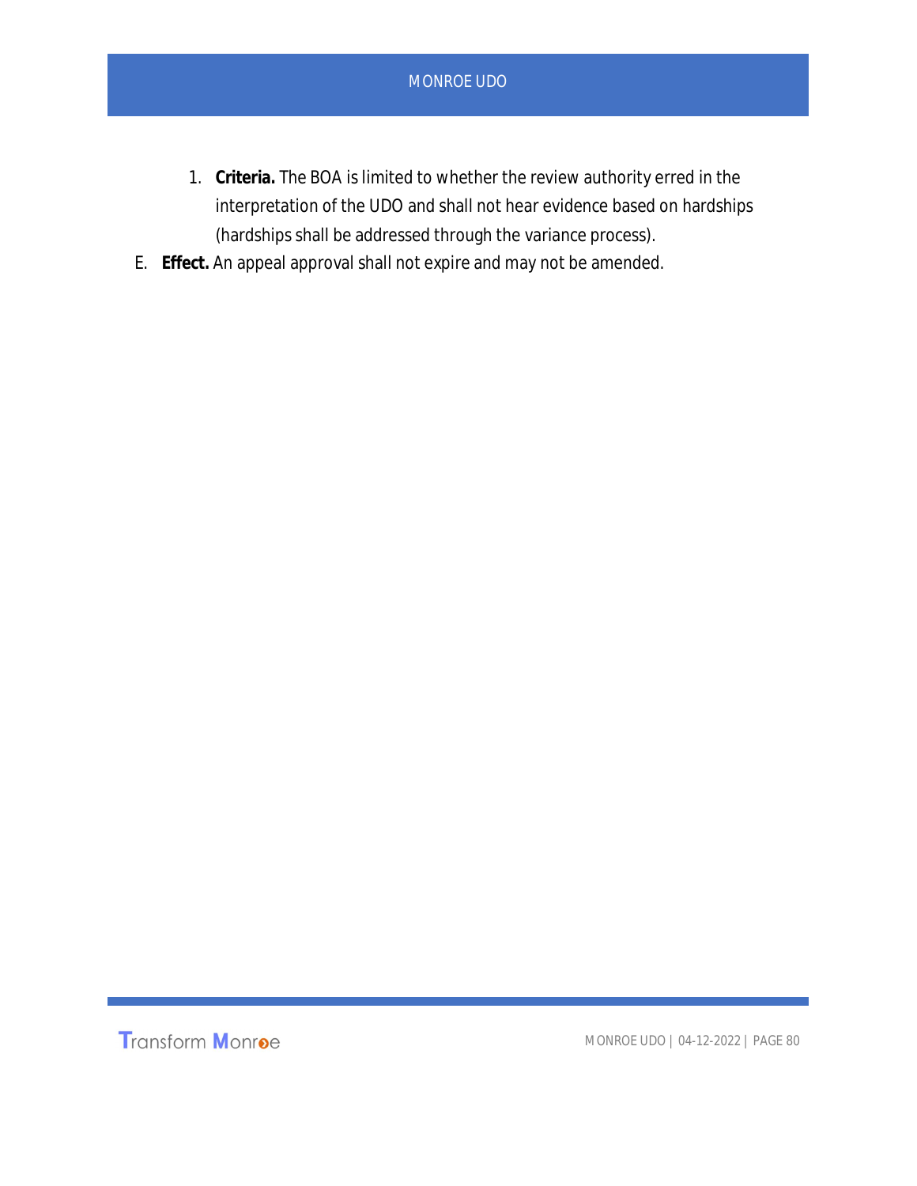1. **Criteria.** The BOA is limited to whether the review authority erred in the interpretation of the UDO and shall not hear evidence based on hardships (hardships shall be addressed through the variance process).

E. **Effect.** An appeal approval shall not expire and may not be amended.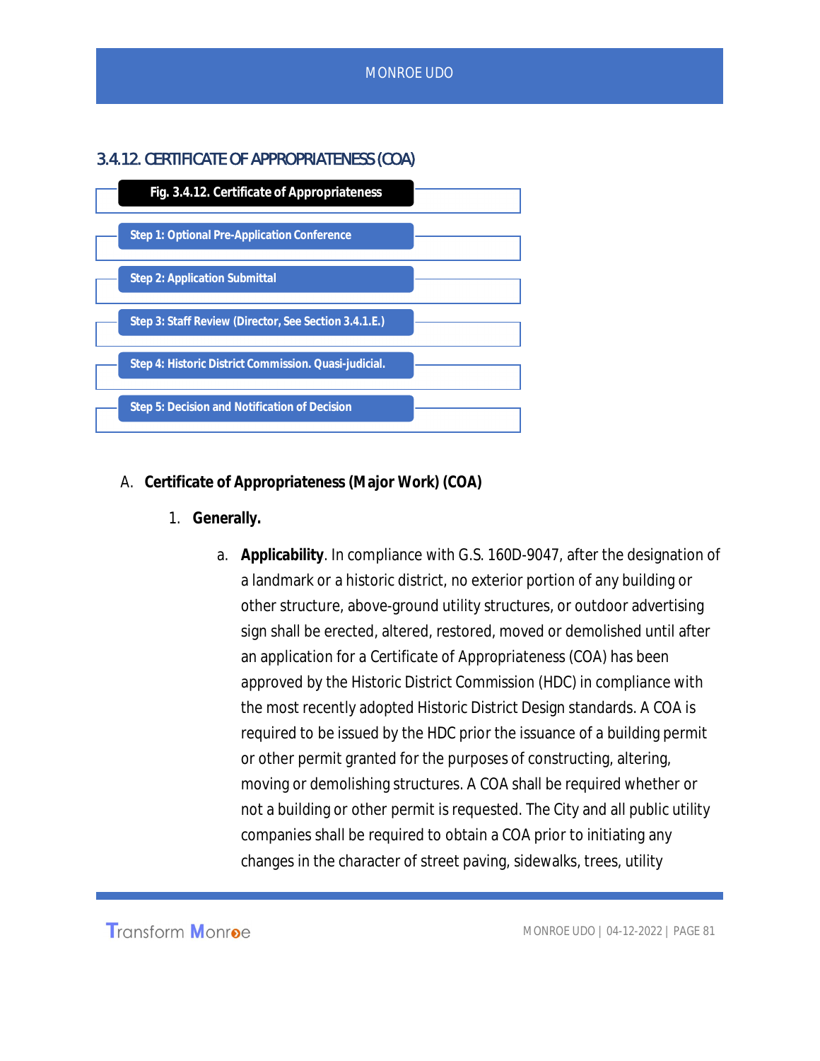## 3.4.12. CERTIFICATE OF APPROPRIATENESS (COA)

**Fig. 3.4.12. Certificate of Appropriateness**

**Step 1: Optional Pre-Application Conference**

**Step 2: Application Submittal**

**Step 3: Staff Review (Director, See Section 3.4.1.E.)**

**Step 4: Historic District Commission. Quasi-judicial.**

**Step 5: Decision and Notification of Decision**

A. **Certificate of Appropriateness (Major Work) (COA)**

1. **Generally.**

a. **Applicability**. In compliance with G.S. 160D-9047, after the designation of a landmark or a historic district, no exterior portion of any building or other structure, above-ground utility structures, or outdoor advertising sign shall be erected, altered, restored, moved or demolished until after an application for a Certificate of Appropriateness (COA) has been approved by the Historic District Commission (HDC) in compliance with the most recently adopted Historic District Design standards. A COA is required to be issued by the HDC prior the issuance of a building permit or other permit granted for the purposes of constructing, altering, moving or demolishing structures. A COA shall be required whether or not a building or other permit is requested. The City and all public utility companies shall be required to obtain a COA prior to initiating any changes in the character of street paving, sidewalks, trees, utility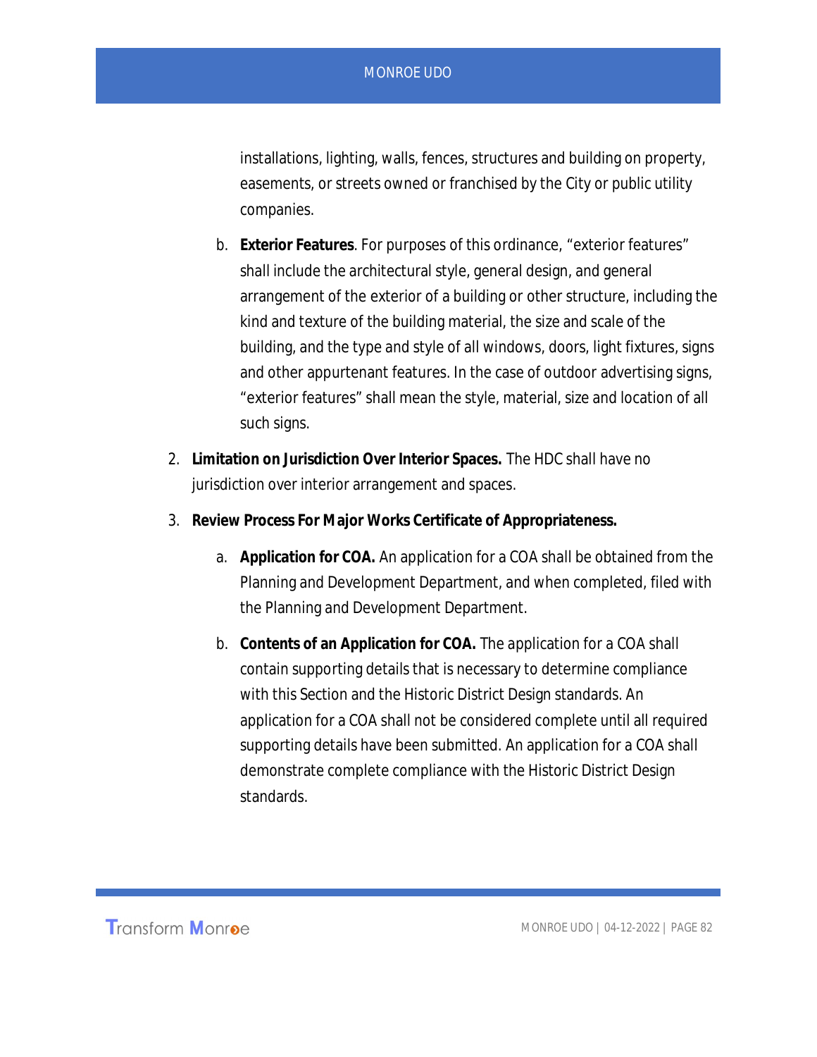installations, lighting, walls, fences, structures and building on property, easements, or streets owned or franchised by the City or public utility companies.

b. **Exterior Features**. For purposes of this ordinance, "exterior features" shall include the architectural style, general design, and general arrangement of the exterior of a building or other structure, including the kind and texture of the building material, the size and scale of the building, and the type and style of all windows, doors, light fixtures, signs and other appurtenant features. In the case of outdoor advertising signs, "exterior features" shall mean the style, material, size and location of all such signs.

2. **Limitation on Jurisdiction Over Interior Spaces.** The HDC shall have no jurisdiction over interior arrangement and spaces.

3. **Review Process For Major Works Certificate of Appropriateness.**

   a. **Application for COA.** An application for a COA shall be obtained from the Planning and Development Department, and when completed, filed with the Planning and Development Department.

   b. **Contents of an Application for COA.** The application for a COA shall contain supporting details that is necessary to determine compliance with this Section and the Historic District Design standards. An application for a COA shall not be considered complete until all required supporting details have been submitted. An application for a COA shall demonstrate complete compliance with the Historic District Design standards.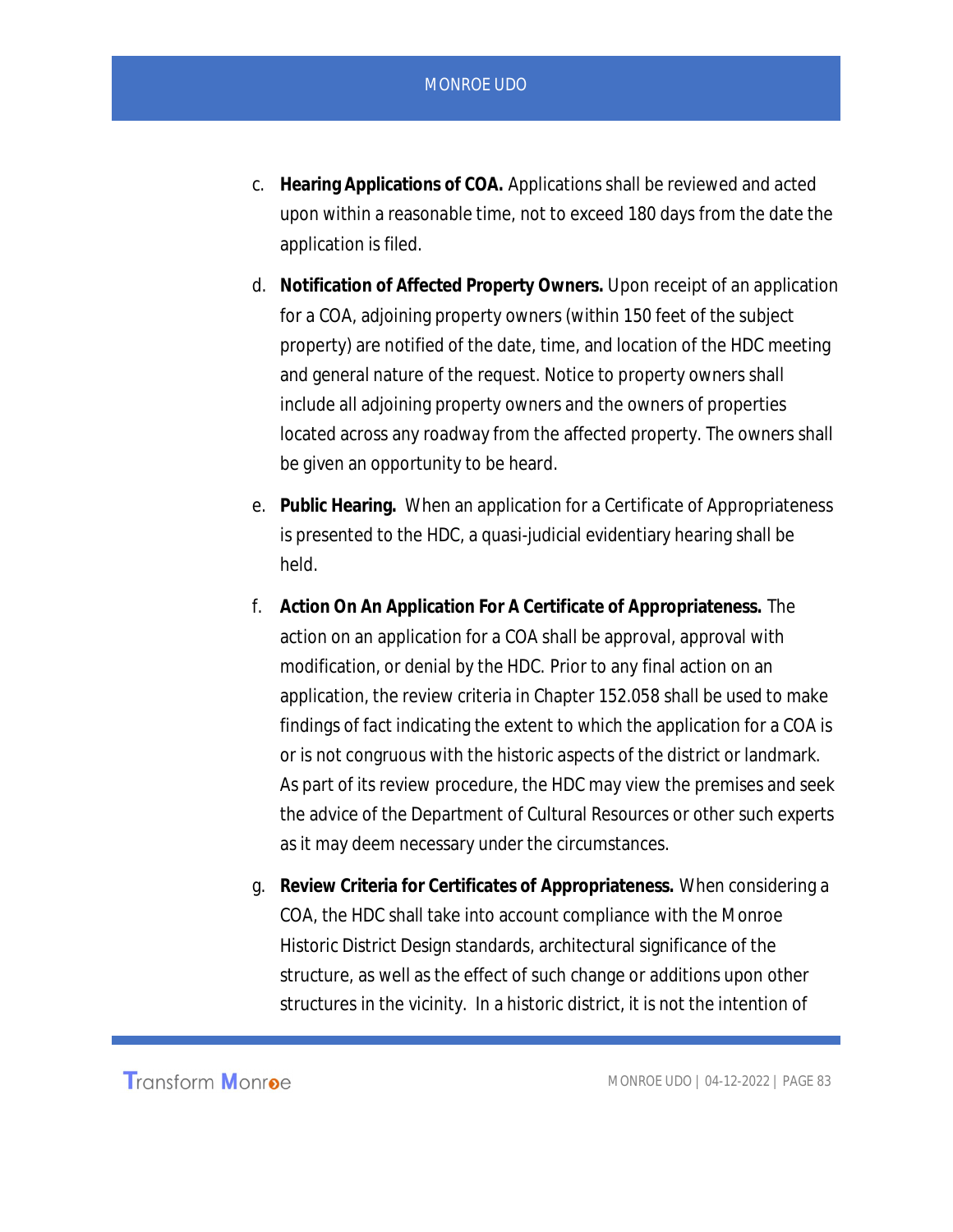c. **Hearing Applications of COA.** Applications shall be reviewed and acted upon within a reasonable time, not to exceed 180 days from the date the application is filed.

d. **Notification of Affected Property Owners.** Upon receipt of an application for a COA, adjoining property owners (within 150 feet of the subject property) are notified of the date, time, and location of the HDC meeting and general nature of the request. Notice to property owners shall include all adjoining property owners and the owners of properties located across any roadway from the affected property. The owners shall be given an opportunity to be heard.

e. **Public Hearing.** When an application for a Certificate of Appropriateness is presented to the HDC, a quasi-judicial evidentiary hearing shall be held.

f. **Action On An Application For A Certificate of Appropriateness.** The action on an application for a COA shall be approval, approval with modification, or denial by the HDC. Prior to any final action on an application, the review criteria in Chapter 152.058 shall be used to make findings of fact indicating the extent to which the application for a COA is or is not congruous with the historic aspects of the district or landmark. As part of its review procedure, the HDC may view the premises and seek the advice of the Department of Cultural Resources or other such experts as it may deem necessary under the circumstances.

g. **Review Criteria for Certificates of Appropriateness.** When considering a COA, the HDC shall take into account compliance with the Monroe Historic District Design standards, architectural significance of the structure, as well as the effect of such change or additions upon other structures in the vicinity. In a historic district, it is not the intention of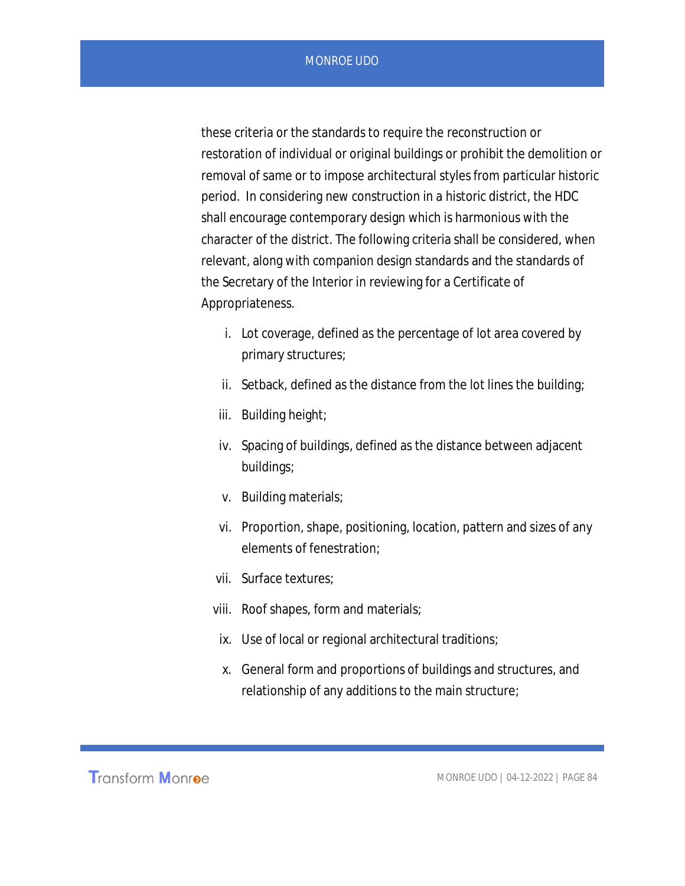these criteria or the standards to require the reconstruction or restoration of individual or original buildings or prohibit the demolition or removal of same or to impose architectural styles from particular historic period. In considering new construction in a historic district, the HDC shall encourage contemporary design which is harmonious with the character of the district. The following criteria shall be considered, when relevant, along with companion design standards and the standards of the Secretary of the Interior in reviewing for a Certificate of Appropriateness.

i. Lot coverage, defined as the percentage of lot area covered by primary structures;

ii. Setback, defined as the distance from the lot lines the building;

iii. Building height;

iv. Spacing of buildings, defined as the distance between adjacent buildings;

v. Building materials;

vi. Proportion, shape, positioning, location, pattern and sizes of any elements of fenestration;

vii. Surface textures;

viii. Roof shapes, form and materials;

ix. Use of local or regional architectural traditions;

x. General form and proportions of buildings and structures, and relationship of any additions to the main structure;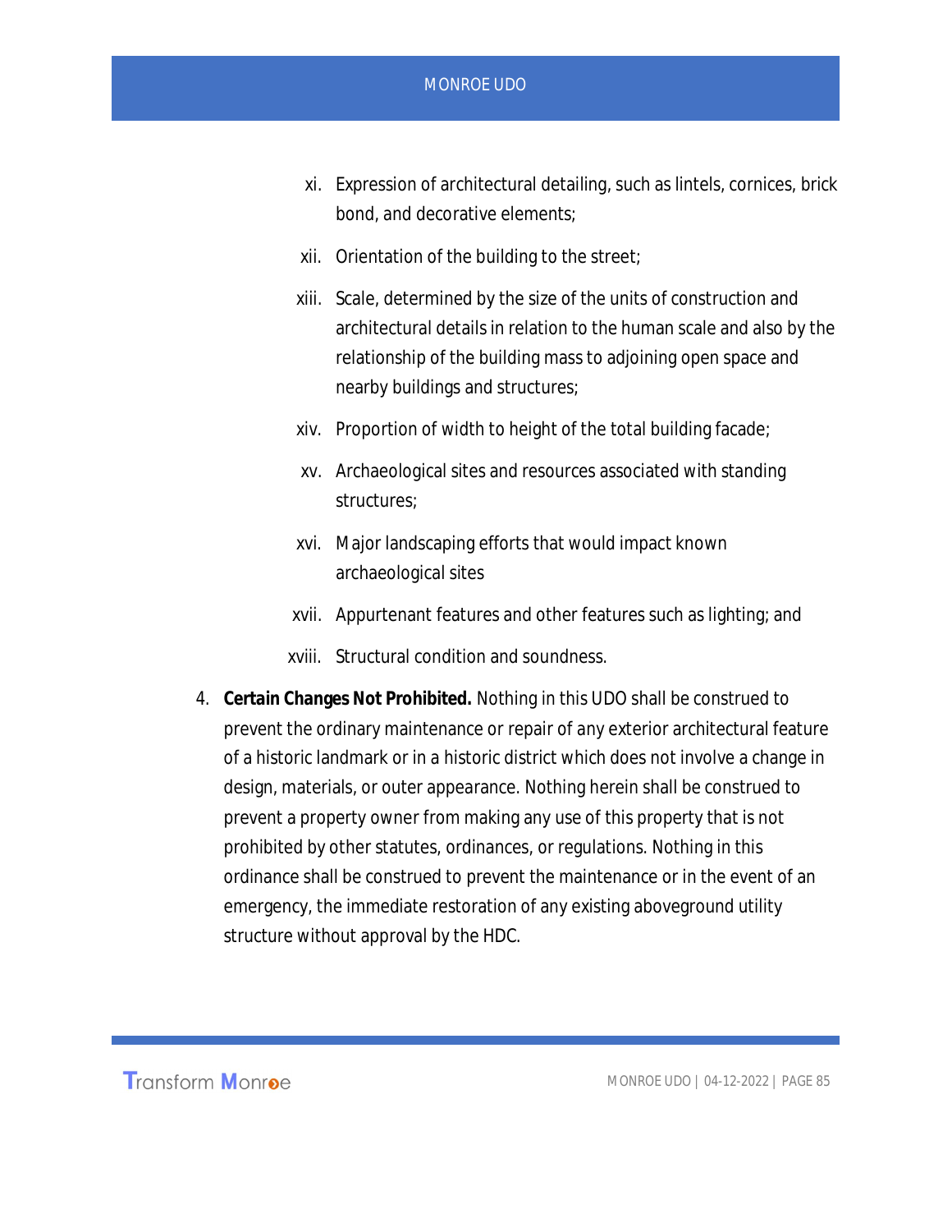- xi. Expression of architectural detailing, such as lintels, cornices, brick bond, and decorative elements;
- xii. Orientation of the building to the street;
- xiii. Scale, determined by the size of the units of construction and architectural details in relation to the human scale and also by the relationship of the building mass to adjoining open space and nearby buildings and structures;
- xiv. Proportion of width to height of the total building facade;
- xv. Archaeological sites and resources associated with standing structures;
- xvi. Major landscaping efforts that would impact known archaeological sites
- xvii. Appurtenant features and other features such as lighting; and
- xviii. Structural condition and soundness.

4. **Certain Changes Not Prohibited.** Nothing in this UDO shall be construed to prevent the ordinary maintenance or repair of any exterior architectural feature of a historic landmark or in a historic district which does not involve a change in design, materials, or outer appearance. Nothing herein shall be construed to prevent a property owner from making any use of this property that is not prohibited by other statutes, ordinances, or regulations. Nothing in this ordinance shall be construed to prevent the maintenance or in the event of an emergency, the immediate restoration of any existing aboveground utility structure without approval by the HDC.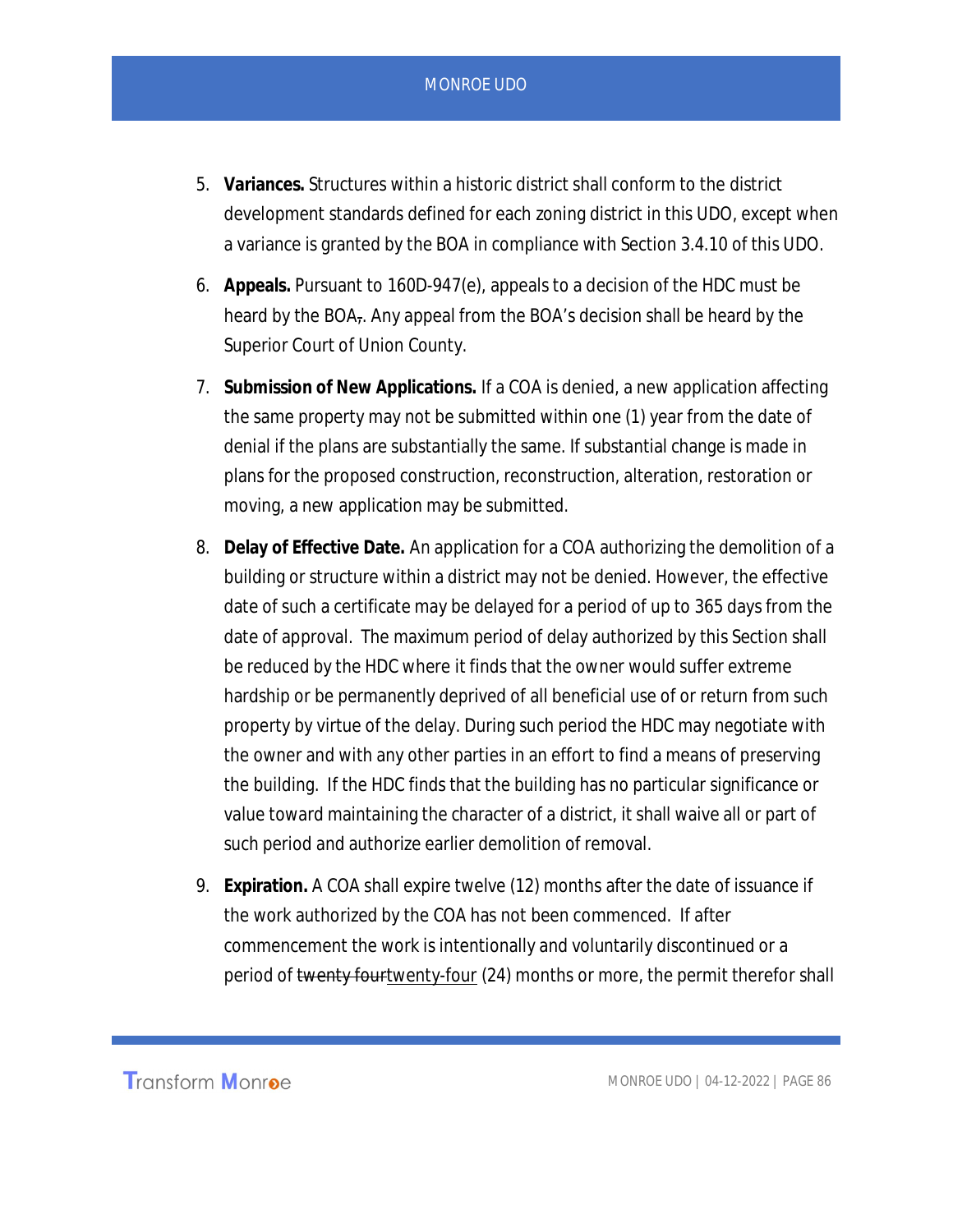5. **Variances.** Structures within a historic district shall conform to the district development standards defined for each zoning district in this UDO, except when a variance is granted by the BOA in compliance with Section 3.4.10 of this UDO.

6. **Appeals.** Pursuant to 160D-947(e), appeals to a decision of the HDC must be heard by the BOA~~,~~. Any appeal from the BOA's decision shall be heard by the Superior Court of Union County.

7. **Submission of New Applications.** If a COA is denied, a new application affecting the same property may not be submitted within one (1) year from the date of denial if the plans are substantially the same. If substantial change is made in plans for the proposed construction, reconstruction, alteration, restoration or moving, a new application may be submitted.

8. **Delay of Effective Date.** An application for a COA authorizing the demolition of a building or structure within a district may not be denied. However, the effective date of such a certificate may be delayed for a period of up to 365 days from the date of approval. The maximum period of delay authorized by this Section shall be reduced by the HDC where it finds that the owner would suffer extreme hardship or be permanently deprived of all beneficial use of or return from such property by virtue of the delay. During such period the HDC may negotiate with the owner and with any other parties in an effort to find a means of preserving the building. If the HDC finds that the building has no particular significance or value toward maintaining the character of a district, it shall waive all or part of such period and authorize earlier demolition of removal.

9. **Expiration.** A COA shall expire twelve (12) months after the date of issuance if the work authorized by the COA has not been commenced. If after commencement the work is intentionally and voluntarily discontinued or a period of ~~twenty four~~twenty-four (24) months or more, the permit therefor shall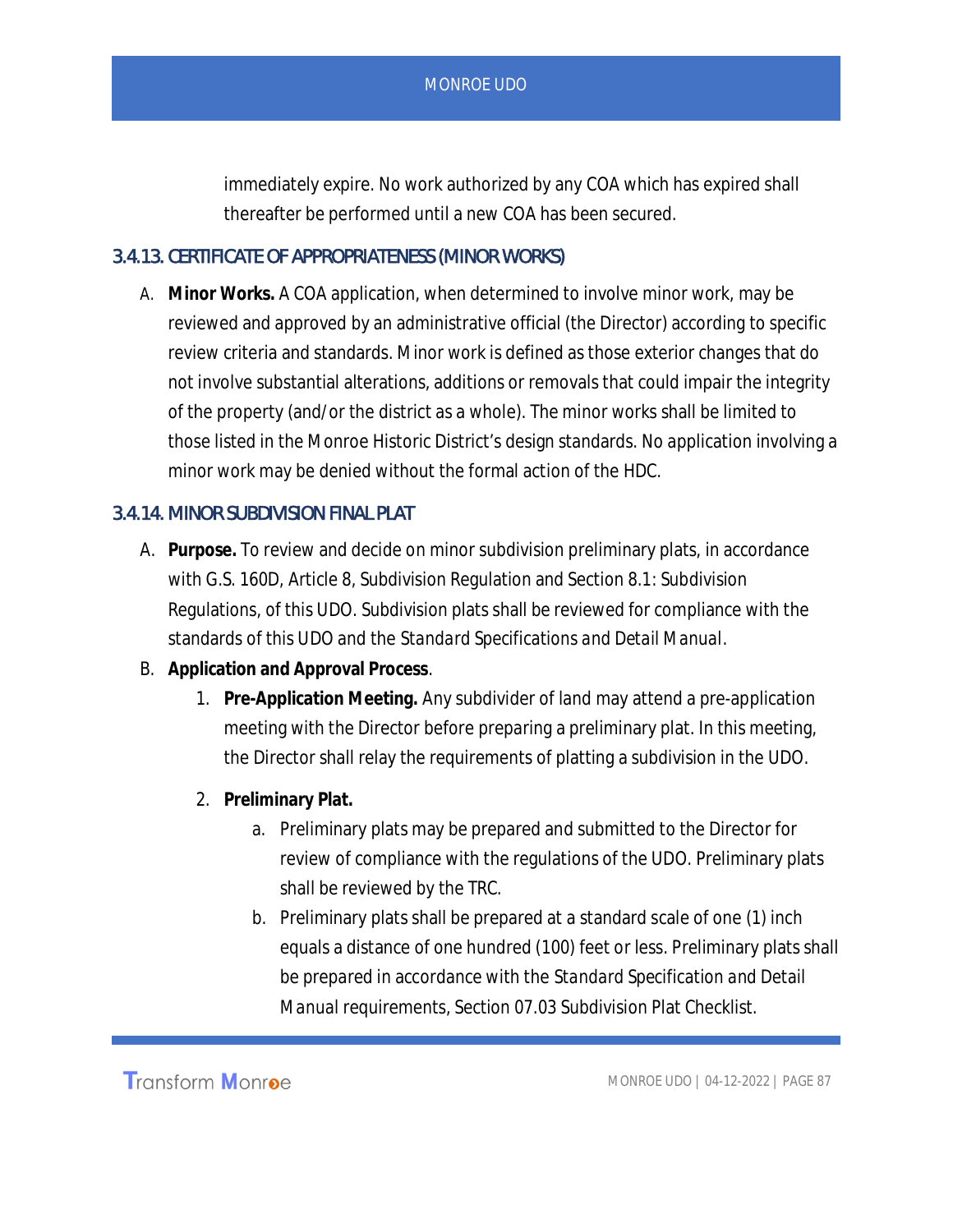immediately expire. No work authorized by any COA which has expired shall thereafter be performed until a new COA has been secured.

### 3.4.13. CERTIFICATE OF APPROPRIATENESS (MINOR WORKS)

A. **Minor Works.** A COA application, when determined to involve minor work, may be reviewed and approved by an administrative official (the Director) according to specific review criteria and standards. Minor work is defined as those exterior changes that do not involve substantial alterations, additions or removals that could impair the integrity of the property (and/or the district as a whole). The minor works shall be limited to those listed in the Monroe Historic District's design standards. No application involving a minor work may be denied without the formal action of the HDC.

### 3.4.14. MINOR SUBDIVISION FINAL PLAT

A. **Purpose.** To review and decide on minor subdivision preliminary plats, in accordance with G.S. 160D, Article 8, Subdivision Regulation and Section 8.1: Subdivision Regulations, of this UDO. Subdivision plats shall be reviewed for compliance with the standards of this UDO and the *Standard Specifications and Detail Manual*.

B. **Application and Approval Process**.

   1. **Pre-Application Meeting.** Any subdivider of land may attend a pre-application meeting with the Director before preparing a preliminary plat. In this meeting, the Director shall relay the requirements of platting a subdivision in the UDO.

   2. **Preliminary Plat.**

      a. Preliminary plats may be prepared and submitted to the Director for review of compliance with the regulations of the UDO. Preliminary plats shall be reviewed by the TRC.

      b. Preliminary plats shall be prepared at a standard scale of one (1) inch equals a distance of one hundred (100) feet or less. Preliminary plats shall be prepared in accordance with the *Standard Specification and Detail Manual* requirements, Section 07.03 Subdivision Plat Checklist.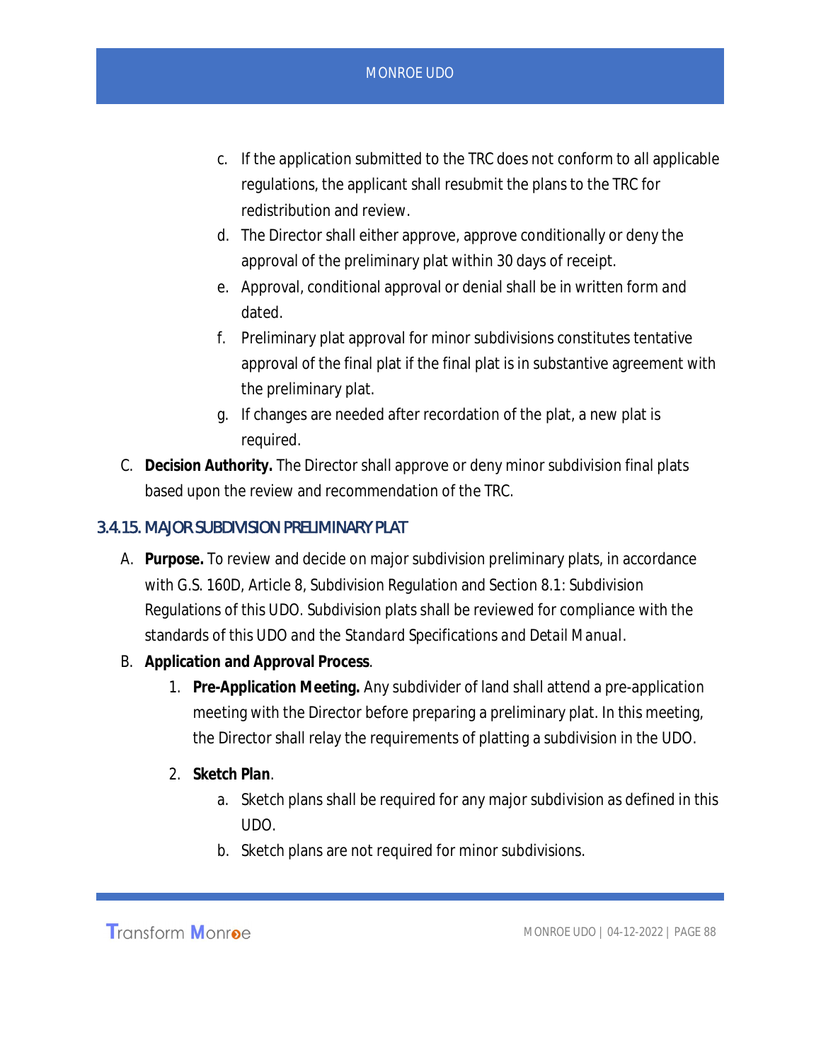c. If the application submitted to the TRC does not conform to all applicable regulations, the applicant shall resubmit the plans to the TRC for redistribution and review.
d. The Director shall either approve, approve conditionally or deny the approval of the preliminary plat within 30 days of receipt.
e. Approval, conditional approval or denial shall be in written form and dated.
f. Preliminary plat approval for minor subdivisions constitutes tentative approval of the final plat if the final plat is in substantive agreement with the preliminary plat.
g. If changes are needed after recordation of the plat, a new plat is required.

C. **Decision Authority.** The Director shall approve or deny minor subdivision final plats based upon the review and recommendation of the TRC.

### 3.4.15. MAJOR SUBDIVISION PRELIMINARY PLAT

A. **Purpose.** To review and decide on major subdivision preliminary plats, in accordance with G.S. 160D, Article 8, Subdivision Regulation and Section 8.1: Subdivision Regulations of this UDO. Subdivision plats shall be reviewed for compliance with the standards of this UDO and the *Standard Specifications and Detail Manual*.

B. **Application and Approval Process**.

1. **Pre-Application Meeting.** Any subdivider of land shall attend a pre-application meeting with the Director before preparing a preliminary plat. In this meeting, the Director shall relay the requirements of platting a subdivision in the UDO.

2. **Sketch Plan**.
   a. Sketch plans shall be required for any major subdivision as defined in this UDO.
   b. Sketch plans are not required for minor subdivisions.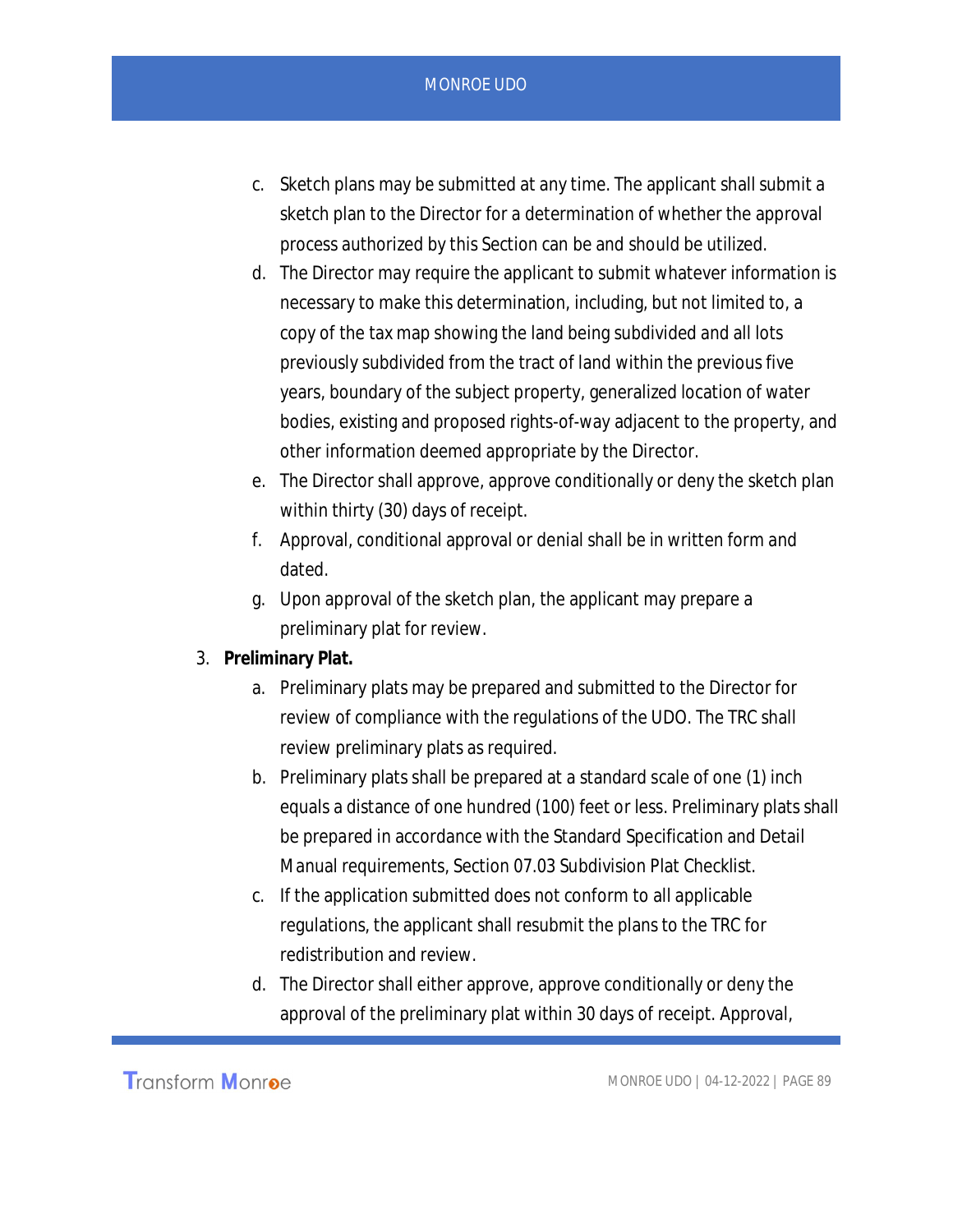c. Sketch plans may be submitted at any time. The applicant shall submit a sketch plan to the Director for a determination of whether the approval process authorized by this Section can be and should be utilized.

d. The Director may require the applicant to submit whatever information is necessary to make this determination, including, but not limited to, a copy of the tax map showing the land being subdivided and all lots previously subdivided from the tract of land within the previous five years, boundary of the subject property, generalized location of water bodies, existing and proposed rights-of-way adjacent to the property, and other information deemed appropriate by the Director.

e. The Director shall approve, approve conditionally or deny the sketch plan within thirty (30) days of receipt.

f. Approval, conditional approval or denial shall be in written form and dated.

g. Upon approval of the sketch plan, the applicant may prepare a preliminary plat for review.

3. **Preliminary Plat.**

   a. Preliminary plats may be prepared and submitted to the Director for review of compliance with the regulations of the UDO. The TRC shall review preliminary plats as required.

   b. Preliminary plats shall be prepared at a standard scale of one (1) inch equals a distance of one hundred (100) feet or less. Preliminary plats shall be prepared in accordance with the Standard Specification and Detail Manual requirements, Section 07.03 Subdivision Plat Checklist.

   c. If the application submitted does not conform to all applicable regulations, the applicant shall resubmit the plans to the TRC for redistribution and review.

   d. The Director shall either approve, approve conditionally or deny the approval of the preliminary plat within 30 days of receipt. Approval,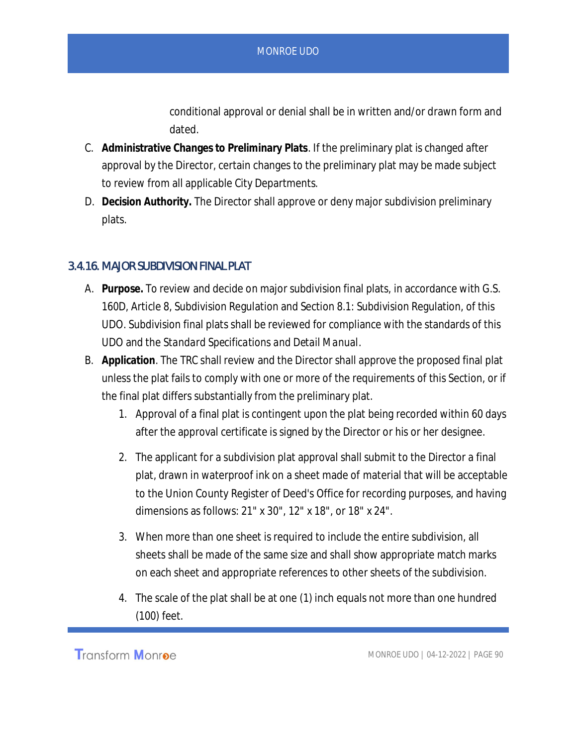conditional approval or denial shall be in written and/or drawn form and dated.

C. **Administrative Changes to Preliminary Plats**. If the preliminary plat is changed after approval by the Director, certain changes to the preliminary plat may be made subject to review from all applicable City Departments.

D. **Decision Authority.** The Director shall approve or deny major subdivision preliminary plats.

### 3.4.16. MAJOR SUBDIVISION FINAL PLAT

A. **Purpose.** To review and decide on major subdivision final plats, in accordance with G.S. 160D, Article 8, Subdivision Regulation and Section 8.1: Subdivision Regulation, of this UDO. Subdivision final plats shall be reviewed for compliance with the standards of this UDO and the *Standard Specifications and Detail Manual*.

B. **Application**. The TRC shall review and the Director shall approve the proposed final plat unless the plat fails to comply with one or more of the requirements of this Section, or if the final plat differs substantially from the preliminary plat.

1. Approval of a final plat is contingent upon the plat being recorded within 60 days after the approval certificate is signed by the Director or his or her designee.

2. The applicant for a subdivision plat approval shall submit to the Director a final plat, drawn in waterproof ink on a sheet made of material that will be acceptable to the Union County Register of Deed's Office for recording purposes, and having dimensions as follows: 21" x 30", 12" x 18", or 18" x 24".

3. When more than one sheet is required to include the entire subdivision, all sheets shall be made of the same size and shall show appropriate match marks on each sheet and appropriate references to other sheets of the subdivision.

4. The scale of the plat shall be at one (1) inch equals not more than one hundred (100) feet.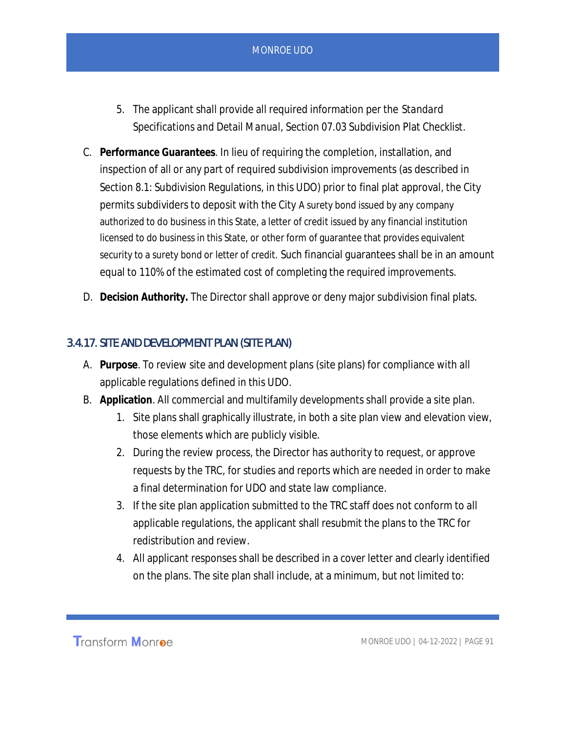5. The applicant shall provide all required information per the *Standard Specifications and Detail Manual*, Section 07.03 Subdivision Plat Checklist.

C. **Performance Guarantees**. In lieu of requiring the completion, installation, and inspection of all or any part of required subdivision improvements (as described in Section 8.1: Subdivision Regulations, in this UDO) prior to final plat approval, the City permits subdividers to deposit with the City A surety bond issued by any company authorized to do business in this State, a letter of credit issued by any financial institution licensed to do business in this State, or other form of guarantee that provides equivalent security to a surety bond or letter of credit. Such financial guarantees shall be in an amount equal to 110% of the estimated cost of completing the required improvements.

D. **Decision Authority.** The Director shall approve or deny major subdivision final plats.

### 3.4.17. SITE AND DEVELOPMENT PLAN (SITE PLAN)

A. **Purpose**. To review site and development plans (site plans) for compliance with all applicable regulations defined in this UDO.

B. **Application**. All commercial and multifamily developments shall provide a site plan.
   1. Site plans shall graphically illustrate, in both a site plan view and elevation view, those elements which are publicly visible.
   2. During the review process, the Director has authority to request, or approve requests by the TRC, for studies and reports which are needed in order to make a final determination for UDO and state law compliance.
   3. If the site plan application submitted to the TRC staff does not conform to all applicable regulations, the applicant shall resubmit the plans to the TRC for redistribution and review.
   4. All applicant responses shall be described in a cover letter and clearly identified on the plans. The site plan shall include, at a minimum, but not limited to: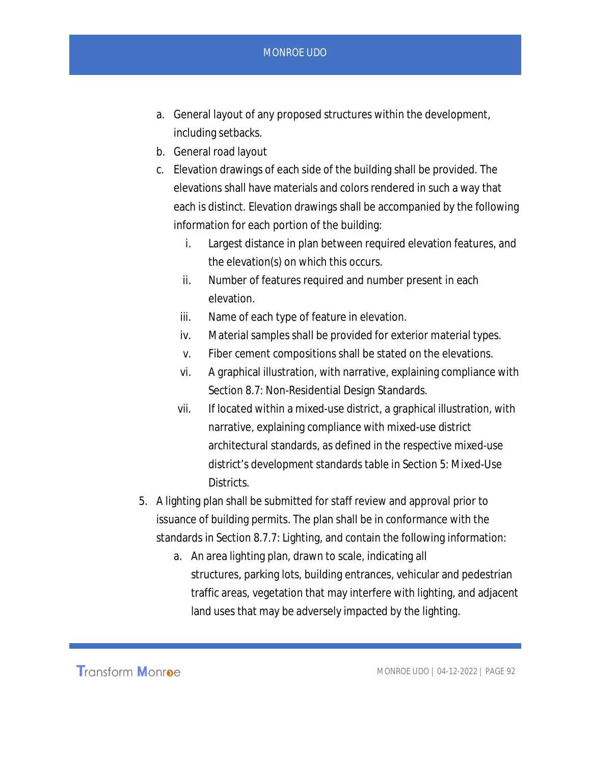a. General layout of any proposed structures within the development, including setbacks.
b. General road layout
c. Elevation drawings of each side of the building shall be provided. The elevations shall have materials and colors rendered in such a way that each is distinct. Elevation drawings shall be accompanied by the following information for each portion of the building:
    i. Largest distance in plan between required elevation features, and the elevation(s) on which this occurs.
    ii. Number of features required and number present in each elevation.
    iii. Name of each type of feature in elevation.
    iv. Material samples shall be provided for exterior material types.
    v. Fiber cement compositions shall be stated on the elevations.
    vi. A graphical illustration, with narrative, explaining compliance with Section 8.7: Non-Residential Design Standards.
    vii. If located within a mixed-use district, a graphical illustration, with narrative, explaining compliance with mixed-use district architectural standards, as defined in the respective mixed-use district's development standards table in Section 5: Mixed-Use Districts.

5. A lighting plan shall be submitted for staff review and approval prior to issuance of building permits. The plan shall be in conformance with the standards in Section 8.7.7: Lighting, and contain the following information:
    a. An area lighting plan, drawn to scale, indicating all structures, parking lots, building entrances, vehicular and pedestrian traffic areas, vegetation that may interfere with lighting, and adjacent land uses that may be adversely impacted by the lighting.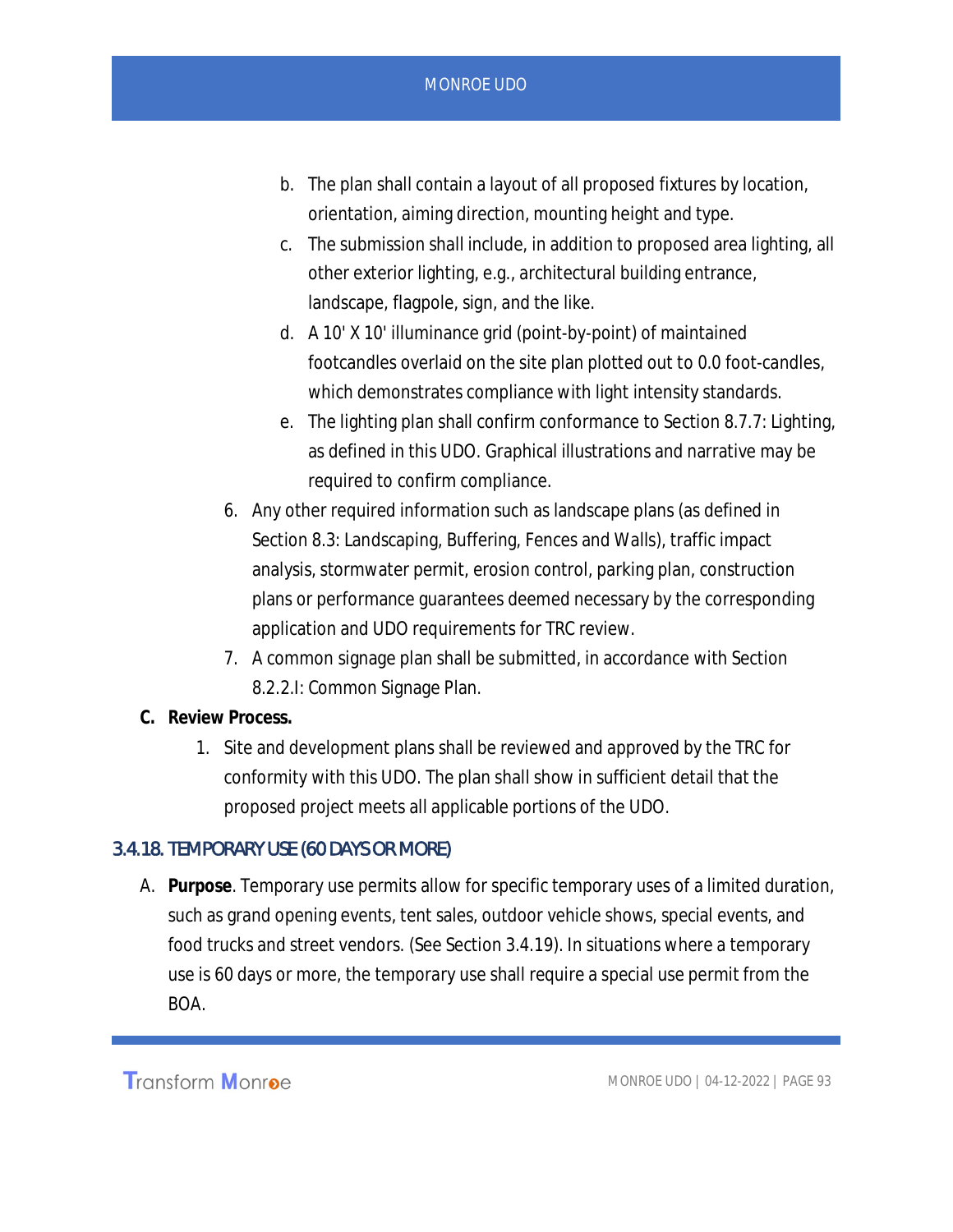b. The plan shall contain a layout of all proposed fixtures by location, orientation, aiming direction, mounting height and type.
c. The submission shall include, in addition to proposed area lighting, all other exterior lighting, e.g., architectural building entrance, landscape, flagpole, sign, and the like.
d. A 10' X 10' illuminance grid (point-by-point) of maintained footcandles overlaid on the site plan plotted out to 0.0 foot-candles, which demonstrates compliance with light intensity standards.
e. The lighting plan shall confirm conformance to Section 8.7.7: Lighting, as defined in this UDO. Graphical illustrations and narrative may be required to confirm compliance.

6. Any other required information such as landscape plans (as defined in Section 8.3: Landscaping, Buffering, Fences and Walls), traffic impact analysis, stormwater permit, erosion control, parking plan, construction plans or performance guarantees deemed necessary by the corresponding application and UDO requirements for TRC review.
7. A common signage plan shall be submitted, in accordance with Section 8.2.2.I: Common Signage Plan.

**C. Review Process.**

1. Site and development plans shall be reviewed and approved by the TRC for conformity with this UDO. The plan shall show in sufficient detail that the proposed project meets all applicable portions of the UDO.

## 3.4.18. TEMPORARY USE (60 DAYS OR MORE)

A. **Purpose**. Temporary use permits allow for specific temporary uses of a limited duration, such as grand opening events, tent sales, outdoor vehicle shows, special events, and food trucks and street vendors. (See Section 3.4.19). In situations where a temporary use is 60 days or more, the temporary use shall require a special use permit from the BOA.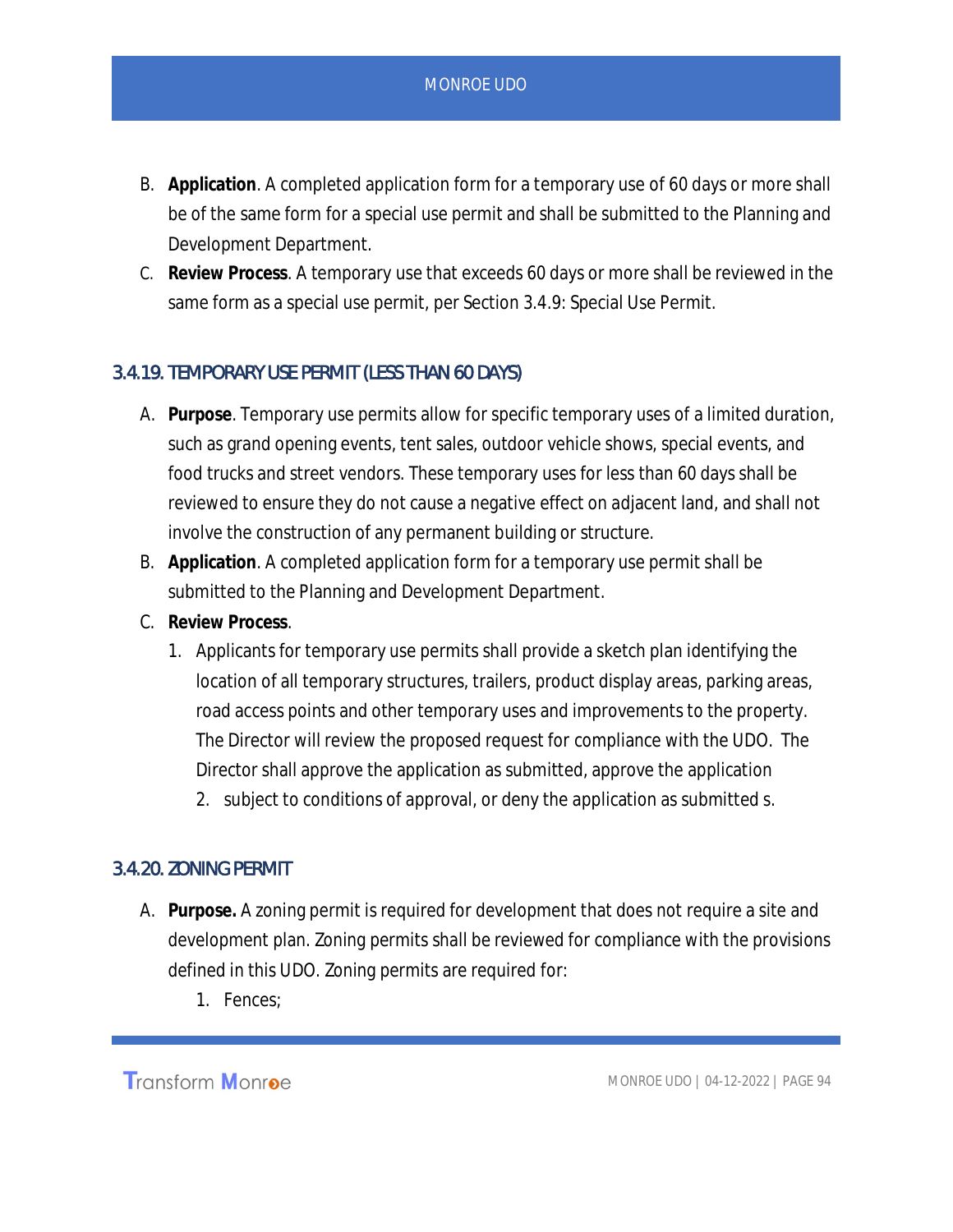B. **Application**. A completed application form for a temporary use of 60 days or more shall be of the same form for a special use permit and shall be submitted to the Planning and Development Department.

C. **Review Process**. A temporary use that exceeds 60 days or more shall be reviewed in the same form as a special use permit, per Section 3.4.9: Special Use Permit.

### 3.4.19. TEMPORARY USE PERMIT (LESS THAN 60 DAYS)

A. **Purpose**. Temporary use permits allow for specific temporary uses of a limited duration, such as grand opening events, tent sales, outdoor vehicle shows, special events, and food trucks and street vendors. These temporary uses for less than 60 days shall be reviewed to ensure they do not cause a negative effect on adjacent land, and shall not involve the construction of any permanent building or structure.

B. **Application**. A completed application form for a temporary use permit shall be submitted to the Planning and Development Department.

C. **Review Process**.

1. Applicants for temporary use permits shall provide a sketch plan identifying the location of all temporary structures, trailers, product display areas, parking areas, road access points and other temporary uses and improvements to the property. The Director will review the proposed request for compliance with the UDO. The Director shall approve the application as submitted, approve the application
    2. subject to conditions of approval, or deny the application as submitted s.

### 3.4.20. ZONING PERMIT

A. **Purpose.** A zoning permit is required for development that does not require a site and development plan. Zoning permits shall be reviewed for compliance with the provisions defined in this UDO. Zoning permits are required for:

1. Fences;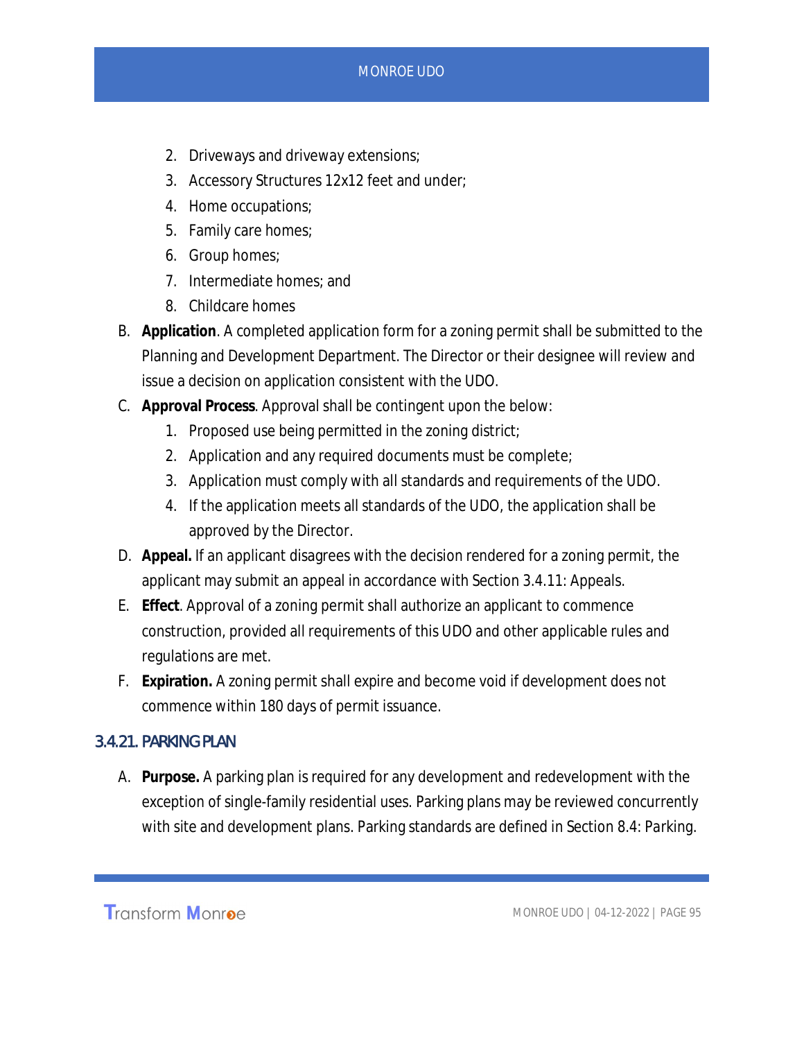2. Driveways and driveway extensions;
3. Accessory Structures 12x12 feet and under;
4. Home occupations;
5. Family care homes;
6. Group homes;
7. Intermediate homes; and
8. Childcare homes

B. **Application**. A completed application form for a zoning permit shall be submitted to the Planning and Development Department. The Director or their designee will review and issue a decision on application consistent with the UDO.

C. **Approval Process**. Approval shall be contingent upon the below:
   1. Proposed use being permitted in the zoning district;
   2. Application and any required documents must be complete;
   3. Application must comply with all standards and requirements of the UDO.
   4. If the application meets all standards of the UDO, the application shall be approved by the Director.

D. **Appeal.** If an applicant disagrees with the decision rendered for a zoning permit, the applicant may submit an appeal in accordance with Section 3.4.11: Appeals.

E. **Effect**. Approval of a zoning permit shall authorize an applicant to commence construction, provided all requirements of this UDO and other applicable rules and regulations are met.

F. **Expiration.** A zoning permit shall expire and become void if development does not commence within 180 days of permit issuance.

### 3.4.21. PARKING PLAN

A. **Purpose.** A parking plan is required for any development and redevelopment with the exception of single-family residential uses. Parking plans may be reviewed concurrently with site and development plans. Parking standards are defined in Section 8.4: Parking.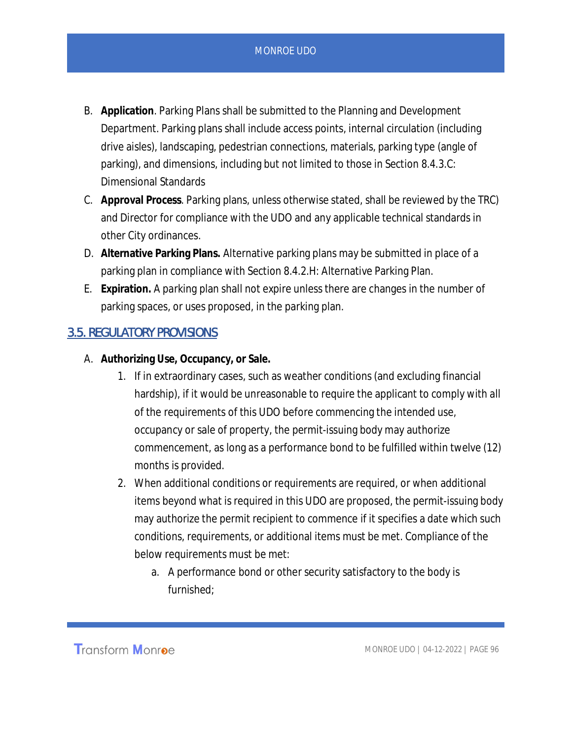B. **Application**. Parking Plans shall be submitted to the Planning and Development Department. Parking plans shall include access points, internal circulation (including drive aisles), landscaping, pedestrian connections, materials, parking type (angle of parking), and dimensions, including but not limited to those in Section 8.4.3.C: Dimensional Standards

C. **Approval Process**. Parking plans, unless otherwise stated, shall be reviewed by the TRC) and Director for compliance with the UDO and any applicable technical standards in other City ordinances.

D. **Alternative Parking Plans.** Alternative parking plans may be submitted in place of a parking plan in compliance with Section 8.4.2.H: Alternative Parking Plan.

E. **Expiration.** A parking plan shall not expire unless there are changes in the number of parking spaces, or uses proposed, in the parking plan.

## 3.5. REGULATORY PROVISIONS

A. **Authorizing Use, Occupancy, or Sale.**

1. If in extraordinary cases, such as weather conditions (and excluding financial hardship), if it would be unreasonable to require the applicant to comply with all of the requirements of this UDO before commencing the intended use, occupancy or sale of property, the permit-issuing body may authorize commencement, as long as a performance bond to be fulfilled within twelve (12) months is provided.
2. When additional conditions or requirements are required, or when additional items beyond what is required in this UDO are proposed, the permit-issuing body may authorize the permit recipient to commence if it specifies a date which such conditions, requirements, or additional items must be met. Compliance of the below requirements must be met:
   a. A performance bond or other security satisfactory to the body is furnished;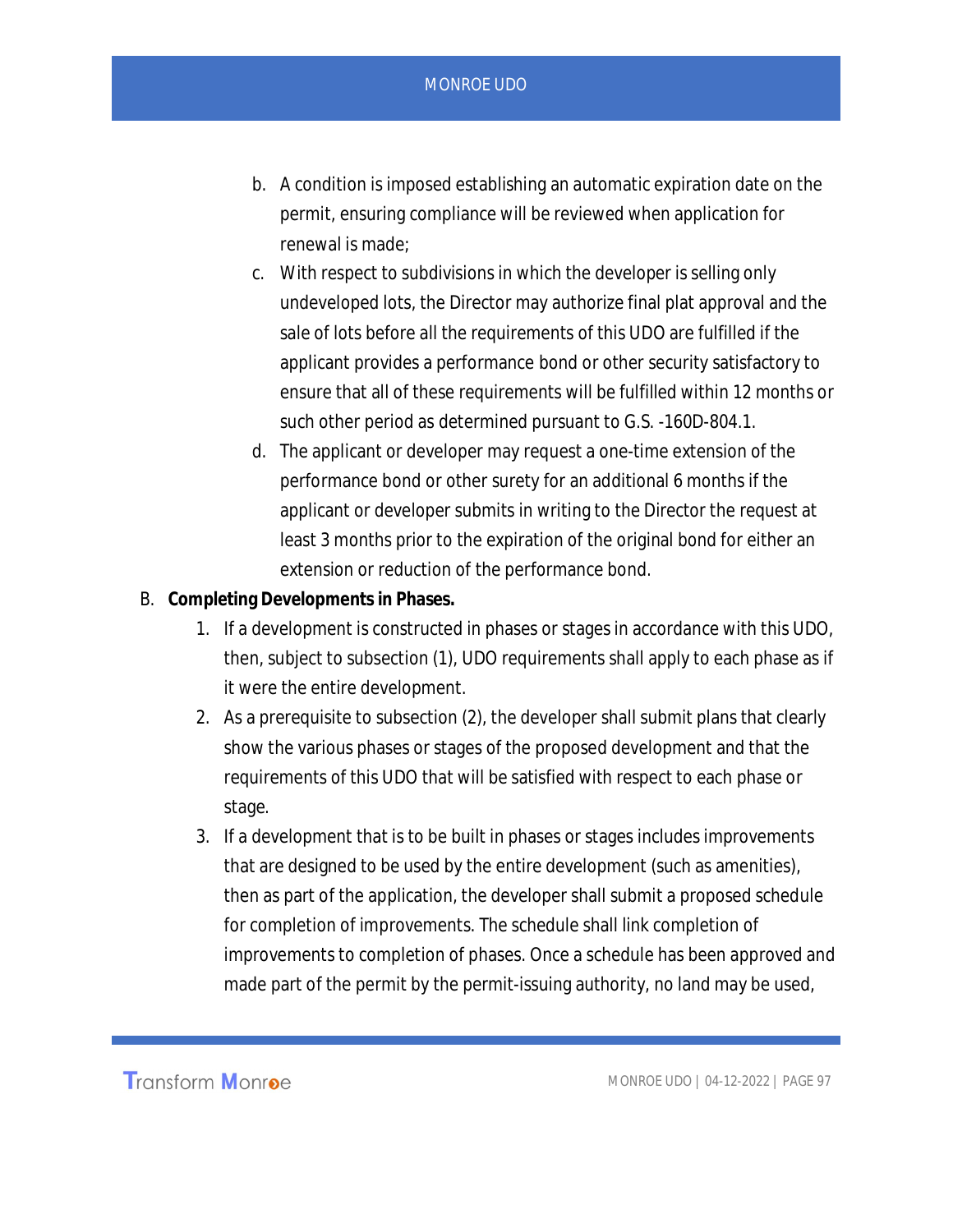b. A condition is imposed establishing an automatic expiration date on the permit, ensuring compliance will be reviewed when application for renewal is made;
c. With respect to subdivisions in which the developer is selling only undeveloped lots, the Director may authorize final plat approval and the sale of lots before all the requirements of this UDO are fulfilled if the applicant provides a performance bond or other security satisfactory to ensure that all of these requirements will be fulfilled within 12 months or such other period as determined pursuant to G.S. -160D-804.1.
d. The applicant or developer may request a one-time extension of the performance bond or other surety for an additional 6 months if the applicant or developer submits in writing to the Director the request at least 3 months prior to the expiration of the original bond for either an extension or reduction of the performance bond.

B. **Completing Developments in Phases.**
1. If a development is constructed in phases or stages in accordance with this UDO, then, subject to subsection (1), UDO requirements shall apply to each phase as if it were the entire development.
2. As a prerequisite to subsection (2), the developer shall submit plans that clearly show the various phases or stages of the proposed development and that the requirements of this UDO that will be satisfied with respect to each phase or stage.
3. If a development that is to be built in phases or stages includes improvements that are designed to be used by the entire development (such as amenities), then as part of the application, the developer shall submit a proposed schedule for completion of improvements. The schedule shall link completion of improvements to completion of phases. Once a schedule has been approved and made part of the permit by the permit-issuing authority, no land may be used,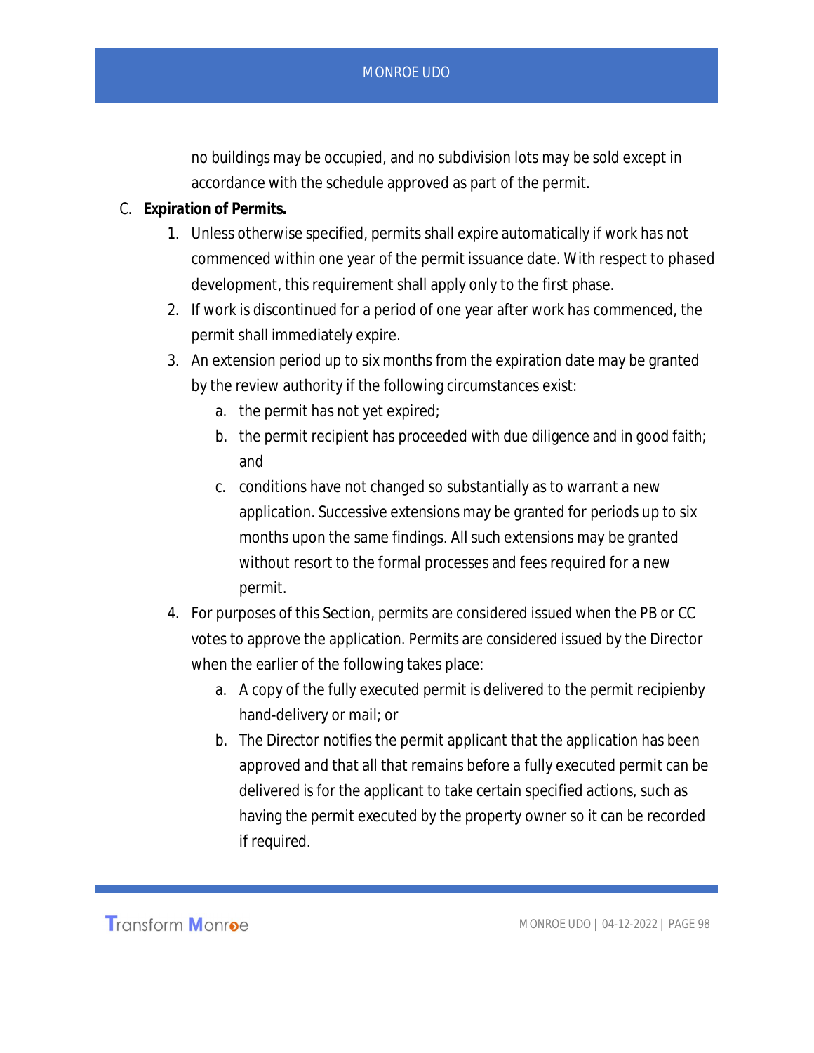no buildings may be occupied, and no subdivision lots may be sold except in accordance with the schedule approved as part of the permit.

C. **Expiration of Permits.**

1. Unless otherwise specified, permits shall expire automatically if work has not commenced within one year of the permit issuance date. With respect to phased development, this requirement shall apply only to the first phase.
2. If work is discontinued for a period of one year after work has commenced, the permit shall immediately expire.
3. An extension period up to six months from the expiration date may be granted by the review authority if the following circumstances exist:
    a. the permit has not yet expired;
    b. the permit recipient has proceeded with due diligence and in good faith; and
    c. conditions have not changed so substantially as to warrant a new application. Successive extensions may be granted for periods up to six months upon the same findings. All such extensions may be granted without resort to the formal processes and fees required for a new permit.
4. For purposes of this Section, permits are considered issued when the PB or CC votes to approve the application. Permits are considered issued by the Director when the earlier of the following takes place:
    a. A copy of the fully executed permit is delivered to the permit recipienby hand-delivery or mail; or
    b. The Director notifies the permit applicant that the application has been approved and that all that remains before a fully executed permit can be delivered is for the applicant to take certain specified actions, such as having the permit executed by the property owner so it can be recorded if required.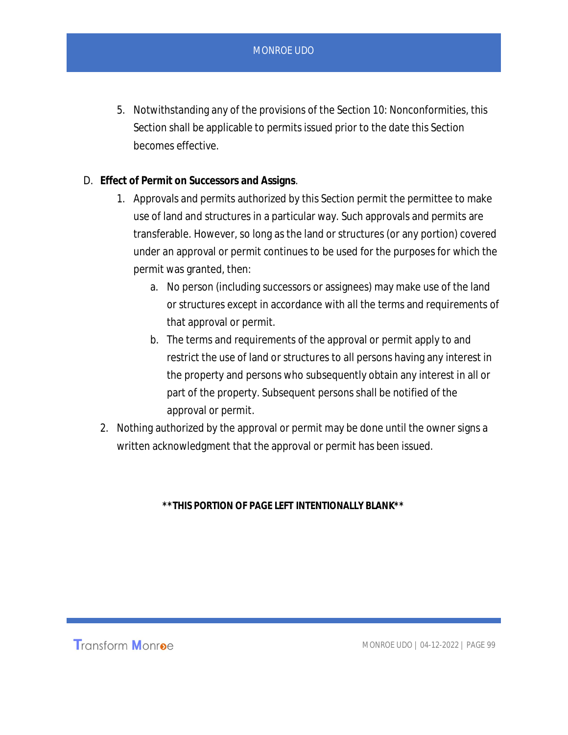5. Notwithstanding any of the provisions of the Section 10: Nonconformities, this Section shall be applicable to permits issued prior to the date this Section becomes effective.

D. **Effect of Permit on Successors and Assigns**.
   1. Approvals and permits authorized by this Section permit the permittee to make use of land and structures in a particular way. Such approvals and permits are transferable. However, so long as the land or structures (or any portion) covered under an approval or permit continues to be used for the purposes for which the permit was granted, then:
      a. No person (including successors or assignees) may make use of the land or structures except in accordance with all the terms and requirements of that approval or permit.
      b. The terms and requirements of the approval or permit apply to and restrict the use of land or structures to all persons having any interest in the property and persons who subsequently obtain any interest in all or part of the property. Subsequent persons shall be notified of the approval or permit.
   2. Nothing authorized by the approval or permit may be done until the owner signs a written acknowledgment that the approval or permit has been issued.

**\*\*THIS PORTION OF PAGE LEFT INTENTIONALLY BLANK\*\***